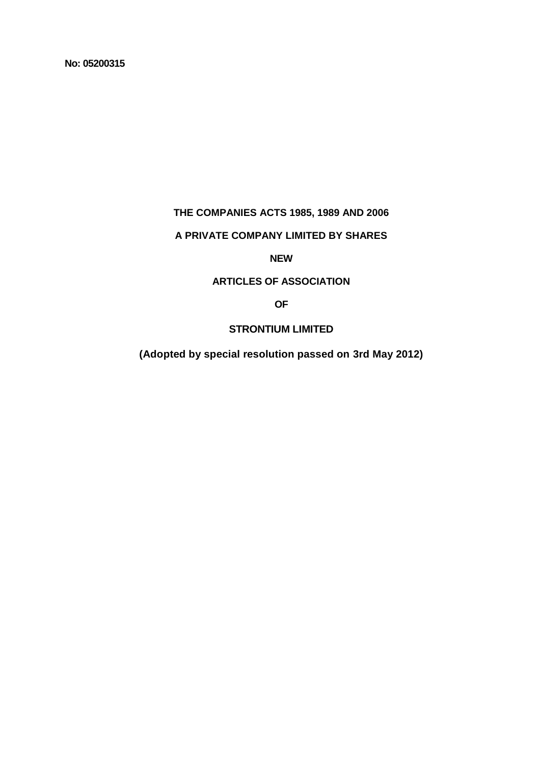**No: 05200315**

**THE COMPANIES ACTS 1985, 1989 AND 2006**

**A PRIVATE COMPANY LIMITED BY SHARES**

**NEW**

# ARTICLES OF ASSOCIATION

**OF**

# STRONTIUM LIMITED

**(Adopted by special resolution passed on 3rd May 2012)**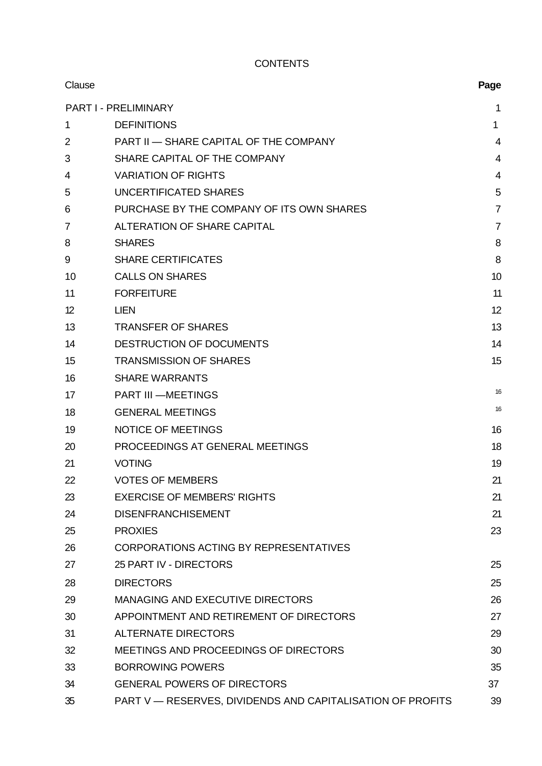CONTENTS

| Clause | | Page |
|---|---|---|
| | PART I - PRELIMINARY | 1 |
| 1 | DEFINITIONS | 1 |
| 2 | PART II — SHARE CAPITAL OF THE COMPANY | 4 |
| 3 | SHARE CAPITAL OF THE COMPANY | 4 |
| 4 | VARIATION OF RIGHTS | 4 |
| 5 | UNCERTIFICATED SHARES | 5 |
| 6 | PURCHASE BY THE COMPANY OF ITS OWN SHARES | 7 |
| 7 | ALTERATION OF SHARE CAPITAL | 7 |
| 8 | SHARES | 8 |
| 9 | SHARE CERTIFICATES | 8 |
| 10 | CALLS ON SHARES | 10 |
| 11 | FORFEITURE | 11 |
| 12 | LIEN | 12 |
| 13 | TRANSFER OF SHARES | 13 |
| 14 | DESTRUCTION OF DOCUMENTS | 14 |
| 15 | TRANSMISSION OF SHARES | 15 |
| 16 | SHARE WARRANTS | |
| 17 | PART III —MEETINGS | 16 |
| 18 | GENERAL MEETINGS | 16 |
| 19 | NOTICE OF MEETINGS | 16 |
| 20 | PROCEEDINGS AT GENERAL MEETINGS | 18 |
| 21 | VOTING | 19 |
| 22 | VOTES OF MEMBERS | 21 |
| 23 | EXERCISE OF MEMBERS' RIGHTS | 21 |
| 24 | DISENFRANCHISEMENT | 21 |
| 25 | PROXIES | 23 |
| 26 | CORPORATIONS ACTING BY REPRESENTATIVES | |
| 27 | 25 PART IV - DIRECTORS | 25 |
| 28 | DIRECTORS | 25 |
| 29 | MANAGING AND EXECUTIVE DIRECTORS | 26 |
| 30 | APPOINTMENT AND RETIREMENT OF DIRECTORS | 27 |
| 31 | ALTERNATE DIRECTORS | 29 |
| 32 | MEETINGS AND PROCEEDINGS OF DIRECTORS | 30 |
| 33 | BORROWING POWERS | 35 |
| 34 | GENERAL POWERS OF DIRECTORS | 37 |
| 35 | PART V — RESERVES, DIVIDENDS AND CAPITALISATION OF PROFITS | 39 |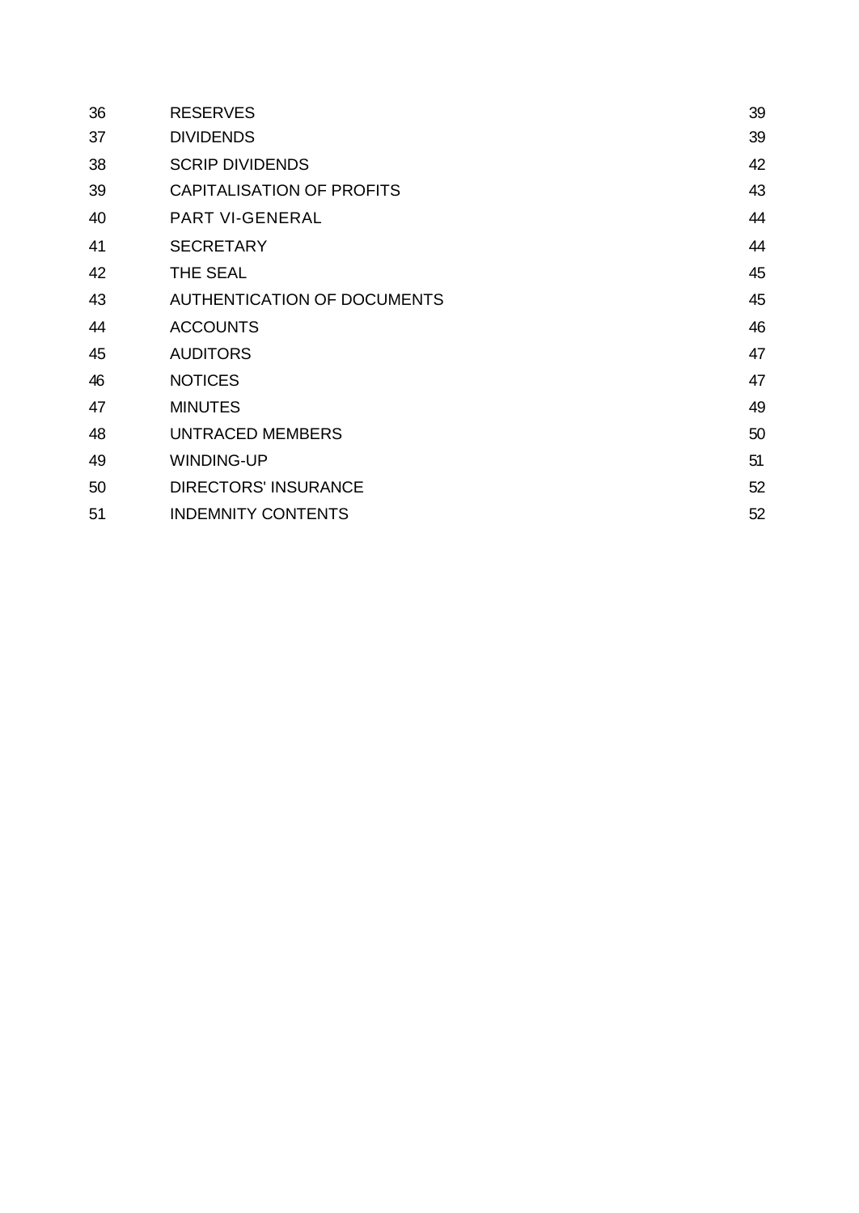| | | |
|---|---|---|
| 36 | RESERVES | 39 |
| 37 | DIVIDENDS | 39 |
| 38 | SCRIP DIVIDENDS | 42 |
| 39 | CAPITALISATION OF PROFITS | 43 |
| 40 | PART VI-GENERAL | 44 |
| 41 | SECRETARY | 44 |
| 42 | THE SEAL | 45 |
| 43 | AUTHENTICATION OF DOCUMENTS | 45 |
| 44 | ACCOUNTS | 46 |
| 45 | AUDITORS | 47 |
| 46 | NOTICES | 47 |
| 47 | MINUTES | 49 |
| 48 | UNTRACED MEMBERS | 50 |
| 49 | WINDING-UP | 51 |
| 50 | DIRECTORS' INSURANCE | 52 |
| 51 | INDEMNITY CONTENTS | 52 |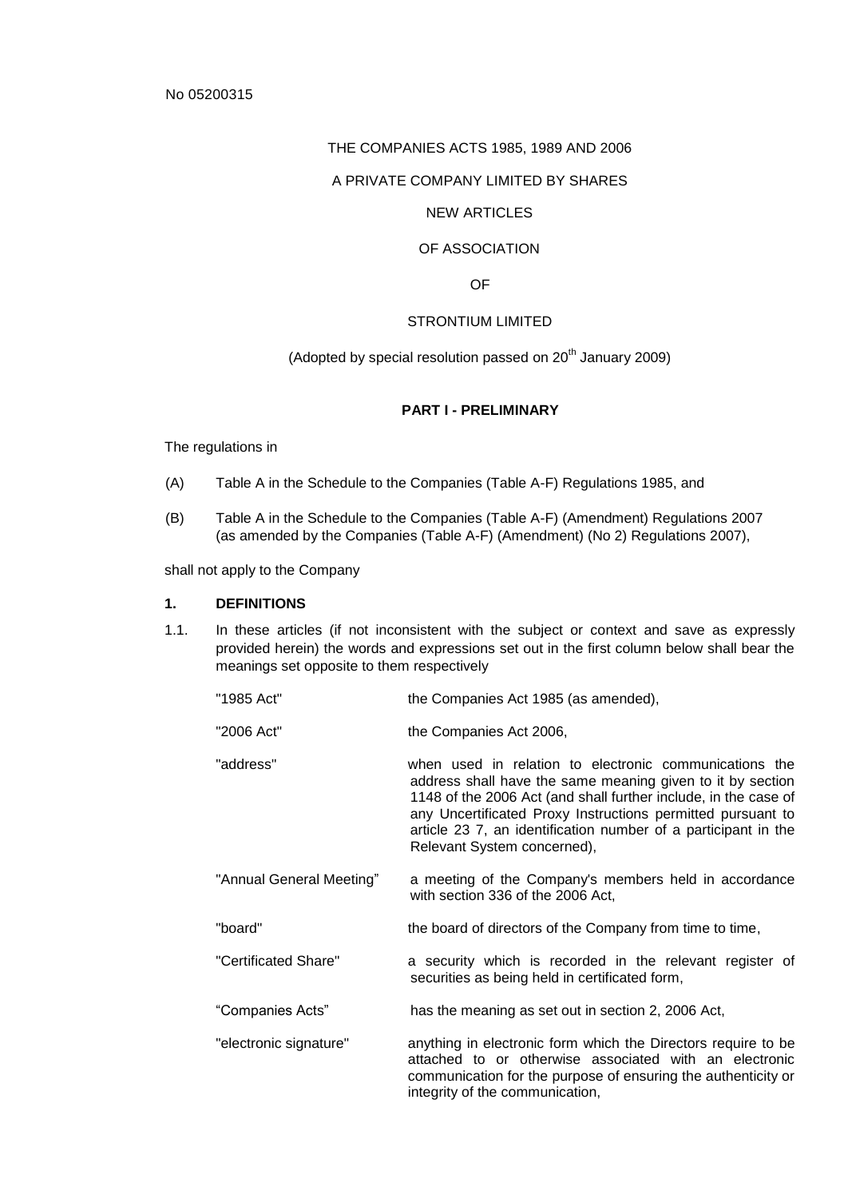No 05200315

THE COMPANIES ACTS 1985, 1989 AND 2006

A PRIVATE COMPANY LIMITED BY SHARES

NEW ARTICLES

OF ASSOCIATION

OF

STRONTIUM LIMITED

(Adopted by special resolution passed on 20th January 2009)

## PART I - PRELIMINARY

The regulations in

(A) Table A in the Schedule to the Companies (Table A-F) Regulations 1985, and

(B) Table A in the Schedule to the Companies (Table A-F) (Amendment) Regulations 2007 (as amended by the Companies (Table A-F) (Amendment) (No 2) Regulations 2007),

shall not apply to the Company

### 1. DEFINITIONS

1.1. In these articles (if not inconsistent with the subject or context and save as expressly provided herein) the words and expressions set out in the first column below shall bear the meanings set opposite to them respectively

| | |
|---|---|
| "1985 Act" | the Companies Act 1985 (as amended), |
| "2006 Act" | the Companies Act 2006, |
| "address" | when used in relation to electronic communications the address shall have the same meaning given to it by section 1148 of the 2006 Act (and shall further include, in the case of any Uncertificated Proxy Instructions permitted pursuant to article 23 7, an identification number of a participant in the Relevant System concerned), |
| "Annual General Meeting" | a meeting of the Company's members held in accordance with section 336 of the 2006 Act, |
| "board" | the board of directors of the Company from time to time, |
| "Certificated Share" | a security which is recorded in the relevant register of securities as being held in certificated form, |
| "Companies Acts" | has the meaning as set out in section 2, 2006 Act, |
| "electronic signature" | anything in electronic form which the Directors require to be attached to or otherwise associated with an electronic communication for the purpose of ensuring the authenticity or integrity of the communication, |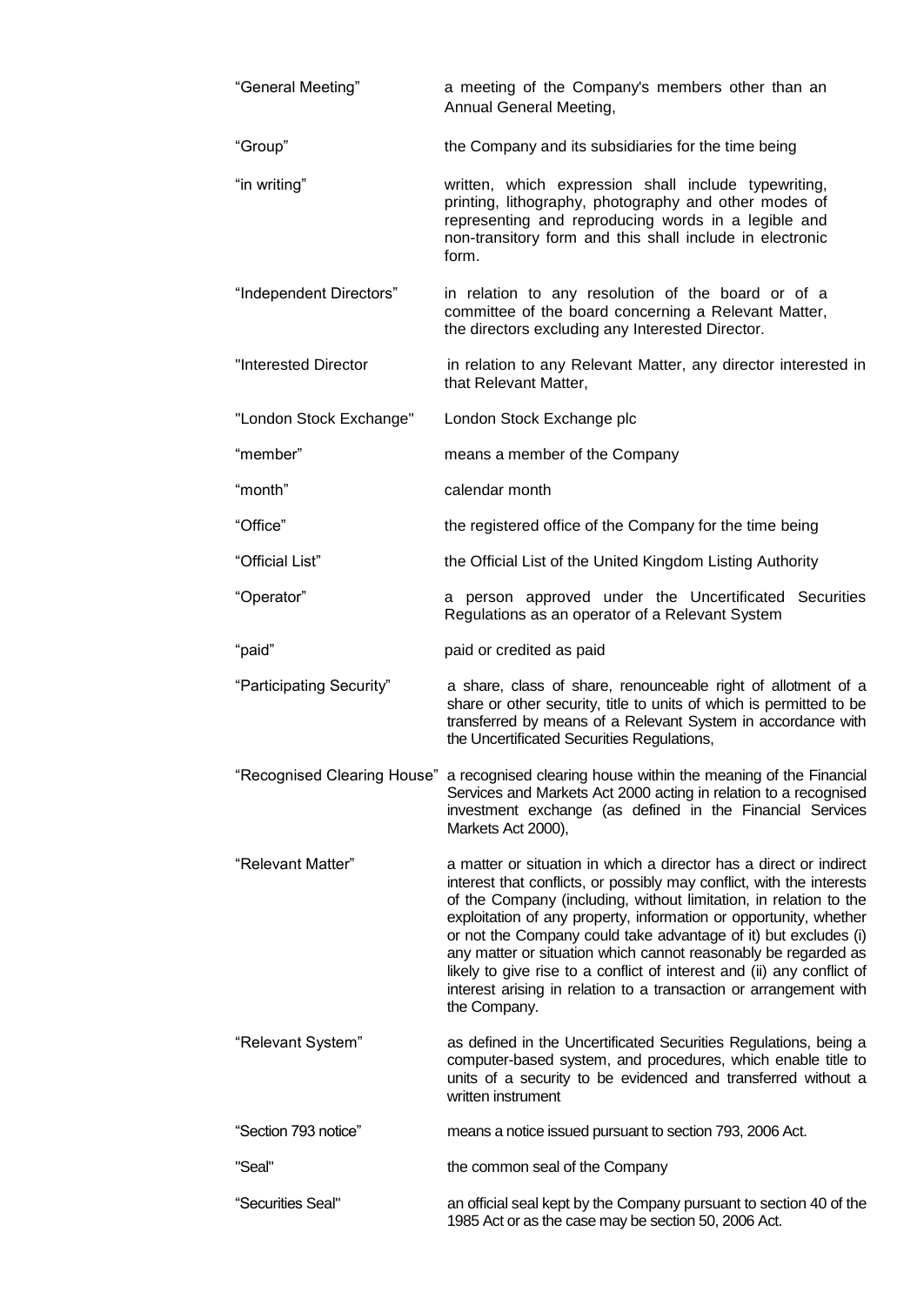| | |
|---|---|
| "General Meeting" | a meeting of the Company's members other than an Annual General Meeting, |
| "Group" | the Company and its subsidiaries for the time being |
| "in writing" | written, which expression shall include typewriting, printing, lithography, photography and other modes of representing and reproducing words in a legible and non-transitory form and this shall include in electronic form. |
| "Independent Directors" | in relation to any resolution of the board or of a committee of the board concerning a Relevant Matter, the directors excluding any Interested Director. |
| "Interested Director | in relation to any Relevant Matter, any director interested in that Relevant Matter, |
| "London Stock Exchange" | London Stock Exchange plc |
| "member" | means a member of the Company |
| "month" | calendar month |
| "Office" | the registered office of the Company for the time being |
| "Official List" | the Official List of the United Kingdom Listing Authority |
| "Operator" | a person approved under the Uncertificated Securities Regulations as an operator of a Relevant System |
| "paid" | paid or credited as paid |
| "Participating Security" | a share, class of share, renounceable right of allotment of a share or other security, title to units of which is permitted to be transferred by means of a Relevant System in accordance with the Uncertificated Securities Regulations, |
| "Recognised Clearing House" | a recognised clearing house within the meaning of the Financial Services and Markets Act 2000 acting in relation to a recognised investment exchange (as defined in the Financial Services Markets Act 2000), |
| "Relevant Matter" | a matter or situation in which a director has a direct or indirect interest that conflicts, or possibly may conflict, with the interests of the Company (including, without limitation, in relation to the exploitation of any property, information or opportunity, whether or not the Company could take advantage of it) but excludes (i) any matter or situation which cannot reasonably be regarded as likely to give rise to a conflict of interest and (ii) any conflict of interest arising in relation to a transaction or arrangement with the Company. |
| "Relevant System" | as defined in the Uncertificated Securities Regulations, being a computer-based system, and procedures, which enable title to units of a security to be evidenced and transferred without a written instrument |
| "Section 793 notice" | means a notice issued pursuant to section 793, 2006 Act. |
| "Seal" | the common seal of the Company |
| "Securities Seal" | an official seal kept by the Company pursuant to section 40 of the 1985 Act or as the case may be section 50, 2006 Act. |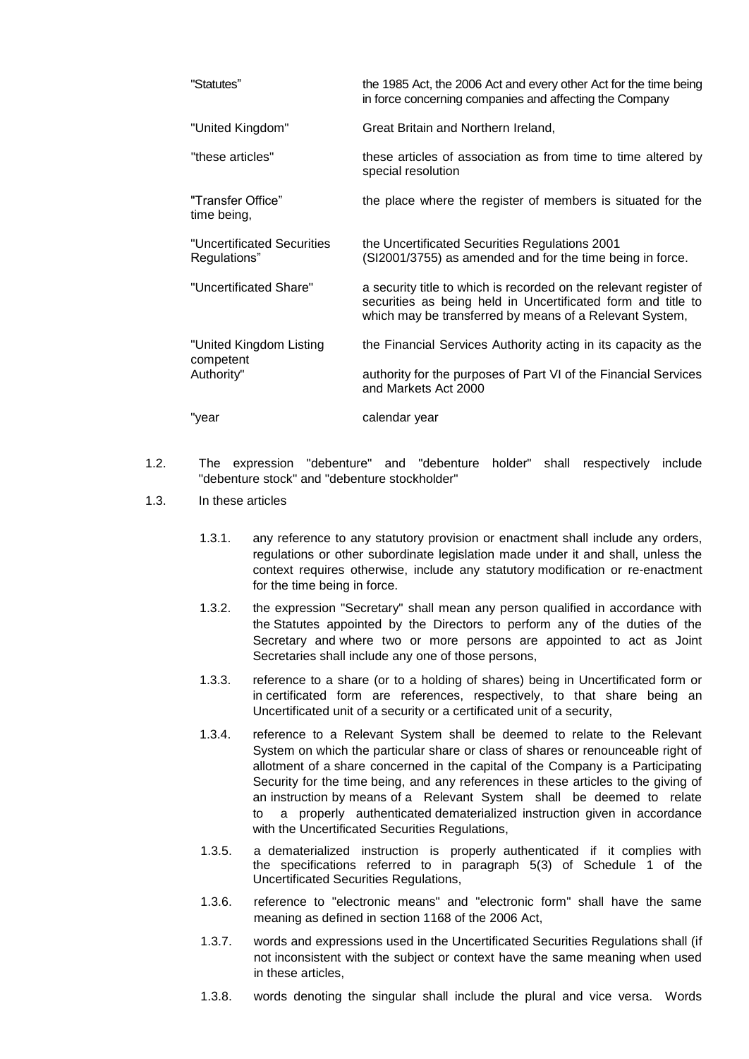| | |
|---|---|
| "Statutes" | the 1985 Act, the 2006 Act and every other Act for the time being in force concerning companies and affecting the Company |
| "United Kingdom" | Great Britain and Northern Ireland, |
| "these articles" | these articles of association as from time to time altered by special resolution |
| "Transfer Office" | the place where the register of members is situated for the time being, |
| "Uncertificated Securities Regulations" | the Uncertificated Securities Regulations 2001 (SI2001/3755) as amended and for the time being in force. |
| "Uncertificated Share" | a security title to which is recorded on the relevant register of securities as being held in Uncertificated form and title to which may be transferred by means of a Relevant System, |
| "United Kingdom Listing competent Authority" | the Financial Services Authority acting in its capacity as the authority for the purposes of Part VI of the Financial Services and Markets Act 2000 |
| "year | calendar year |

1.2. The expression "debenture" and "debenture holder" shall respectively include "debenture stock" and "debenture stockholder"

1.3. In these articles

1.3.1. any reference to any statutory provision or enactment shall include any orders, regulations or other subordinate legislation made under it and shall, unless the context requires otherwise, include any statutory modification or re-enactment for the time being in force.

1.3.2. the expression "Secretary" shall mean any person qualified in accordance with the Statutes appointed by the Directors to perform any of the duties of the Secretary and where two or more persons are appointed to act as Joint Secretaries shall include any one of those persons,

1.3.3. reference to a share (or to a holding of shares) being in Uncertificated form or in certificated form are references, respectively, to that share being an Uncertificated unit of a security or a certificated unit of a security,

1.3.4. reference to a Relevant System shall be deemed to relate to the Relevant System on which the particular share or class of shares or renounceable right of allotment of a share concerned in the capital of the Company is a Participating Security for the time being, and any references in these articles to the giving of an instruction by means of a Relevant System shall be deemed to relate to a properly authenticated dematerialized instruction given in accordance with the Uncertificated Securities Regulations,

1.3.5. a dematerialized instruction is properly authenticated if it complies with the specifications referred to in paragraph 5(3) of Schedule 1 of the Uncertificated Securities Regulations,

1.3.6. reference to "electronic means" and "electronic form" shall have the same meaning as defined in section 1168 of the 2006 Act,

1.3.7. words and expressions used in the Uncertificated Securities Regulations shall (if not inconsistent with the subject or context have the same meaning when used in these articles,

1.3.8. words denoting the singular shall include the plural and vice versa. Words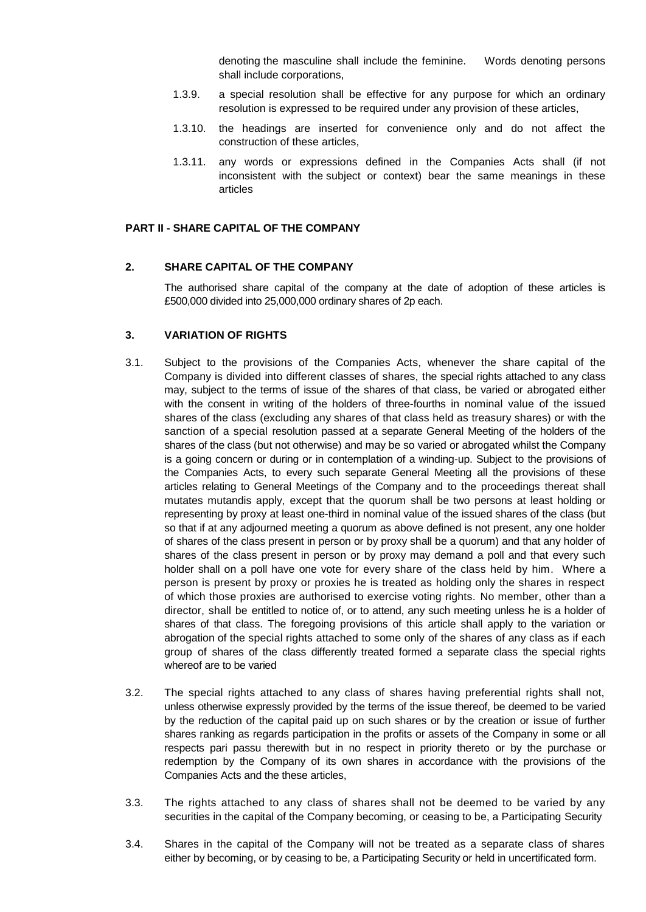denoting the masculine shall include the feminine. Words denoting persons shall include corporations,

1.3.9. a special resolution shall be effective for any purpose for which an ordinary resolution is expressed to be required under any provision of these articles,

1.3.10. the headings are inserted for convenience only and do not affect the construction of these articles,

1.3.11. any words or expressions defined in the Companies Acts shall (if not inconsistent with the subject or context) bear the same meanings in these articles

**PART II - SHARE CAPITAL OF THE COMPANY**

**2. SHARE CAPITAL OF THE COMPANY**

The authorised share capital of the company at the date of adoption of these articles is £500,000 divided into 25,000,000 ordinary shares of 2p each.

**3. VARIATION OF RIGHTS**

3.1. Subject to the provisions of the Companies Acts, whenever the share capital of the Company is divided into different classes of shares, the special rights attached to any class may, subject to the terms of issue of the shares of that class, be varied or abrogated either with the consent in writing of the holders of three-fourths in nominal value of the issued shares of the class (excluding any shares of that class held as treasury shares) or with the sanction of a special resolution passed at a separate General Meeting of the holders of the shares of the class (but not otherwise) and may be so varied or abrogated whilst the Company is a going concern or during or in contemplation of a winding-up. Subject to the provisions of the Companies Acts, to every such separate General Meeting all the provisions of these articles relating to General Meetings of the Company and to the proceedings thereat shall mutates mutandis apply, except that the quorum shall be two persons at least holding or representing by proxy at least one-third in nominal value of the issued shares of the class (but so that if at any adjourned meeting a quorum as above defined is not present, any one holder of shares of the class present in person or by proxy shall be a quorum) and that any holder of shares of the class present in person or by proxy may demand a poll and that every such holder shall on a poll have one vote for every share of the class held by him. Where a person is present by proxy or proxies he is treated as holding only the shares in respect of which those proxies are authorised to exercise voting rights. No member, other than a director, shall be entitled to notice of, or to attend, any such meeting unless he is a holder of shares of that class. The foregoing provisions of this article shall apply to the variation or abrogation of the special rights attached to some only of the shares of any class as if each group of shares of the class differently treated formed a separate class the special rights whereof are to be varied

3.2. The special rights attached to any class of shares having preferential rights shall not, unless otherwise expressly provided by the terms of the issue thereof, be deemed to be varied by the reduction of the capital paid up on such shares or by the creation or issue of further shares ranking as regards participation in the profits or assets of the Company in some or all respects pari passu therewith but in no respect in priority thereto or by the purchase or redemption by the Company of its own shares in accordance with the provisions of the Companies Acts and the these articles,

3.3. The rights attached to any class of shares shall not be deemed to be varied by any securities in the capital of the Company becoming, or ceasing to be, a Participating Security

3.4. Shares in the capital of the Company will not be treated as a separate class of shares either by becoming, or by ceasing to be, a Participating Security or held in uncertificated form.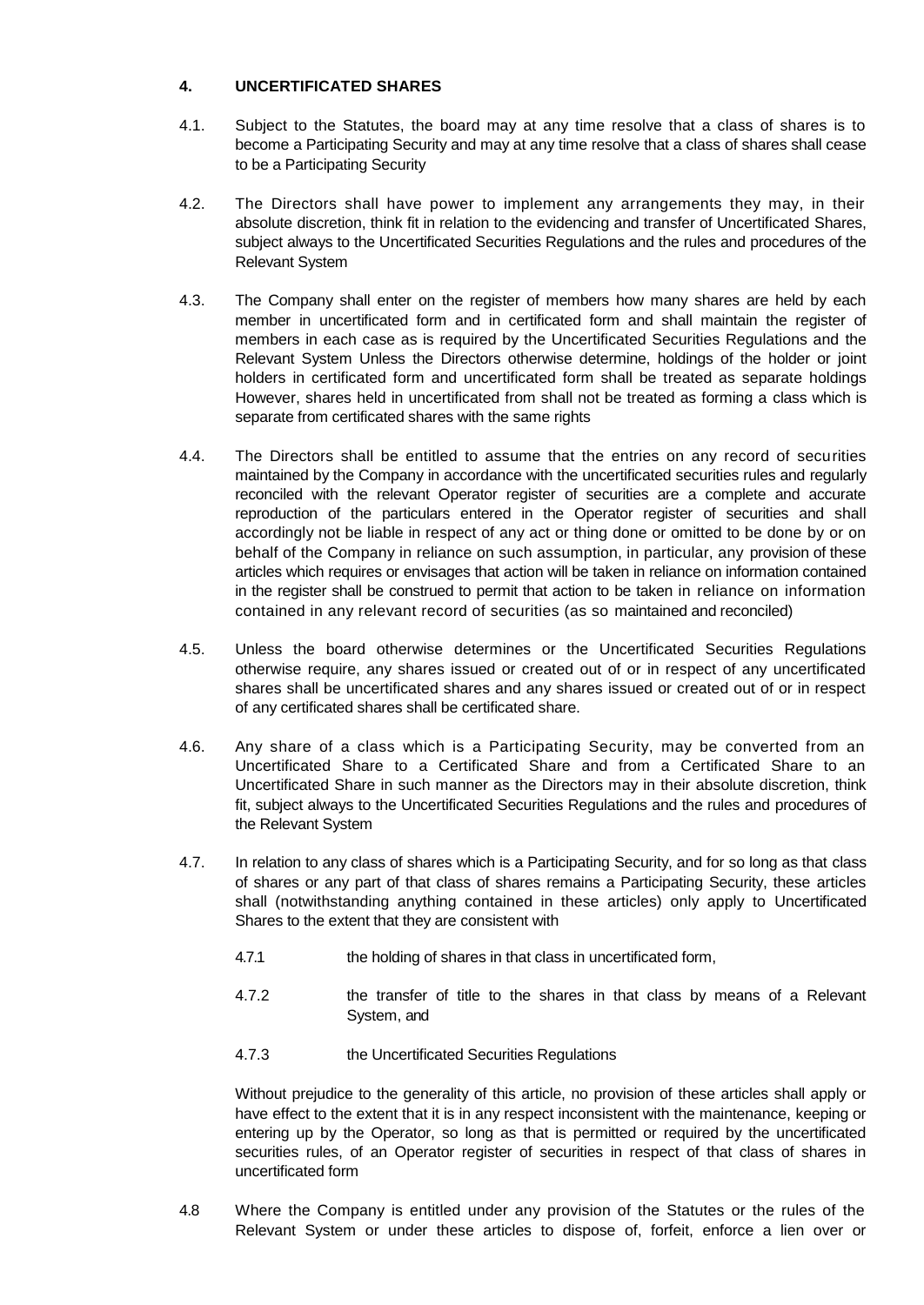## 4. UNCERTIFICATED SHARES

4.1. Subject to the Statutes, the board may at any time resolve that a class of shares is to become a Participating Security and may at any time resolve that a class of shares shall cease to be a Participating Security

4.2. The Directors shall have power to implement any arrangements they may, in their absolute discretion, think fit in relation to the evidencing and transfer of Uncertificated Shares, subject always to the Uncertificated Securities Regulations and the rules and procedures of the Relevant System

4.3. The Company shall enter on the register of members how many shares are held by each member in uncertificated form and in certificated form and shall maintain the register of members in each case as is required by the Uncertificated Securities Regulations and the Relevant System Unless the Directors otherwise determine, holdings of the holder or joint holders in certificated form and uncertificated form shall be treated as separate holdings However, shares held in uncertificated from shall not be treated as forming a class which is separate from certificated shares with the same rights

4.4. The Directors shall be entitled to assume that the entries on any record of securities maintained by the Company in accordance with the uncertificated securities rules and regularly reconciled with the relevant Operator register of securities are a complete and accurate reproduction of the particulars entered in the Operator register of securities and shall accordingly not be liable in respect of any act or thing done or omitted to be done by or on behalf of the Company in reliance on such assumption, in particular, any provision of these articles which requires or envisages that action will be taken in reliance on information contained in the register shall be construed to permit that action to be taken in reliance on information contained in any relevant record of securities (as so maintained and reconciled)

4.5. Unless the board otherwise determines or the Uncertificated Securities Regulations otherwise require, any shares issued or created out of or in respect of any uncertificated shares shall be uncertificated shares and any shares issued or created out of or in respect of any certificated shares shall be certificated share.

4.6. Any share of a class which is a Participating Security, may be converted from an Uncertificated Share to a Certificated Share and from a Certificated Share to an Uncertificated Share in such manner as the Directors may in their absolute discretion, think fit, subject always to the Uncertificated Securities Regulations and the rules and procedures of the Relevant System

4.7. In relation to any class of shares which is a Participating Security, and for so long as that class of shares or any part of that class of shares remains a Participating Security, these articles shall (notwithstanding anything contained in these articles) only apply to Uncertificated Shares to the extent that they are consistent with

4.7.1 the holding of shares in that class in uncertificated form,

4.7.2 the transfer of title to the shares in that class by means of a Relevant System, and

4.7.3 the Uncertificated Securities Regulations

Without prejudice to the generality of this article, no provision of these articles shall apply or have effect to the extent that it is in any respect inconsistent with the maintenance, keeping or entering up by the Operator, so long as that is permitted or required by the uncertificated securities rules, of an Operator register of securities in respect of that class of shares in uncertificated form

4.8 Where the Company is entitled under any provision of the Statutes or the rules of the Relevant System or under these articles to dispose of, forfeit, enforce a lien over or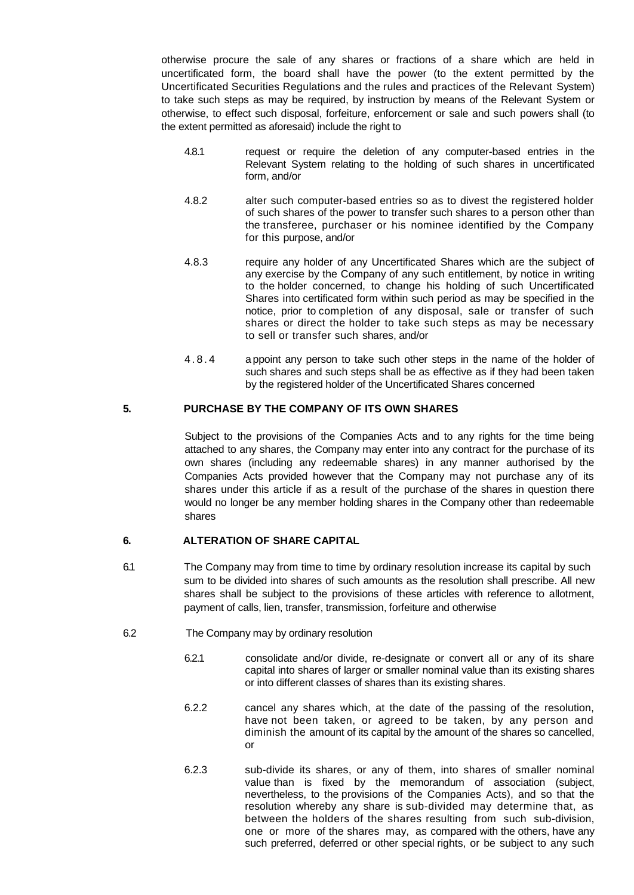otherwise procure the sale of any shares or fractions of a share which are held in uncertificated form, the board shall have the power (to the extent permitted by the Uncertificated Securities Regulations and the rules and practices of the Relevant System) to take such steps as may be required, by instruction by means of the Relevant System or otherwise, to effect such disposal, forfeiture, enforcement or sale and such powers shall (to the extent permitted as aforesaid) include the right to

4.8.1 request or require the deletion of any computer-based entries in the Relevant System relating to the holding of such shares in uncertificated form, and/or

4.8.2 alter such computer-based entries so as to divest the registered holder of such shares of the power to transfer such shares to a person other than the transferee, purchaser or his nominee identified by the Company for this purpose, and/or

4.8.3 require any holder of any Uncertificated Shares which are the subject of any exercise by the Company of any such entitlement, by notice in writing to the holder concerned, to change his holding of such Uncertificated Shares into certificated form within such period as may be specified in the notice, prior to completion of any disposal, sale or transfer of such shares or direct the holder to take such steps as may be necessary to sell or transfer such shares, and/or

4.8.4 appoint any person to take such other steps in the name of the holder of such shares and such steps shall be as effective as if they had been taken by the registered holder of the Uncertificated Shares concerned

## 5. PURCHASE BY THE COMPANY OF ITS OWN SHARES

Subject to the provisions of the Companies Acts and to any rights for the time being attached to any shares, the Company may enter into any contract for the purchase of its own shares (including any redeemable shares) in any manner authorised by the Companies Acts provided however that the Company may not purchase any of its shares under this article if as a result of the purchase of the shares in question there would no longer be any member holding shares in the Company other than redeemable shares

## 6. ALTERATION OF SHARE CAPITAL

6.1 The Company may from time to time by ordinary resolution increase its capital by such sum to be divided into shares of such amounts as the resolution shall prescribe. All new shares shall be subject to the provisions of these articles with reference to allotment, payment of calls, lien, transfer, transmission, forfeiture and otherwise

6.2 The Company may by ordinary resolution

6.2.1 consolidate and/or divide, re-designate or convert all or any of its share capital into shares of larger or smaller nominal value than its existing shares or into different classes of shares than its existing shares.

6.2.2 cancel any shares which, at the date of the passing of the resolution, have not been taken, or agreed to be taken, by any person and diminish the amount of its capital by the amount of the shares so cancelled, or

6.2.3 sub-divide its shares, or any of them, into shares of smaller nominal value than is fixed by the memorandum of association (subject, nevertheless, to the provisions of the Companies Acts), and so that the resolution whereby any share is sub-divided may determine that, as between the holders of the shares resulting from such sub-division, one or more of the shares may, as compared with the others, have any such preferred, deferred or other special rights, or be subject to any such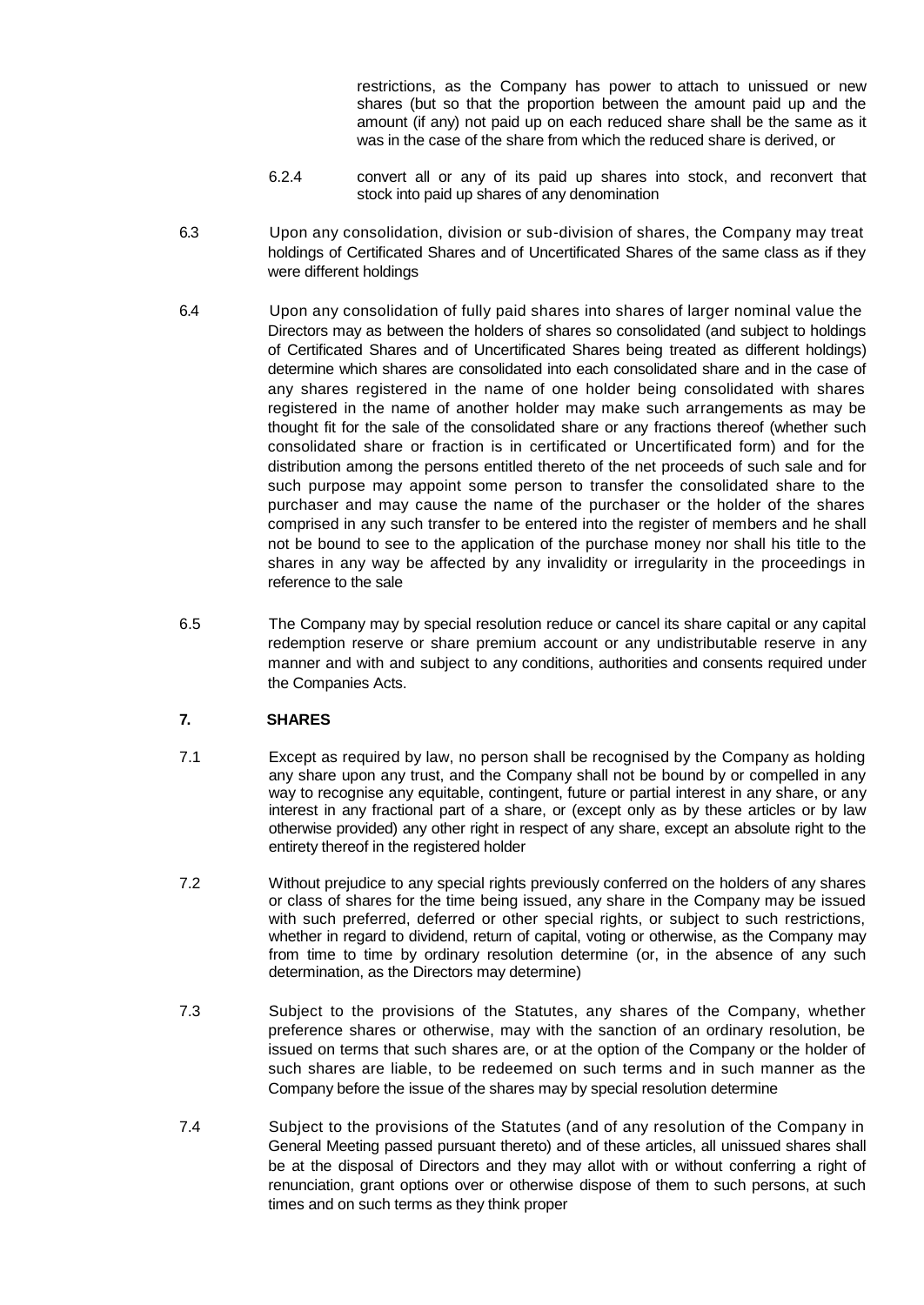restrictions, as the Company has power to attach to unissued or new shares (but so that the proportion between the amount paid up and the amount (if any) not paid up on each reduced share shall be the same as it was in the case of the share from which the reduced share is derived, or

6.2.4 convert all or any of its paid up shares into stock, and reconvert that stock into paid up shares of any denomination

6.3 Upon any consolidation, division or sub-division of shares, the Company may treat holdings of Certificated Shares and of Uncertificated Shares of the same class as if they were different holdings

6.4 Upon any consolidation of fully paid shares into shares of larger nominal value the Directors may as between the holders of shares so consolidated (and subject to holdings of Certificated Shares and of Uncertificated Shares being treated as different holdings) determine which shares are consolidated into each consolidated share and in the case of any shares registered in the name of one holder being consolidated with shares registered in the name of another holder may make such arrangements as may be thought fit for the sale of the consolidated share or any fractions thereof (whether such consolidated share or fraction is in certificated or Uncertificated form) and for the distribution among the persons entitled thereto of the net proceeds of such sale and for such purpose may appoint some person to transfer the consolidated share to the purchaser and may cause the name of the purchaser or the holder of the shares comprised in any such transfer to be entered into the register of members and he shall not be bound to see to the application of the purchase money nor shall his title to the shares in any way be affected by any invalidity or irregularity in the proceedings in reference to the sale

6.5 The Company may by special resolution reduce or cancel its share capital or any capital redemption reserve or share premium account or any undistributable reserve in any manner and with and subject to any conditions, authorities and consents required under the Companies Acts.

## 7. SHARES

7.1 Except as required by law, no person shall be recognised by the Company as holding any share upon any trust, and the Company shall not be bound by or compelled in any way to recognise any equitable, contingent, future or partial interest in any share, or any interest in any fractional part of a share, or (except only as by these articles or by law otherwise provided) any other right in respect of any share, except an absolute right to the entirety thereof in the registered holder

7.2 Without prejudice to any special rights previously conferred on the holders of any shares or class of shares for the time being issued, any share in the Company may be issued with such preferred, deferred or other special rights, or subject to such restrictions, whether in regard to dividend, return of capital, voting or otherwise, as the Company may from time to time by ordinary resolution determine (or, in the absence of any such determination, as the Directors may determine)

7.3 Subject to the provisions of the Statutes, any shares of the Company, whether preference shares or otherwise, may with the sanction of an ordinary resolution, be issued on terms that such shares are, or at the option of the Company or the holder of such shares are liable, to be redeemed on such terms and in such manner as the Company before the issue of the shares may by special resolution determine

7.4 Subject to the provisions of the Statutes (and of any resolution of the Company in General Meeting passed pursuant thereto) and of these articles, all unissued shares shall be at the disposal of Directors and they may allot with or without conferring a right of renunciation, grant options over or otherwise dispose of them to such persons, at such times and on such terms as they think proper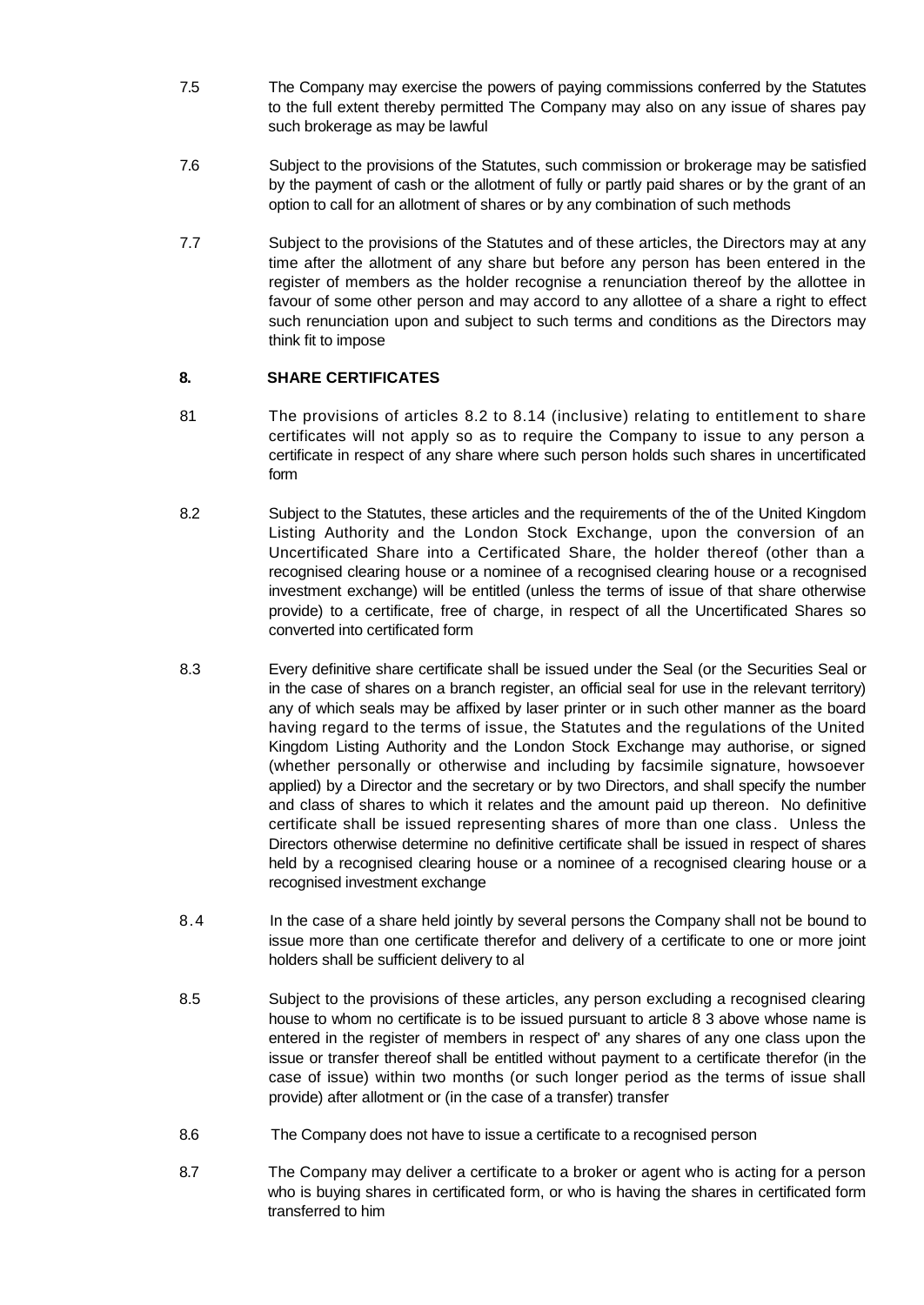7.5 The Company may exercise the powers of paying commissions conferred by the Statutes to the full extent thereby permitted The Company may also on any issue of shares pay such brokerage as may be lawful

7.6 Subject to the provisions of the Statutes, such commission or brokerage may be satisfied by the payment of cash or the allotment of fully or partly paid shares or by the grant of an option to call for an allotment of shares or by any combination of such methods

7.7 Subject to the provisions of the Statutes and of these articles, the Directors may at any time after the allotment of any share but before any person has been entered in the register of members as the holder recognise a renunciation thereof by the allottee in favour of some other person and may accord to any allottee of a share a right to effect such renunciation upon and subject to such terms and conditions as the Directors may think fit to impose

**8. SHARE CERTIFICATES**

81 The provisions of articles 8.2 to 8.14 (inclusive) relating to entitlement to share certificates will not apply so as to require the Company to issue to any person a certificate in respect of any share where such person holds such shares in uncertificated form

8.2 Subject to the Statutes, these articles and the requirements of the of the United Kingdom Listing Authority and the London Stock Exchange, upon the conversion of an Uncertificated Share into a Certificated Share, the holder thereof (other than a recognised clearing house or a nominee of a recognised clearing house or a recognised investment exchange) will be entitled (unless the terms of issue of that share otherwise provide) to a certificate, free of charge, in respect of all the Uncertificated Shares so converted into certificated form

8.3 Every definitive share certificate shall be issued under the Seal (or the Securities Seal or in the case of shares on a branch register, an official seal for use in the relevant territory) any of which seals may be affixed by laser printer or in such other manner as the board having regard to the terms of issue, the Statutes and the regulations of the United Kingdom Listing Authority and the London Stock Exchange may authorise, or signed (whether personally or otherwise and including by facsimile signature, howsoever applied) by a Director and the secretary or by two Directors, and shall specify the number and class of shares to which it relates and the amount paid up thereon. No definitive certificate shall be issued representing shares of more than one class. Unless the Directors otherwise determine no definitive certificate shall be issued in respect of shares held by a recognised clearing house or a nominee of a recognised clearing house or a recognised investment exchange

8.4 In the case of a share held jointly by several persons the Company shall not be bound to issue more than one certificate therefor and delivery of a certificate to one or more joint holders shall be sufficient delivery to al

8.5 Subject to the provisions of these articles, any person excluding a recognised clearing house to whom no certificate is to be issued pursuant to article 8 3 above whose name is entered in the register of members in respect of' any shares of any one class upon the issue or transfer thereof shall be entitled without payment to a certificate therefor (in the case of issue) within two months (or such longer period as the terms of issue shall provide) after allotment or (in the case of a transfer) transfer

8.6 The Company does not have to issue a certificate to a recognised person

8.7 The Company may deliver a certificate to a broker or agent who is acting for a person who is buying shares in certificated form, or who is having the shares in certificated form transferred to him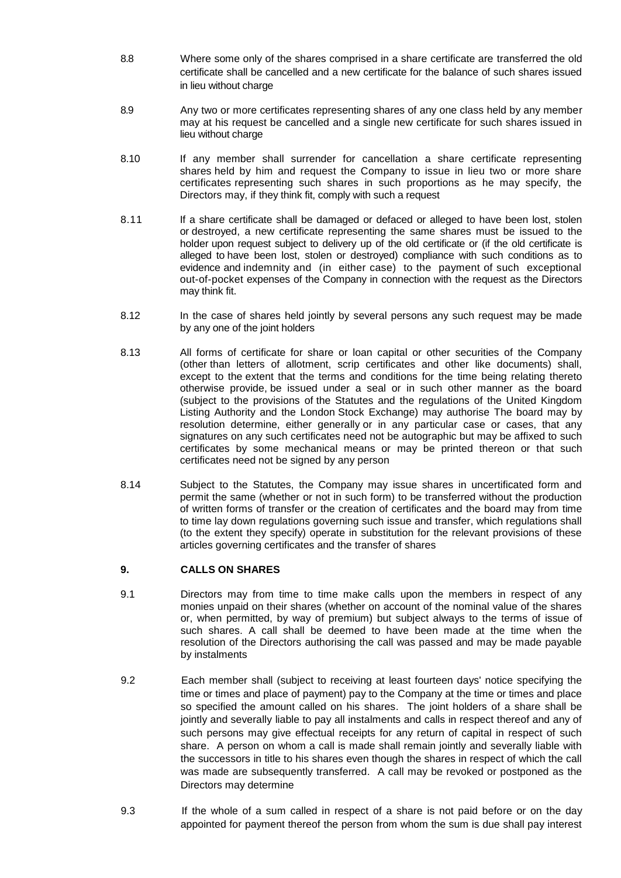8.8 Where some only of the shares comprised in a share certificate are transferred the old certificate shall be cancelled and a new certificate for the balance of such shares issued in lieu without charge

8.9 Any two or more certificates representing shares of any one class held by any member may at his request be cancelled and a single new certificate for such shares issued in lieu without charge

8.10 If any member shall surrender for cancellation a share certificate representing shares held by him and request the Company to issue in lieu two or more share certificates representing such shares in such proportions as he may specify, the Directors may, if they think fit, comply with such a request

8.11 If a share certificate shall be damaged or defaced or alleged to have been lost, stolen or destroyed, a new certificate representing the same shares must be issued to the holder upon request subject to delivery up of the old certificate or (if the old certificate is alleged to have been lost, stolen or destroyed) compliance with such conditions as to evidence and indemnity and (in either case) to the payment of such exceptional out-of-pocket expenses of the Company in connection with the request as the Directors may think fit.

8.12 In the case of shares held jointly by several persons any such request may be made by any one of the joint holders

8.13 All forms of certificate for share or loan capital or other securities of the Company (other than letters of allotment, scrip certificates and other like documents) shall, except to the extent that the terms and conditions for the time being relating thereto otherwise provide, be issued under a seal or in such other manner as the board (subject to the provisions of the Statutes and the regulations of the United Kingdom Listing Authority and the London Stock Exchange) may authorise The board may by resolution determine, either generally or in any particular case or cases, that any signatures on any such certificates need not be autographic but may be affixed to such certificates by some mechanical means or may be printed thereon or that such certificates need not be signed by any person

8.14 Subject to the Statutes, the Company may issue shares in uncertificated form and permit the same (whether or not in such form) to be transferred without the production of written forms of transfer or the creation of certificates and the board may from time to time lay down regulations governing such issue and transfer, which regulations shall (to the extent they specify) operate in substitution for the relevant provisions of these articles governing certificates and the transfer of shares

## 9. CALLS ON SHARES

9.1 Directors may from time to time make calls upon the members in respect of any monies unpaid on their shares (whether on account of the nominal value of the shares or, when permitted, by way of premium) but subject always to the terms of issue of such shares. A call shall be deemed to have been made at the time when the resolution of the Directors authorising the call was passed and may be made payable by instalments

9.2 Each member shall (subject to receiving at least fourteen days' notice specifying the time or times and place of payment) pay to the Company at the time or times and place so specified the amount called on his shares. The joint holders of a share shall be jointly and severally liable to pay all instalments and calls in respect thereof and any of such persons may give effectual receipts for any return of capital in respect of such share. A person on whom a call is made shall remain jointly and severally liable with the successors in title to his shares even though the shares in respect of which the call was made are subsequently transferred. A call may be revoked or postponed as the Directors may determine

9.3 If the whole of a sum called in respect of a share is not paid before or on the day appointed for payment thereof the person from whom the sum is due shall pay interest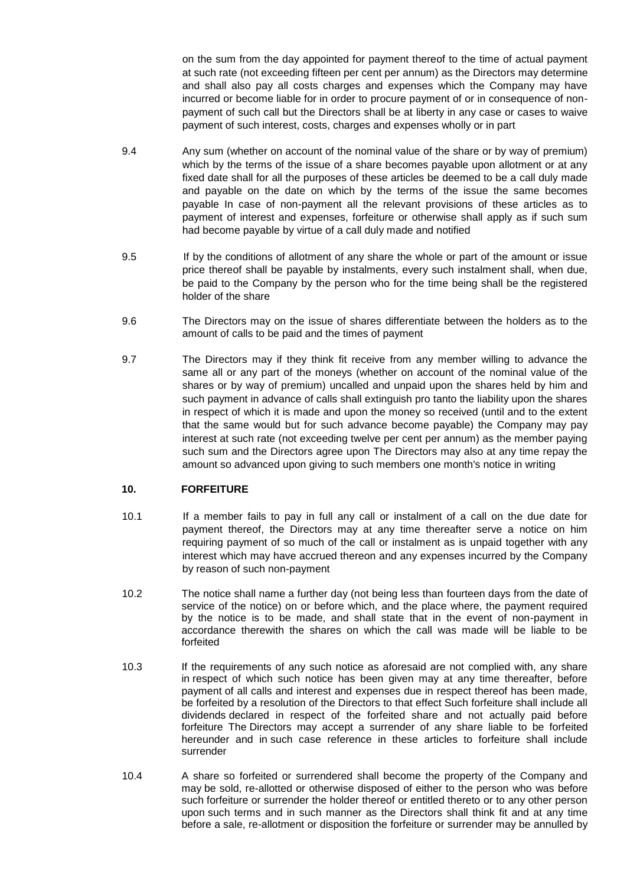on the sum from the day appointed for payment thereof to the time of actual payment at such rate (not exceeding fifteen per cent per annum) as the Directors may determine and shall also pay all costs charges and expenses which the Company may have incurred or become liable for in order to procure payment of or in consequence of non-payment of such call but the Directors shall be at liberty in any case or cases to waive payment of such interest, costs, charges and expenses wholly or in part

9.4 Any sum (whether on account of the nominal value of the share or by way of premium) which by the terms of the issue of a share becomes payable upon allotment or at any fixed date shall for all the purposes of these articles be deemed to be a call duly made and payable on the date on which by the terms of the issue the same becomes payable In case of non-payment all the relevant provisions of these articles as to payment of interest and expenses, forfeiture or otherwise shall apply as if such sum had become payable by virtue of a call duly made and notified

9.5 If by the conditions of allotment of any share the whole or part of the amount or issue price thereof shall be payable by instalments, every such instalment shall, when due, be paid to the Company by the person who for the time being shall be the registered holder of the share

9.6 The Directors may on the issue of shares differentiate between the holders as to the amount of calls to be paid and the times of payment

9.7 The Directors may if they think fit receive from any member willing to advance the same all or any part of the moneys (whether on account of the nominal value of the shares or by way of premium) uncalled and unpaid upon the shares held by him and such payment in advance of calls shall extinguish pro tanto the liability upon the shares in respect of which it is made and upon the money so received (until and to the extent that the same would but for such advance become payable) the Company may pay interest at such rate (not exceeding twelve per cent per annum) as the member paying such sum and the Directors agree upon The Directors may also at any time repay the amount so advanced upon giving to such members one month's notice in writing

## 10. FORFEITURE

10.1 If a member fails to pay in full any call or instalment of a call on the due date for payment thereof, the Directors may at any time thereafter serve a notice on him requiring payment of so much of the call or instalment as is unpaid together with any interest which may have accrued thereon and any expenses incurred by the Company by reason of such non-payment

10.2 The notice shall name a further day (not being less than fourteen days from the date of service of the notice) on or before which, and the place where, the payment required by the notice is to be made, and shall state that in the event of non-payment in accordance therewith the shares on which the call was made will be liable to be forfeited

10.3 If the requirements of any such notice as aforesaid are not complied with, any share in respect of which such notice has been given may at any time thereafter, before payment of all calls and interest and expenses due in respect thereof has been made, be forfeited by a resolution of the Directors to that effect Such forfeiture shall include all dividends declared in respect of the forfeited share and not actually paid before forfeiture The Directors may accept a surrender of any share liable to be forfeited hereunder and in such case reference in these articles to forfeiture shall include surrender

10.4 A share so forfeited or surrendered shall become the property of the Company and may be sold, re-allotted or otherwise disposed of either to the person who was before such forfeiture or surrender the holder thereof or entitled thereto or to any other person upon such terms and in such manner as the Directors shall think fit and at any time before a sale, re-allotment or disposition the forfeiture or surrender may be annulled by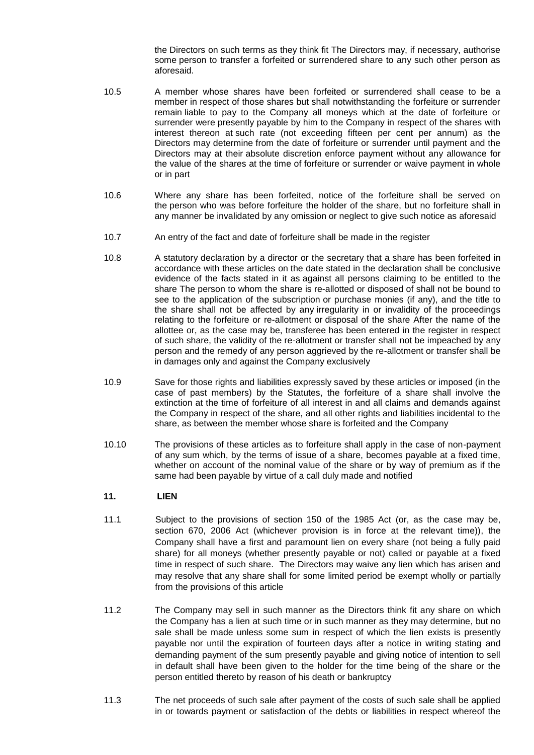the Directors on such terms as they think fit The Directors may, if necessary, authorise some person to transfer a forfeited or surrendered share to any such other person as aforesaid.

10.5 A member whose shares have been forfeited or surrendered shall cease to be a member in respect of those shares but shall notwithstanding the forfeiture or surrender remain liable to pay to the Company all moneys which at the date of forfeiture or surrender were presently payable by him to the Company in respect of the shares with interest thereon at such rate (not exceeding fifteen per cent per annum) as the Directors may determine from the date of forfeiture or surrender until payment and the Directors may at their absolute discretion enforce payment without any allowance for the value of the shares at the time of forfeiture or surrender or waive payment in whole or in part

10.6 Where any share has been forfeited, notice of the forfeiture shall be served on the person who was before forfeiture the holder of the share, but no forfeiture shall in any manner be invalidated by any omission or neglect to give such notice as aforesaid

10.7 An entry of the fact and date of forfeiture shall be made in the register

10.8 A statutory declaration by a director or the secretary that a share has been forfeited in accordance with these articles on the date stated in the declaration shall be conclusive evidence of the facts stated in it as against all persons claiming to be entitled to the share The person to whom the share is re-allotted or disposed of shall not be bound to see to the application of the subscription or purchase monies (if any), and the title to the share shall not be affected by any irregularity in or invalidity of the proceedings relating to the forfeiture or re-allotment or disposal of the share After the name of the allottee or, as the case may be, transferee has been entered in the register in respect of such share, the validity of the re-allotment or transfer shall not be impeached by any person and the remedy of any person aggrieved by the re-allotment or transfer shall be in damages only and against the Company exclusively

10.9 Save for those rights and liabilities expressly saved by these articles or imposed (in the case of past members) by the Statutes, the forfeiture of a share shall involve the extinction at the time of forfeiture of all interest in and all claims and demands against the Company in respect of the share, and all other rights and liabilities incidental to the share, as between the member whose share is forfeited and the Company

10.10 The provisions of these articles as to forfeiture shall apply in the case of non-payment of any sum which, by the terms of issue of a share, becomes payable at a fixed time, whether on account of the nominal value of the share or by way of premium as if the same had been payable by virtue of a call duly made and notified

## 11. LIEN

11.1 Subject to the provisions of section 150 of the 1985 Act (or, as the case may be, section 670, 2006 Act (whichever provision is in force at the relevant time)), the Company shall have a first and paramount lien on every share (not being a fully paid share) for all moneys (whether presently payable or not) called or payable at a fixed time in respect of such share. The Directors may waive any lien which has arisen and may resolve that any share shall for some limited period be exempt wholly or partially from the provisions of this article

11.2 The Company may sell in such manner as the Directors think fit any share on which the Company has a lien at such time or in such manner as they may determine, but no sale shall be made unless some sum in respect of which the lien exists is presently payable nor until the expiration of fourteen days after a notice in writing stating and demanding payment of the sum presently payable and giving notice of intention to sell in default shall have been given to the holder for the time being of the share or the person entitled thereto by reason of his death or bankruptcy

11.3 The net proceeds of such sale after payment of the costs of such sale shall be applied in or towards payment or satisfaction of the debts or liabilities in respect whereof the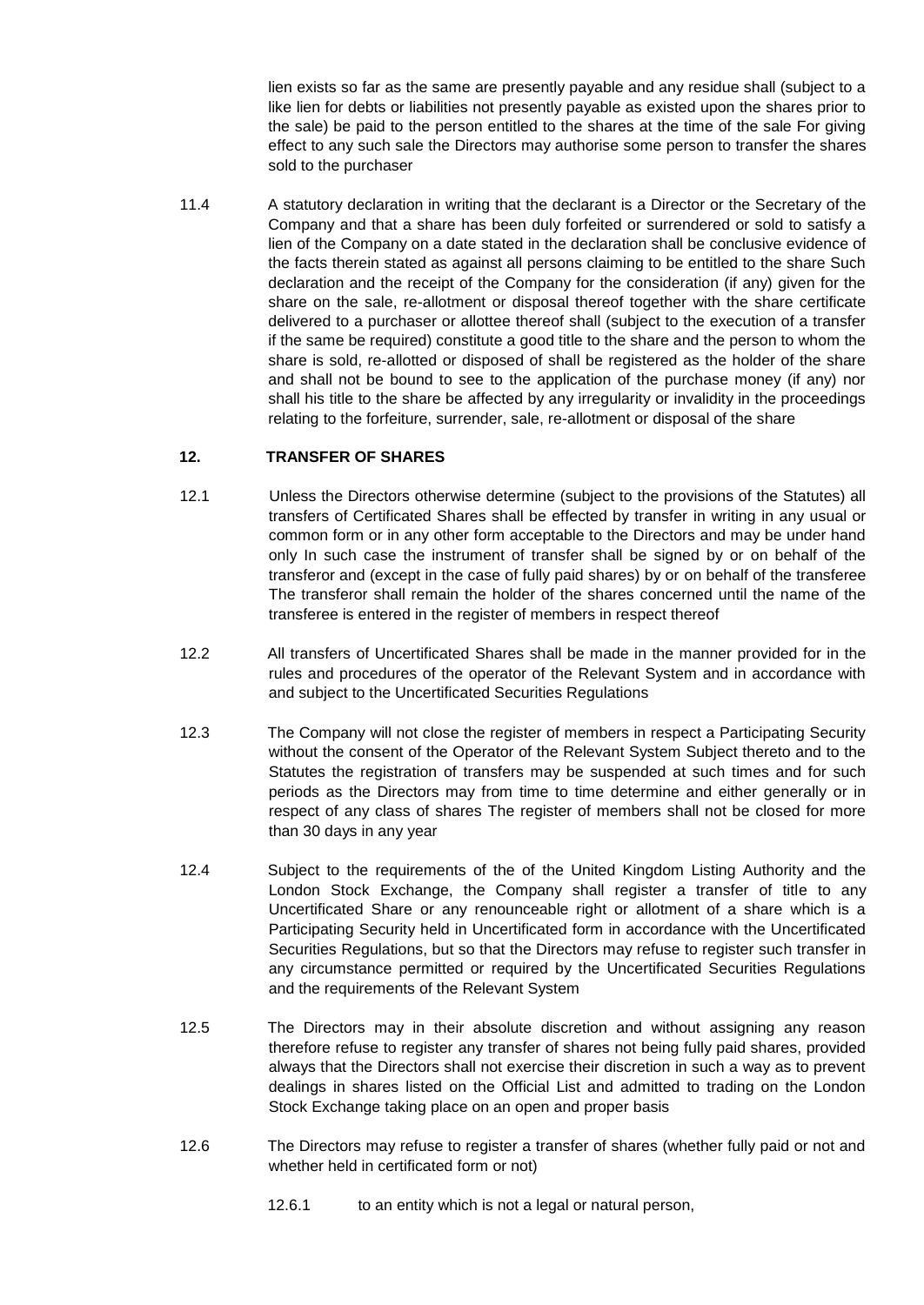lien exists so far as the same are presently payable and any residue shall (subject to a like lien for debts or liabilities not presently payable as existed upon the shares prior to the sale) be paid to the person entitled to the shares at the time of the sale For giving effect to any such sale the Directors may authorise some person to transfer the shares sold to the purchaser

11.4 A statutory declaration in writing that the declarant is a Director or the Secretary of the Company and that a share has been duly forfeited or surrendered or sold to satisfy a lien of the Company on a date stated in the declaration shall be conclusive evidence of the facts therein stated as against all persons claiming to be entitled to the share Such declaration and the receipt of the Company for the consideration (if any) given for the share on the sale, re-allotment or disposal thereof together with the share certificate delivered to a purchaser or allottee thereof shall (subject to the execution of a transfer if the same be required) constitute a good title to the share and the person to whom the share is sold, re-allotted or disposed of shall be registered as the holder of the share and shall not be bound to see to the application of the purchase money (if any) nor shall his title to the share be affected by any irregularity or invalidity in the proceedings relating to the forfeiture, surrender, sale, re-allotment or disposal of the share

## 12. TRANSFER OF SHARES

12.1 Unless the Directors otherwise determine (subject to the provisions of the Statutes) all transfers of Certificated Shares shall be effected by transfer in writing in any usual or common form or in any other form acceptable to the Directors and may be under hand only In such case the instrument of transfer shall be signed by or on behalf of the transferor and (except in the case of fully paid shares) by or on behalf of the transferee The transferor shall remain the holder of the shares concerned until the name of the transferee is entered in the register of members in respect thereof

12.2 All transfers of Uncertificated Shares shall be made in the manner provided for in the rules and procedures of the operator of the Relevant System and in accordance with and subject to the Uncertificated Securities Regulations

12.3 The Company will not close the register of members in respect a Participating Security without the consent of the Operator of the Relevant System Subject thereto and to the Statutes the registration of transfers may be suspended at such times and for such periods as the Directors may from time to time determine and either generally or in respect of any class of shares The register of members shall not be closed for more than 30 days in any year

12.4 Subject to the requirements of the of the United Kingdom Listing Authority and the London Stock Exchange, the Company shall register a transfer of title to any Uncertificated Share or any renounceable right or allotment of a share which is a Participating Security held in Uncertificated form in accordance with the Uncertificated Securities Regulations, but so that the Directors may refuse to register such transfer in any circumstance permitted or required by the Uncertificated Securities Regulations and the requirements of the Relevant System

12.5 The Directors may in their absolute discretion and without assigning any reason therefore refuse to register any transfer of shares not being fully paid shares, provided always that the Directors shall not exercise their discretion in such a way as to prevent dealings in shares listed on the Official List and admitted to trading on the London Stock Exchange taking place on an open and proper basis

12.6 The Directors may refuse to register a transfer of shares (whether fully paid or not and whether held in certificated form or not)

12.6.1 to an entity which is not a legal or natural person,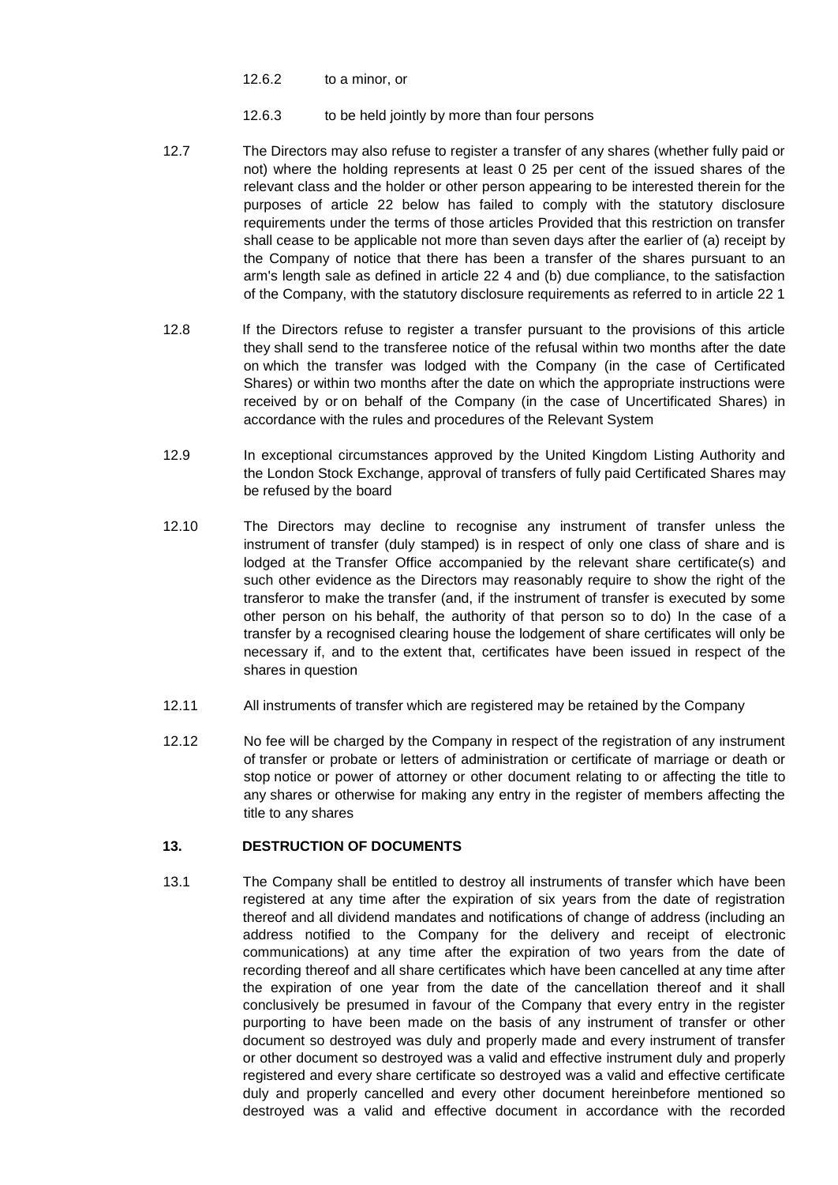12.6.2 to a minor, or

12.6.3 to be held jointly by more than four persons

12.7 The Directors may also refuse to register a transfer of any shares (whether fully paid or not) where the holding represents at least 0 25 per cent of the issued shares of the relevant class and the holder or other person appearing to be interested therein for the purposes of article 22 below has failed to comply with the statutory disclosure requirements under the terms of those articles Provided that this restriction on transfer shall cease to be applicable not more than seven days after the earlier of (a) receipt by the Company of notice that there has been a transfer of the shares pursuant to an arm's length sale as defined in article 22 4 and (b) due compliance, to the satisfaction of the Company, with the statutory disclosure requirements as referred to in article 22 1

12.8 If the Directors refuse to register a transfer pursuant to the provisions of this article they shall send to the transferee notice of the refusal within two months after the date on which the transfer was lodged with the Company (in the case of Certificated Shares) or within two months after the date on which the appropriate instructions were received by or on behalf of the Company (in the case of Uncertificated Shares) in accordance with the rules and procedures of the Relevant System

12.9 In exceptional circumstances approved by the United Kingdom Listing Authority and the London Stock Exchange, approval of transfers of fully paid Certificated Shares may be refused by the board

12.10 The Directors may decline to recognise any instrument of transfer unless the instrument of transfer (duly stamped) is in respect of only one class of share and is lodged at the Transfer Office accompanied by the relevant share certificate(s) and such other evidence as the Directors may reasonably require to show the right of the transferor to make the transfer (and, if the instrument of transfer is executed by some other person on his behalf, the authority of that person so to do) In the case of a transfer by a recognised clearing house the lodgement of share certificates will only be necessary if, and to the extent that, certificates have been issued in respect of the shares in question

12.11 All instruments of transfer which are registered may be retained by the Company

12.12 No fee will be charged by the Company in respect of the registration of any instrument of transfer or probate or letters of administration or certificate of marriage or death or stop notice or power of attorney or other document relating to or affecting the title to any shares or otherwise for making any entry in the register of members affecting the title to any shares

**13. DESTRUCTION OF DOCUMENTS**

13.1 The Company shall be entitled to destroy all instruments of transfer which have been registered at any time after the expiration of six years from the date of registration thereof and all dividend mandates and notifications of change of address (including an address notified to the Company for the delivery and receipt of electronic communications) at any time after the expiration of two years from the date of recording thereof and all share certificates which have been cancelled at any time after the expiration of one year from the date of the cancellation thereof and it shall conclusively be presumed in favour of the Company that every entry in the register purporting to have been made on the basis of any instrument of transfer or other document so destroyed was duly and properly made and every instrument of transfer or other document so destroyed was a valid and effective instrument duly and properly registered and every share certificate so destroyed was a valid and effective certificate duly and properly cancelled and every other document hereinbefore mentioned so destroyed was a valid and effective document in accordance with the recorded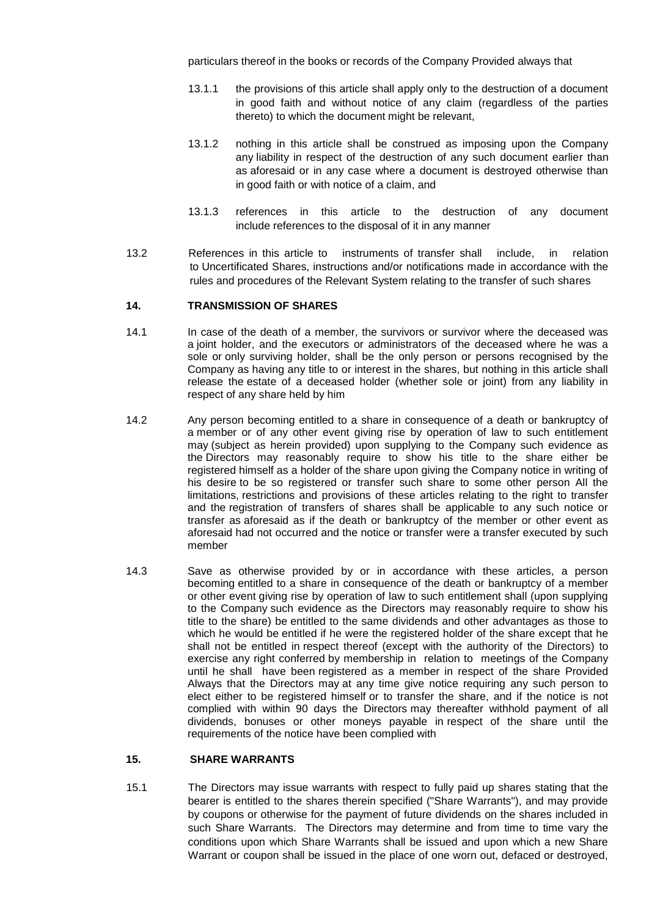particulars thereof in the books or records of the Company Provided always that

13.1.1 the provisions of this article shall apply only to the destruction of a document in good faith and without notice of any claim (regardless of the parties thereto) to which the document might be relevant,

13.1.2 nothing in this article shall be construed as imposing upon the Company any liability in respect of the destruction of any such document earlier than as aforesaid or in any case where a document is destroyed otherwise than in good faith or with notice of a claim, and

13.1.3 references in this article to the destruction of any document include references to the disposal of it in any manner

13.2 References in this article to instruments of transfer shall include, in relation to Uncertificated Shares, instructions and/or notifications made in accordance with the rules and procedures of the Relevant System relating to the transfer of such shares

**14. TRANSMISSION OF SHARES**

14.1 In case of the death of a member, the survivors or survivor where the deceased was a joint holder, and the executors or administrators of the deceased where he was a sole or only surviving holder, shall be the only person or persons recognised by the Company as having any title to or interest in the shares, but nothing in this article shall release the estate of a deceased holder (whether sole or joint) from any liability in respect of any share held by him

14.2 Any person becoming entitled to a share in consequence of a death or bankruptcy of a member or of any other event giving rise by operation of law to such entitlement may (subject as herein provided) upon supplying to the Company such evidence as the Directors may reasonably require to show his title to the share either be registered himself as a holder of the share upon giving the Company notice in writing of his desire to be so registered or transfer such share to some other person All the limitations, restrictions and provisions of these articles relating to the right to transfer and the registration of transfers of shares shall be applicable to any such notice or transfer as aforesaid as if the death or bankruptcy of the member or other event as aforesaid had not occurred and the notice or transfer were a transfer executed by such member

14.3 Save as otherwise provided by or in accordance with these articles, a person becoming entitled to a share in consequence of the death or bankruptcy of a member or other event giving rise by operation of law to such entitlement shall (upon supplying to the Company such evidence as the Directors may reasonably require to show his title to the share) be entitled to the same dividends and other advantages as those to which he would be entitled if he were the registered holder of the share except that he shall not be entitled in respect thereof (except with the authority of the Directors) to exercise any right conferred by membership in relation to meetings of the Company until he shall have been registered as a member in respect of the share Provided Always that the Directors may at any time give notice requiring any such person to elect either to be registered himself or to transfer the share, and if the notice is not complied with within 90 days the Directors may thereafter withhold payment of all dividends, bonuses or other moneys payable in respect of the share until the requirements of the notice have been complied with

**15. SHARE WARRANTS**

15.1 The Directors may issue warrants with respect to fully paid up shares stating that the bearer is entitled to the shares therein specified ("Share Warrants"), and may provide by coupons or otherwise for the payment of future dividends on the shares included in such Share Warrants. The Directors may determine and from time to time vary the conditions upon which Share Warrants shall be issued and upon which a new Share Warrant or coupon shall be issued in the place of one worn out, defaced or destroyed,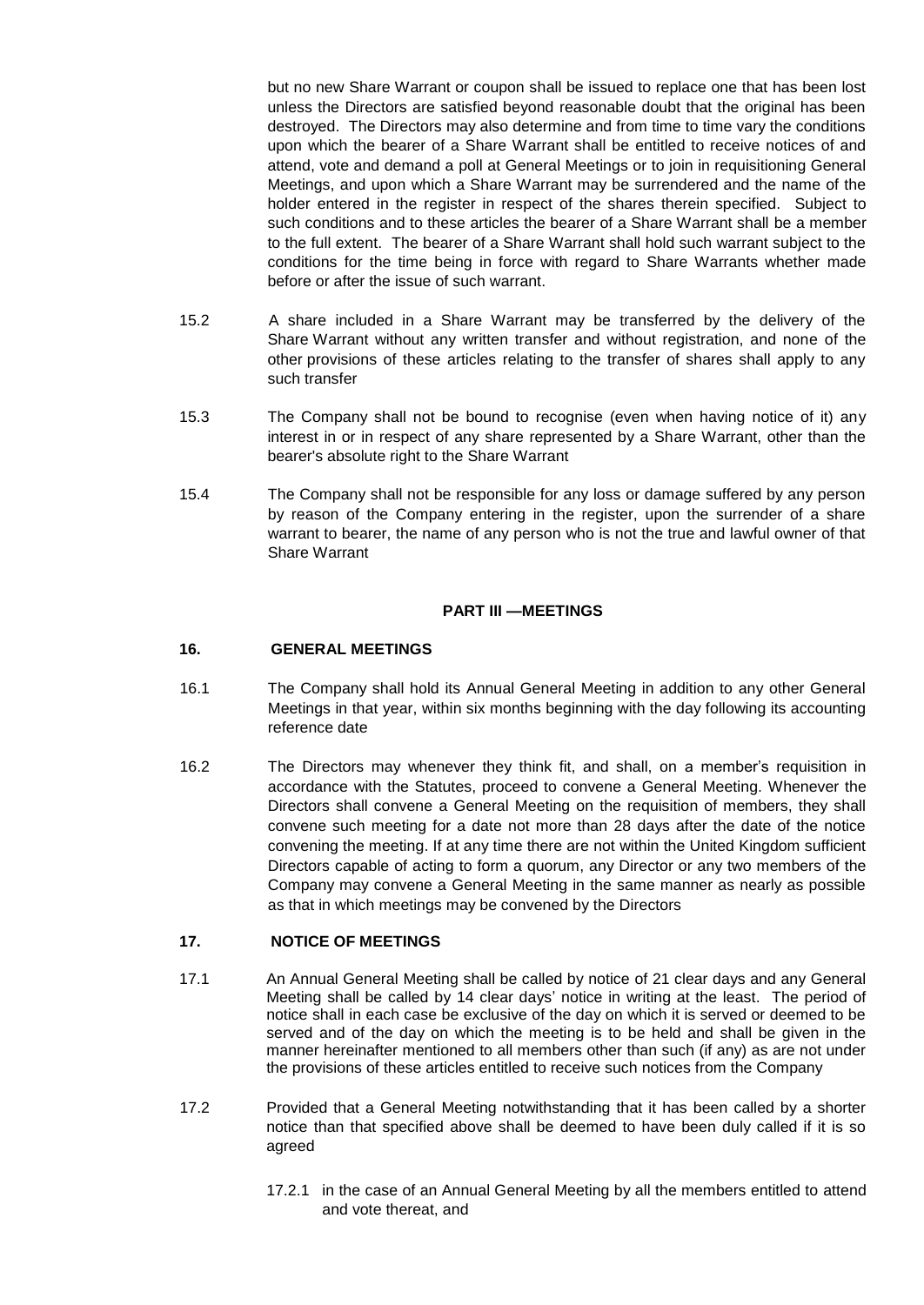but no new Share Warrant or coupon shall be issued to replace one that has been lost unless the Directors are satisfied beyond reasonable doubt that the original has been destroyed. The Directors may also determine and from time to time vary the conditions upon which the bearer of a Share Warrant shall be entitled to receive notices of and attend, vote and demand a poll at General Meetings or to join in requisitioning General Meetings, and upon which a Share Warrant may be surrendered and the name of the holder entered in the register in respect of the shares therein specified. Subject to such conditions and to these articles the bearer of a Share Warrant shall be a member to the full extent. The bearer of a Share Warrant shall hold such warrant subject to the conditions for the time being in force with regard to Share Warrants whether made before or after the issue of such warrant.

15.2 A share included in a Share Warrant may be transferred by the delivery of the Share Warrant without any written transfer and without registration, and none of the other provisions of these articles relating to the transfer of shares shall apply to any such transfer

15.3 The Company shall not be bound to recognise (even when having notice of it) any interest in or in respect of any share represented by a Share Warrant, other than the bearer's absolute right to the Share Warrant

15.4 The Company shall not be responsible for any loss or damage suffered by any person by reason of the Company entering in the register, upon the surrender of a share warrant to bearer, the name of any person who is not the true and lawful owner of that Share Warrant

## PART III —MEETINGS

### 16. GENERAL MEETINGS

16.1 The Company shall hold its Annual General Meeting in addition to any other General Meetings in that year, within six months beginning with the day following its accounting reference date

16.2 The Directors may whenever they think fit, and shall, on a member's requisition in accordance with the Statutes, proceed to convene a General Meeting. Whenever the Directors shall convene a General Meeting on the requisition of members, they shall convene such meeting for a date not more than 28 days after the date of the notice convening the meeting. If at any time there are not within the United Kingdom sufficient Directors capable of acting to form a quorum, any Director or any two members of the Company may convene a General Meeting in the same manner as nearly as possible as that in which meetings may be convened by the Directors

### 17. NOTICE OF MEETINGS

17.1 An Annual General Meeting shall be called by notice of 21 clear days and any General Meeting shall be called by 14 clear days' notice in writing at the least. The period of notice shall in each case be exclusive of the day on which it is served or deemed to be served and of the day on which the meeting is to be held and shall be given in the manner hereinafter mentioned to all members other than such (if any) as are not under the provisions of these articles entitled to receive such notices from the Company

17.2 Provided that a General Meeting notwithstanding that it has been called by a shorter notice than that specified above shall be deemed to have been duly called if it is so agreed

17.2.1 in the case of an Annual General Meeting by all the members entitled to attend and vote thereat, and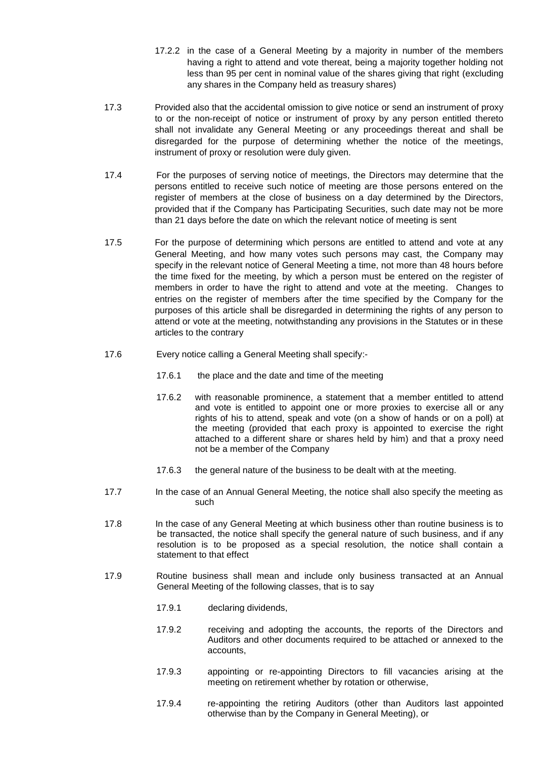17.2.2 in the case of a General Meeting by a majority in number of the members having a right to attend and vote thereat, being a majority together holding not less than 95 per cent in nominal value of the shares giving that right (excluding any shares in the Company held as treasury shares)

17.3 Provided also that the accidental omission to give notice or send an instrument of proxy to or the non-receipt of notice or instrument of proxy by any person entitled thereto shall not invalidate any General Meeting or any proceedings thereat and shall be disregarded for the purpose of determining whether the notice of the meetings, instrument of proxy or resolution were duly given.

17.4 For the purposes of serving notice of meetings, the Directors may determine that the persons entitled to receive such notice of meeting are those persons entered on the register of members at the close of business on a day determined by the Directors, provided that if the Company has Participating Securities, such date may not be more than 21 days before the date on which the relevant notice of meeting is sent

17.5 For the purpose of determining which persons are entitled to attend and vote at any General Meeting, and how many votes such persons may cast, the Company may specify in the relevant notice of General Meeting a time, not more than 48 hours before the time fixed for the meeting, by which a person must be entered on the register of members in order to have the right to attend and vote at the meeting. Changes to entries on the register of members after the time specified by the Company for the purposes of this article shall be disregarded in determining the rights of any person to attend or vote at the meeting, notwithstanding any provisions in the Statutes or in these articles to the contrary

17.6 Every notice calling a General Meeting shall specify:-

17.6.1 the place and the date and time of the meeting

17.6.2 with reasonable prominence, a statement that a member entitled to attend and vote is entitled to appoint one or more proxies to exercise all or any rights of his to attend, speak and vote (on a show of hands or on a poll) at the meeting (provided that each proxy is appointed to exercise the right attached to a different share or shares held by him) and that a proxy need not be a member of the Company

17.6.3 the general nature of the business to be dealt with at the meeting.

17.7 In the case of an Annual General Meeting, the notice shall also specify the meeting as such

17.8 In the case of any General Meeting at which business other than routine business is to be transacted, the notice shall specify the general nature of such business, and if any resolution is to be proposed as a special resolution, the notice shall contain a statement to that effect

17.9 Routine business shall mean and include only business transacted at an Annual General Meeting of the following classes, that is to say

17.9.1 declaring dividends,

17.9.2 receiving and adopting the accounts, the reports of the Directors and Auditors and other documents required to be attached or annexed to the accounts,

17.9.3 appointing or re-appointing Directors to fill vacancies arising at the meeting on retirement whether by rotation or otherwise,

17.9.4 re-appointing the retiring Auditors (other than Auditors last appointed otherwise than by the Company in General Meeting), or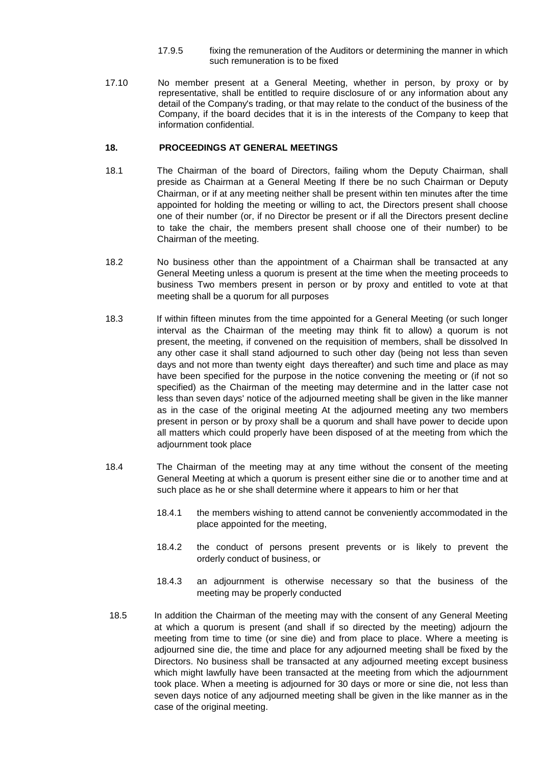17.9.5 fixing the remuneration of the Auditors or determining the manner in which such remuneration is to be fixed

17.10 No member present at a General Meeting, whether in person, by proxy or by representative, shall be entitled to require disclosure of or any information about any detail of the Company's trading, or that may relate to the conduct of the business of the Company, if the board decides that it is in the interests of the Company to keep that information confidential.

## 18. PROCEEDINGS AT GENERAL MEETINGS

18.1 The Chairman of the board of Directors, failing whom the Deputy Chairman, shall preside as Chairman at a General Meeting If there be no such Chairman or Deputy Chairman, or if at any meeting neither shall be present within ten minutes after the time appointed for holding the meeting or willing to act, the Directors present shall choose one of their number (or, if no Director be present or if all the Directors present decline to take the chair, the members present shall choose one of their number) to be Chairman of the meeting.

18.2 No business other than the appointment of a Chairman shall be transacted at any General Meeting unless a quorum is present at the time when the meeting proceeds to business Two members present in person or by proxy and entitled to vote at that meeting shall be a quorum for all purposes

18.3 If within fifteen minutes from the time appointed for a General Meeting (or such longer interval as the Chairman of the meeting may think fit to allow) a quorum is not present, the meeting, if convened on the requisition of members, shall be dissolved In any other case it shall stand adjourned to such other day (being not less than seven days and not more than twenty eight days thereafter) and such time and place as may have been specified for the purpose in the notice convening the meeting or (if not so specified) as the Chairman of the meeting may determine and in the latter case not less than seven days' notice of the adjourned meeting shall be given in the like manner as in the case of the original meeting At the adjourned meeting any two members present in person or by proxy shall be a quorum and shall have power to decide upon all matters which could properly have been disposed of at the meeting from which the adjournment took place

18.4 The Chairman of the meeting may at any time without the consent of the meeting General Meeting at which a quorum is present either sine die or to another time and at such place as he or she shall determine where it appears to him or her that

18.4.1 the members wishing to attend cannot be conveniently accommodated in the place appointed for the meeting,

18.4.2 the conduct of persons present prevents or is likely to prevent the orderly conduct of business, or

18.4.3 an adjournment is otherwise necessary so that the business of the meeting may be properly conducted

18.5 In addition the Chairman of the meeting may with the consent of any General Meeting at which a quorum is present (and shall if so directed by the meeting) adjourn the meeting from time to time (or sine die) and from place to place. Where a meeting is adjourned sine die, the time and place for any adjourned meeting shall be fixed by the Directors. No business shall be transacted at any adjourned meeting except business which might lawfully have been transacted at the meeting from which the adjournment took place. When a meeting is adjourned for 30 days or more or sine die, not less than seven days notice of any adjourned meeting shall be given in the like manner as in the case of the original meeting.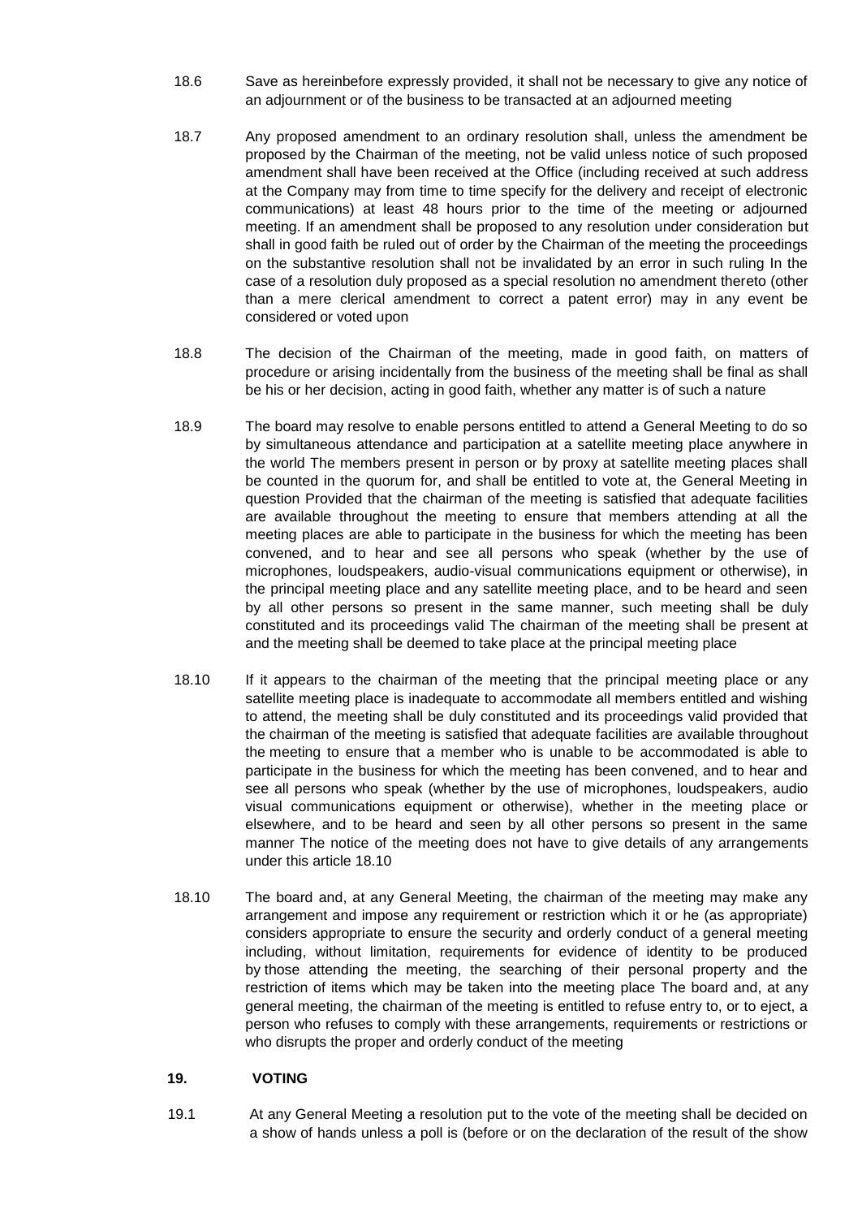18.6 Save as hereinbefore expressly provided, it shall not be necessary to give any notice of an adjournment or of the business to be transacted at an adjourned meeting

18.7 Any proposed amendment to an ordinary resolution shall, unless the amendment be proposed by the Chairman of the meeting, not be valid unless notice of such proposed amendment shall have been received at the Office (including received at such address at the Company may from time to time specify for the delivery and receipt of electronic communications) at least 48 hours prior to the time of the meeting or adjourned meeting. If an amendment shall be proposed to any resolution under consideration but shall in good faith be ruled out of order by the Chairman of the meeting the proceedings on the substantive resolution shall not be invalidated by an error in such ruling In the case of a resolution duly proposed as a special resolution no amendment thereto (other than a mere clerical amendment to correct a patent error) may in any event be considered or voted upon

18.8 The decision of the Chairman of the meeting, made in good faith, on matters of procedure or arising incidentally from the business of the meeting shall be final as shall be his or her decision, acting in good faith, whether any matter is of such a nature

18.9 The board may resolve to enable persons entitled to attend a General Meeting to do so by simultaneous attendance and participation at a satellite meeting place anywhere in the world The members present in person or by proxy at satellite meeting places shall be counted in the quorum for, and shall be entitled to vote at, the General Meeting in question Provided that the chairman of the meeting is satisfied that adequate facilities are available throughout the meeting to ensure that members attending at all the meeting places are able to participate in the business for which the meeting has been convened, and to hear and see all persons who speak (whether by the use of microphones, loudspeakers, audio-visual communications equipment or otherwise), in the principal meeting place and any satellite meeting place, and to be heard and seen by all other persons so present in the same manner, such meeting shall be duly constituted and its proceedings valid The chairman of the meeting shall be present at and the meeting shall be deemed to take place at the principal meeting place

18.10 If it appears to the chairman of the meeting that the principal meeting place or any satellite meeting place is inadequate to accommodate all members entitled and wishing to attend, the meeting shall be duly constituted and its proceedings valid provided that the chairman of the meeting is satisfied that adequate facilities are available throughout the meeting to ensure that a member who is unable to be accommodated is able to participate in the business for which the meeting has been convened, and to hear and see all persons who speak (whether by the use of microphones, loudspeakers, audio visual communications equipment or otherwise), whether in the meeting place or elsewhere, and to be heard and seen by all other persons so present in the same manner The notice of the meeting does not have to give details of any arrangements under this article 18.10

18.10 The board and, at any General Meeting, the chairman of the meeting may make any arrangement and impose any requirement or restriction which it or he (as appropriate) considers appropriate to ensure the security and orderly conduct of a general meeting including, without limitation, requirements for evidence of identity to be produced by those attending the meeting, the searching of their personal property and the restriction of items which may be taken into the meeting place The board and, at any general meeting, the chairman of the meeting is entitled to refuse entry to, or to eject, a person who refuses to comply with these arrangements, requirements or restrictions or who disrupts the proper and orderly conduct of the meeting

## 19. VOTING

19.1 At any General Meeting a resolution put to the vote of the meeting shall be decided on a show of hands unless a poll is (before or on the declaration of the result of the show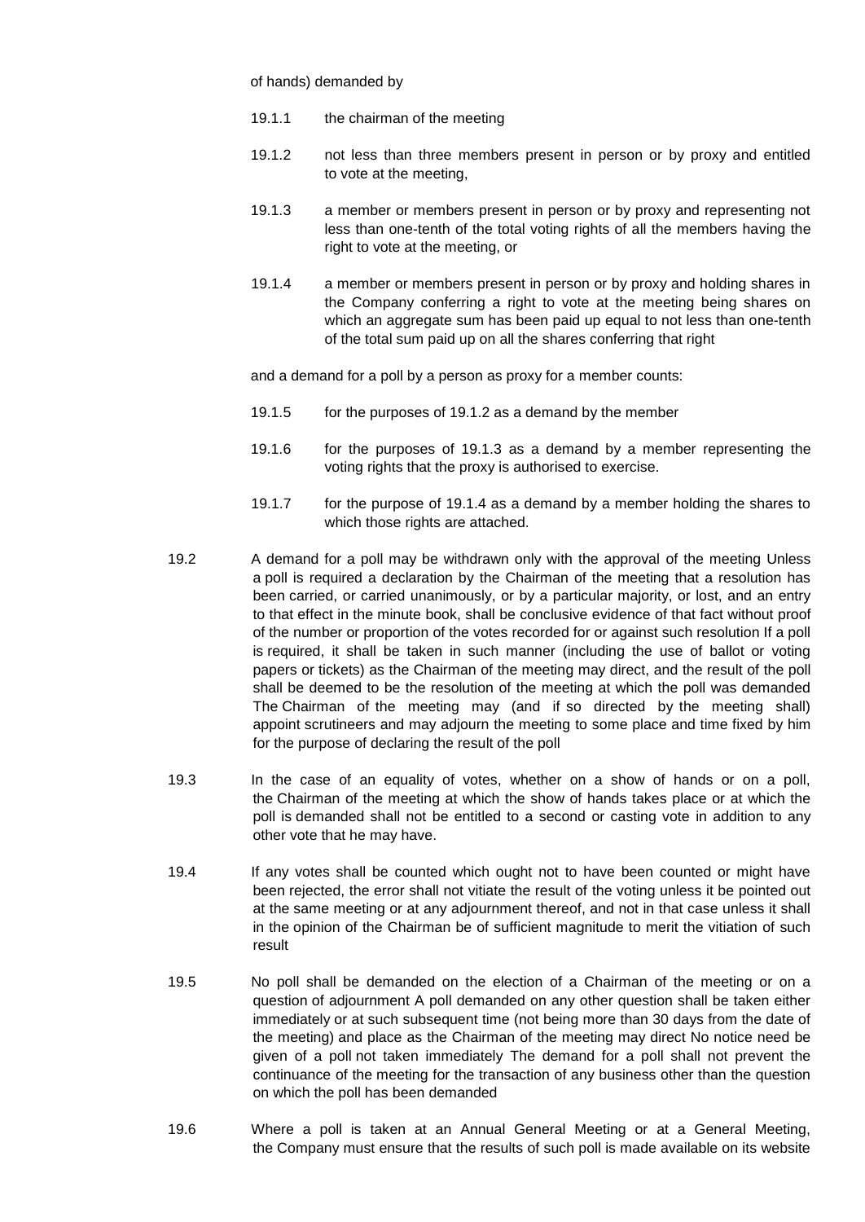of hands) demanded by

19.1.1 the chairman of the meeting

19.1.2 not less than three members present in person or by proxy and entitled to vote at the meeting,

19.1.3 a member or members present in person or by proxy and representing not less than one-tenth of the total voting rights of all the members having the right to vote at the meeting, or

19.1.4 a member or members present in person or by proxy and holding shares in the Company conferring a right to vote at the meeting being shares on which an aggregate sum has been paid up equal to not less than one-tenth of the total sum paid up on all the shares conferring that right

and a demand for a poll by a person as proxy for a member counts:

19.1.5 for the purposes of 19.1.2 as a demand by the member

19.1.6 for the purposes of 19.1.3 as a demand by a member representing the voting rights that the proxy is authorised to exercise.

19.1.7 for the purpose of 19.1.4 as a demand by a member holding the shares to which those rights are attached.

19.2 A demand for a poll may be withdrawn only with the approval of the meeting Unless a poll is required a declaration by the Chairman of the meeting that a resolution has been carried, or carried unanimously, or by a particular majority, or lost, and an entry to that effect in the minute book, shall be conclusive evidence of that fact without proof of the number or proportion of the votes recorded for or against such resolution If a poll is required, it shall be taken in such manner (including the use of ballot or voting papers or tickets) as the Chairman of the meeting may direct, and the result of the poll shall be deemed to be the resolution of the meeting at which the poll was demanded The Chairman of the meeting may (and if so directed by the meeting shall) appoint scrutineers and may adjourn the meeting to some place and time fixed by him for the purpose of declaring the result of the poll

19.3 In the case of an equality of votes, whether on a show of hands or on a poll, the Chairman of the meeting at which the show of hands takes place or at which the poll is demanded shall not be entitled to a second or casting vote in addition to any other vote that he may have.

19.4 If any votes shall be counted which ought not to have been counted or might have been rejected, the error shall not vitiate the result of the voting unless it be pointed out at the same meeting or at any adjournment thereof, and not in that case unless it shall in the opinion of the Chairman be of sufficient magnitude to merit the vitiation of such result

19.5 No poll shall be demanded on the election of a Chairman of the meeting or on a question of adjournment A poll demanded on any other question shall be taken either immediately or at such subsequent time (not being more than 30 days from the date of the meeting) and place as the Chairman of the meeting may direct No notice need be given of a poll not taken immediately The demand for a poll shall not prevent the continuance of the meeting for the transaction of any business other than the question on which the poll has been demanded

19.6 Where a poll is taken at an Annual General Meeting or at a General Meeting, the Company must ensure that the results of such poll is made available on its website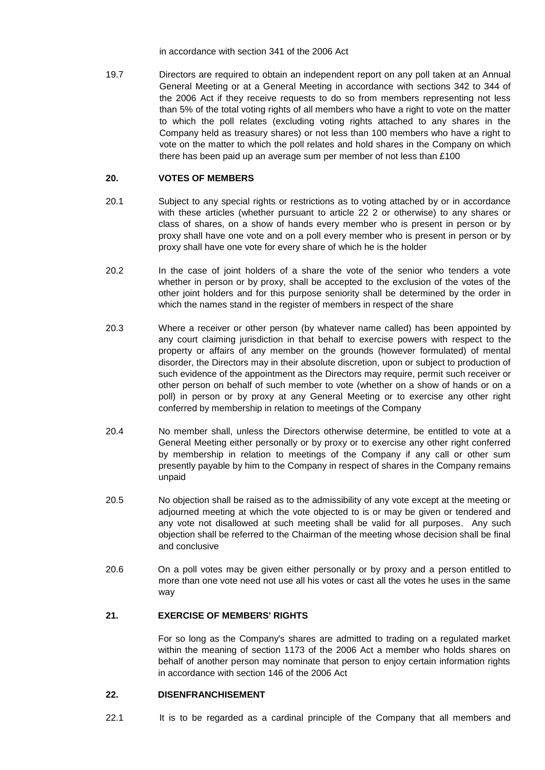in accordance with section 341 of the 2006 Act

19.7 Directors are required to obtain an independent report on any poll taken at an Annual General Meeting or at a General Meeting in accordance with sections 342 to 344 of the 2006 Act if they receive requests to do so from members representing not less than 5% of the total voting rights of all members who have a right to vote on the matter to which the poll relates (excluding voting rights attached to any shares in the Company held as treasury shares) or not less than 100 members who have a right to vote on the matter to which the poll relates and hold shares in the Company on which there has been paid up an average sum per member of not less than £100

## 20. VOTES OF MEMBERS

20.1 Subject to any special rights or restrictions as to voting attached by or in accordance with these articles (whether pursuant to article 22 2 or otherwise) to any shares or class of shares, on a show of hands every member who is present in person or by proxy shall have one vote and on a poll every member who is present in person or by proxy shall have one vote for every share of which he is the holder

20.2 In the case of joint holders of a share the vote of the senior who tenders a vote whether in person or by proxy, shall be accepted to the exclusion of the votes of the other joint holders and for this purpose seniority shall be determined by the order in which the names stand in the register of members in respect of the share

20.3 Where a receiver or other person (by whatever name called) has been appointed by any court claiming jurisdiction in that behalf to exercise powers with respect to the property or affairs of any member on the grounds (however formulated) of mental disorder, the Directors may in their absolute discretion, upon or subject to production of such evidence of the appointment as the Directors may require, permit such receiver or other person on behalf of such member to vote (whether on a show of hands or on a poll) in person or by proxy at any General Meeting or to exercise any other right conferred by membership in relation to meetings of the Company

20.4 No member shall, unless the Directors otherwise determine, be entitled to vote at a General Meeting either personally or by proxy or to exercise any other right conferred by membership in relation to meetings of the Company if any call or other sum presently payable by him to the Company in respect of shares in the Company remains unpaid

20.5 No objection shall be raised as to the admissibility of any vote except at the meeting or adjourned meeting at which the vote objected to is or may be given or tendered and any vote not disallowed at such meeting shall be valid for all purposes. Any such objection shall be referred to the Chairman of the meeting whose decision shall be final and conclusive

20.6 On a poll votes may be given either personally or by proxy and a person entitled to more than one vote need not use all his votes or cast all the votes he uses in the same way

## 21. EXERCISE OF MEMBERS' RIGHTS

For so long as the Company's shares are admitted to trading on a regulated market within the meaning of section 1173 of the 2006 Act a member who holds shares on behalf of another person may nominate that person to enjoy certain information rights in accordance with section 146 of the 2006 Act

## 22. DISENFRANCHISEMENT

22.1 It is to be regarded as a cardinal principle of the Company that all members and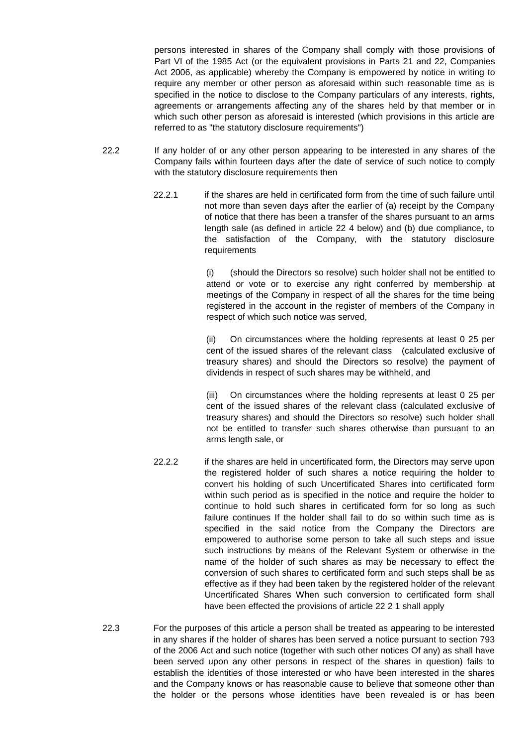persons interested in shares of the Company shall comply with those provisions of Part VI of the 1985 Act (or the equivalent provisions in Parts 21 and 22, Companies Act 2006, as applicable) whereby the Company is empowered by notice in writing to require any member or other person as aforesaid within such reasonable time as is specified in the notice to disclose to the Company particulars of any interests, rights, agreements or arrangements affecting any of the shares held by that member or in which such other person as aforesaid is interested (which provisions in this article are referred to as "the statutory disclosure requirements")

22.2 If any holder of or any other person appearing to be interested in any shares of the Company fails within fourteen days after the date of service of such notice to comply with the statutory disclosure requirements then

22.2.1 if the shares are held in certificated form from the time of such failure until not more than seven days after the earlier of (a) receipt by the Company of notice that there has been a transfer of the shares pursuant to an arms length sale (as defined in article 22 4 below) and (b) due compliance, to the satisfaction of the Company, with the statutory disclosure requirements

(i) (should the Directors so resolve) such holder shall not be entitled to attend or vote or to exercise any right conferred by membership at meetings of the Company in respect of all the shares for the time being registered in the account in the register of members of the Company in respect of which such notice was served,

(ii) On circumstances where the holding represents at least 0 25 per cent of the issued shares of the relevant class (calculated exclusive of treasury shares) and should the Directors so resolve) the payment of dividends in respect of such shares may be withheld, and

(iii) On circumstances where the holding represents at least 0 25 per cent of the issued shares of the relevant class (calculated exclusive of treasury shares) and should the Directors so resolve) such holder shall not be entitled to transfer such shares otherwise than pursuant to an arms length sale, or

22.2.2 if the shares are held in uncertificated form, the Directors may serve upon the registered holder of such shares a notice requiring the holder to convert his holding of such Uncertificated Shares into certificated form within such period as is specified in the notice and require the holder to continue to hold such shares in certificated form for so long as such failure continues If the holder shall fail to do so within such time as is specified in the said notice from the Company the Directors are empowered to authorise some person to take all such steps and issue such instructions by means of the Relevant System or otherwise in the name of the holder of such shares as may be necessary to effect the conversion of such shares to certificated form and such steps shall be as effective as if they had been taken by the registered holder of the relevant Uncertificated Shares When such conversion to certificated form shall have been effected the provisions of article 22 2 1 shall apply

22.3 For the purposes of this article a person shall be treated as appearing to be interested in any shares if the holder of shares has been served a notice pursuant to section 793 of the 2006 Act and such notice (together with such other notices Of any) as shall have been served upon any other persons in respect of the shares in question) fails to establish the identities of those interested or who have been interested in the shares and the Company knows or has reasonable cause to believe that someone other than the holder or the persons whose identities have been revealed is or has been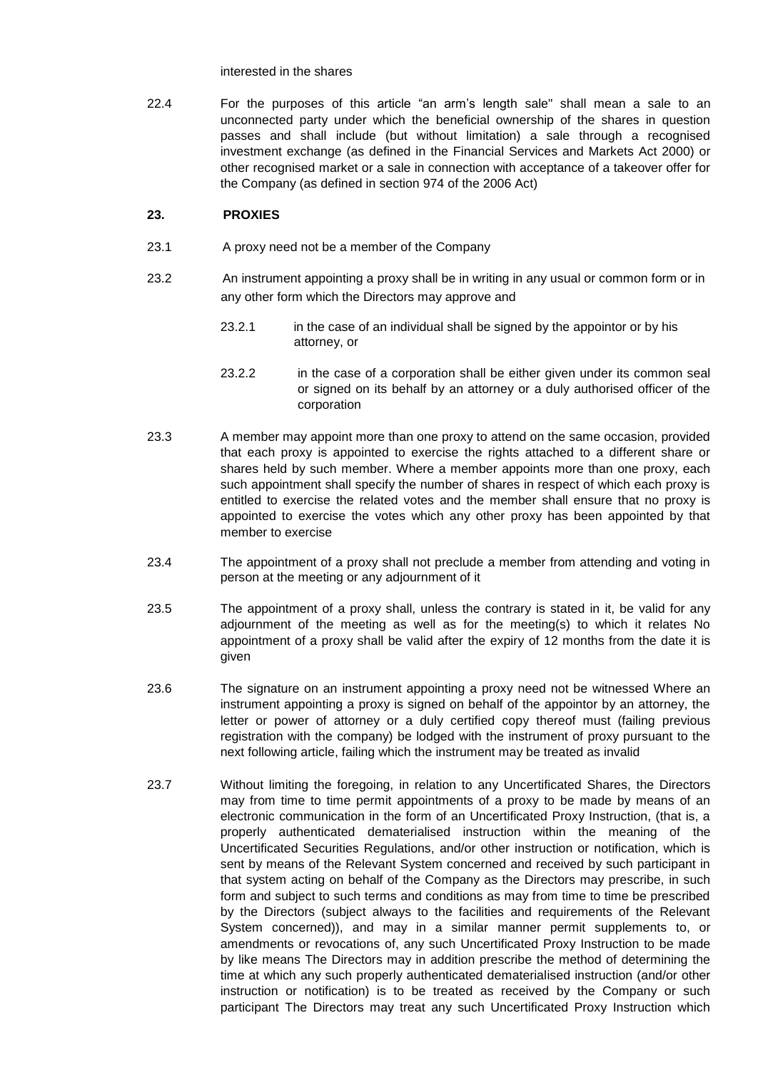interested in the shares

22.4 For the purposes of this article "an arm's length sale" shall mean a sale to an unconnected party under which the beneficial ownership of the shares in question passes and shall include (but without limitation) a sale through a recognised investment exchange (as defined in the Financial Services and Markets Act 2000) or other recognised market or a sale in connection with acceptance of a takeover offer for the Company (as defined in section 974 of the 2006 Act)

## 23. PROXIES

23.1 A proxy need not be a member of the Company

23.2 An instrument appointing a proxy shall be in writing in any usual or common form or in any other form which the Directors may approve and

23.2.1 in the case of an individual shall be signed by the appointor or by his attorney, or

23.2.2 in the case of a corporation shall be either given under its common seal or signed on its behalf by an attorney or a duly authorised officer of the corporation

23.3 A member may appoint more than one proxy to attend on the same occasion, provided that each proxy is appointed to exercise the rights attached to a different share or shares held by such member. Where a member appoints more than one proxy, each such appointment shall specify the number of shares in respect of which each proxy is entitled to exercise the related votes and the member shall ensure that no proxy is appointed to exercise the votes which any other proxy has been appointed by that member to exercise

23.4 The appointment of a proxy shall not preclude a member from attending and voting in person at the meeting or any adjournment of it

23.5 The appointment of a proxy shall, unless the contrary is stated in it, be valid for any adjournment of the meeting as well as for the meeting(s) to which it relates No appointment of a proxy shall be valid after the expiry of 12 months from the date it is given

23.6 The signature on an instrument appointing a proxy need not be witnessed Where an instrument appointing a proxy is signed on behalf of the appointor by an attorney, the letter or power of attorney or a duly certified copy thereof must (failing previous registration with the company) be lodged with the instrument of proxy pursuant to the next following article, failing which the instrument may be treated as invalid

23.7 Without limiting the foregoing, in relation to any Uncertificated Shares, the Directors may from time to time permit appointments of a proxy to be made by means of an electronic communication in the form of an Uncertificated Proxy Instruction, (that is, a properly authenticated dematerialised instruction within the meaning of the Uncertificated Securities Regulations, and/or other instruction or notification, which is sent by means of the Relevant System concerned and received by such participant in that system acting on behalf of the Company as the Directors may prescribe, in such form and subject to such terms and conditions as may from time to time be prescribed by the Directors (subject always to the facilities and requirements of the Relevant System concerned)), and may in a similar manner permit supplements to, or amendments or revocations of, any such Uncertificated Proxy Instruction to be made by like means The Directors may in addition prescribe the method of determining the time at which any such properly authenticated dematerialised instruction (and/or other instruction or notification) is to be treated as received by the Company or such participant The Directors may treat any such Uncertificated Proxy Instruction which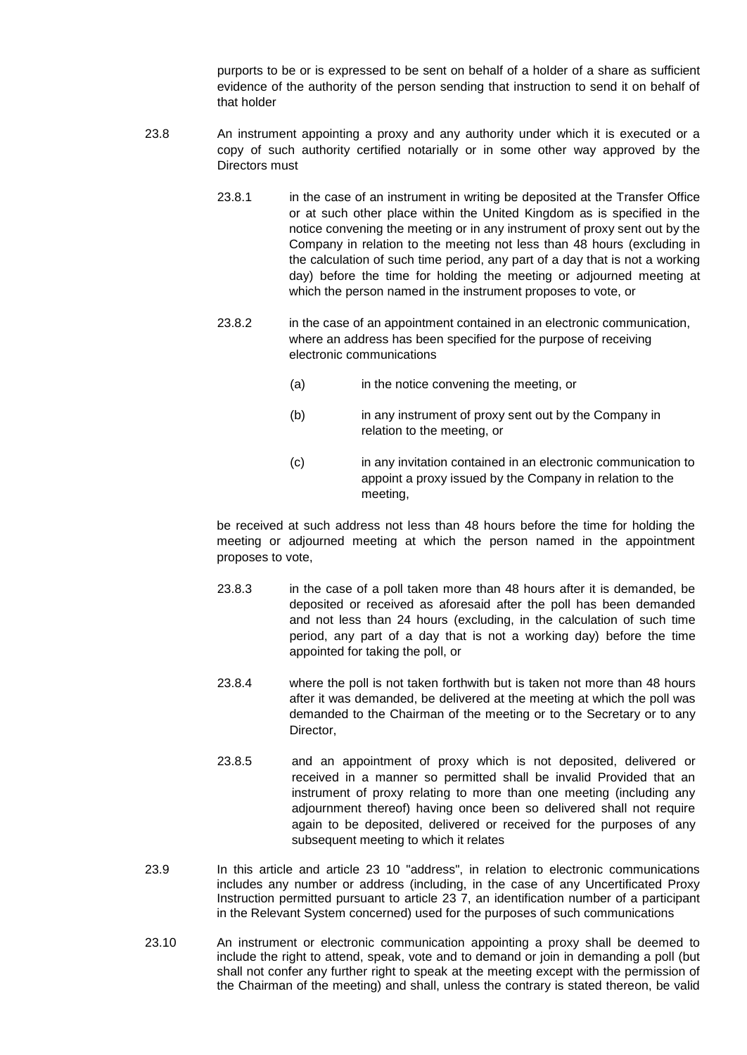purports to be or is expressed to be sent on behalf of a holder of a share as sufficient evidence of the authority of the person sending that instruction to send it on behalf of that holder

23.8 An instrument appointing a proxy and any authority under which it is executed or a copy of such authority certified notarially or in some other way approved by the Directors must

23.8.1 in the case of an instrument in writing be deposited at the Transfer Office or at such other place within the United Kingdom as is specified in the notice convening the meeting or in any instrument of proxy sent out by the Company in relation to the meeting not less than 48 hours (excluding in the calculation of such time period, any part of a day that is not a working day) before the time for holding the meeting or adjourned meeting at which the person named in the instrument proposes to vote, or

23.8.2 in the case of an appointment contained in an electronic communication, where an address has been specified for the purpose of receiving electronic communications

(a) in the notice convening the meeting, or

(b) in any instrument of proxy sent out by the Company in relation to the meeting, or

(c) in any invitation contained in an electronic communication to appoint a proxy issued by the Company in relation to the meeting,

be received at such address not less than 48 hours before the time for holding the meeting or adjourned meeting at which the person named in the appointment proposes to vote,

23.8.3 in the case of a poll taken more than 48 hours after it is demanded, be deposited or received as aforesaid after the poll has been demanded and not less than 24 hours (excluding, in the calculation of such time period, any part of a day that is not a working day) before the time appointed for taking the poll, or

23.8.4 where the poll is not taken forthwith but is taken not more than 48 hours after it was demanded, be delivered at the meeting at which the poll was demanded to the Chairman of the meeting or to the Secretary or to any Director,

23.8.5 and an appointment of proxy which is not deposited, delivered or received in a manner so permitted shall be invalid Provided that an instrument of proxy relating to more than one meeting (including any adjournment thereof) having once been so delivered shall not require again to be deposited, delivered or received for the purposes of any subsequent meeting to which it relates

23.9 In this article and article 23 10 "address", in relation to electronic communications includes any number or address (including, in the case of any Uncertificated Proxy Instruction permitted pursuant to article 23 7, an identification number of a participant in the Relevant System concerned) used for the purposes of such communications

23.10 An instrument or electronic communication appointing a proxy shall be deemed to include the right to attend, speak, vote and to demand or join in demanding a poll (but shall not confer any further right to speak at the meeting except with the permission of the Chairman of the meeting) and shall, unless the contrary is stated thereon, be valid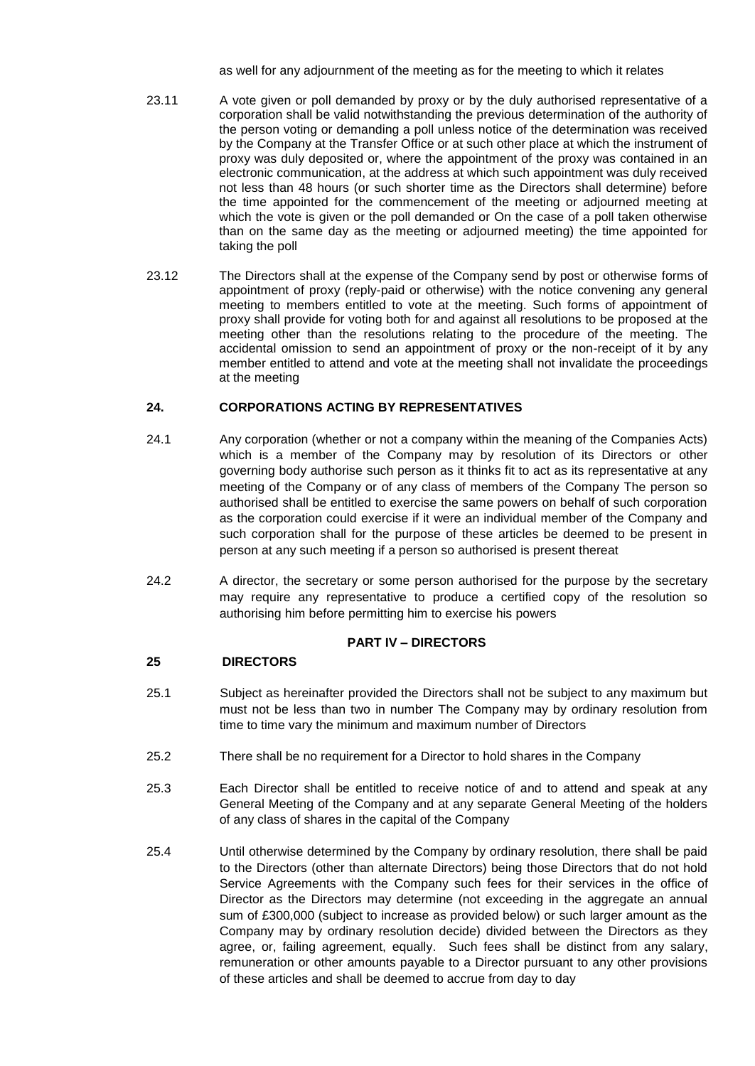as well for any adjournment of the meeting as for the meeting to which it relates

23.11 A vote given or poll demanded by proxy or by the duly authorised representative of a corporation shall be valid notwithstanding the previous determination of the authority of the person voting or demanding a poll unless notice of the determination was received by the Company at the Transfer Office or at such other place at which the instrument of proxy was duly deposited or, where the appointment of the proxy was contained in an electronic communication, at the address at which such appointment was duly received not less than 48 hours (or such shorter time as the Directors shall determine) before the time appointed for the commencement of the meeting or adjourned meeting at which the vote is given or the poll demanded or On the case of a poll taken otherwise than on the same day as the meeting or adjourned meeting) the time appointed for taking the poll

23.12 The Directors shall at the expense of the Company send by post or otherwise forms of appointment of proxy (reply-paid or otherwise) with the notice convening any general meeting to members entitled to vote at the meeting. Such forms of appointment of proxy shall provide for voting both for and against all resolutions to be proposed at the meeting other than the resolutions relating to the procedure of the meeting. The accidental omission to send an appointment of proxy or the non-receipt of it by any member entitled to attend and vote at the meeting shall not invalidate the proceedings at the meeting

## 24. CORPORATIONS ACTING BY REPRESENTATIVES

24.1 Any corporation (whether or not a company within the meaning of the Companies Acts) which is a member of the Company may by resolution of its Directors or other governing body authorise such person as it thinks fit to act as its representative at any meeting of the Company or of any class of members of the Company The person so authorised shall be entitled to exercise the same powers on behalf of such corporation as the corporation could exercise if it were an individual member of the Company and such corporation shall for the purpose of these articles be deemed to be present in person at any such meeting if a person so authorised is present thereat

24.2 A director, the secretary or some person authorised for the purpose by the secretary may require any representative to produce a certified copy of the resolution so authorising him before permitting him to exercise his powers

# PART IV – DIRECTORS

## 25 DIRECTORS

25.1 Subject as hereinafter provided the Directors shall not be subject to any maximum but must not be less than two in number The Company may by ordinary resolution from time to time vary the minimum and maximum number of Directors

25.2 There shall be no requirement for a Director to hold shares in the Company

25.3 Each Director shall be entitled to receive notice of and to attend and speak at any General Meeting of the Company and at any separate General Meeting of the holders of any class of shares in the capital of the Company

25.4 Until otherwise determined by the Company by ordinary resolution, there shall be paid to the Directors (other than alternate Directors) being those Directors that do not hold Service Agreements with the Company such fees for their services in the office of Director as the Directors may determine (not exceeding in the aggregate an annual sum of £300,000 (subject to increase as provided below) or such larger amount as the Company may by ordinary resolution decide) divided between the Directors as they agree, or, failing agreement, equally. Such fees shall be distinct from any salary, remuneration or other amounts payable to a Director pursuant to any other provisions of these articles and shall be deemed to accrue from day to day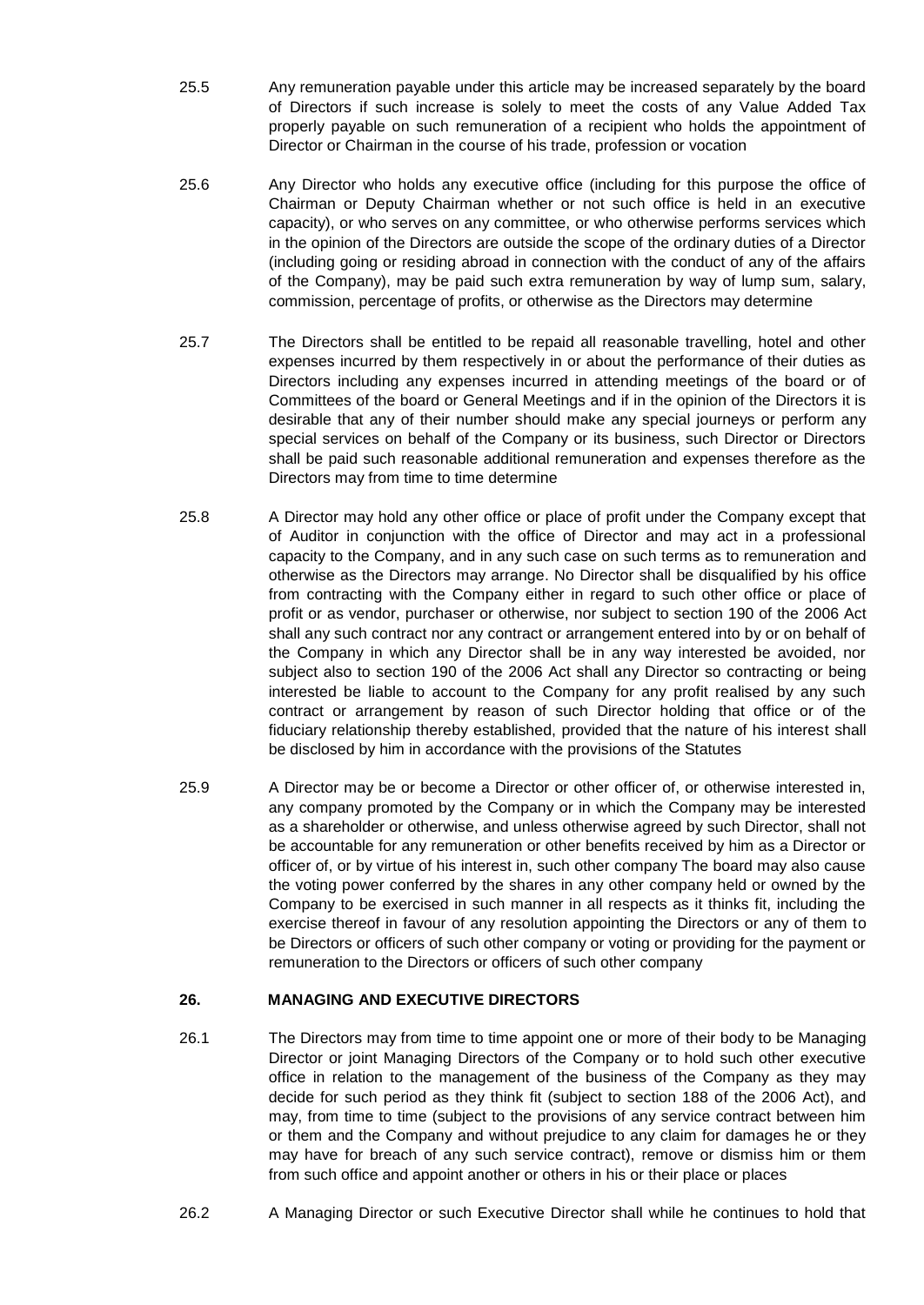25.5 Any remuneration payable under this article may be increased separately by the board of Directors if such increase is solely to meet the costs of any Value Added Tax properly payable on such remuneration of a recipient who holds the appointment of Director or Chairman in the course of his trade, profession or vocation

25.6 Any Director who holds any executive office (including for this purpose the office of Chairman or Deputy Chairman whether or not such office is held in an executive capacity), or who serves on any committee, or who otherwise performs services which in the opinion of the Directors are outside the scope of the ordinary duties of a Director (including going or residing abroad in connection with the conduct of any of the affairs of the Company), may be paid such extra remuneration by way of lump sum, salary, commission, percentage of profits, or otherwise as the Directors may determine

25.7 The Directors shall be entitled to be repaid all reasonable travelling, hotel and other expenses incurred by them respectively in or about the performance of their duties as Directors including any expenses incurred in attending meetings of the board or of Committees of the board or General Meetings and if in the opinion of the Directors it is desirable that any of their number should make any special journeys or perform any special services on behalf of the Company or its business, such Director or Directors shall be paid such reasonable additional remuneration and expenses therefore as the Directors may from time to time determine

25.8 A Director may hold any other office or place of profit under the Company except that of Auditor in conjunction with the office of Director and may act in a professional capacity to the Company, and in any such case on such terms as to remuneration and otherwise as the Directors may arrange. No Director shall be disqualified by his office from contracting with the Company either in regard to such other office or place of profit or as vendor, purchaser or otherwise, nor subject to section 190 of the 2006 Act shall any such contract nor any contract or arrangement entered into by or on behalf of the Company in which any Director shall be in any way interested be avoided, nor subject also to section 190 of the 2006 Act shall any Director so contracting or being interested be liable to account to the Company for any profit realised by any such contract or arrangement by reason of such Director holding that office or of the fiduciary relationship thereby established, provided that the nature of his interest shall be disclosed by him in accordance with the provisions of the Statutes

25.9 A Director may be or become a Director or other officer of, or otherwise interested in, any company promoted by the Company or in which the Company may be interested as a shareholder or otherwise, and unless otherwise agreed by such Director, shall not be accountable for any remuneration or other benefits received by him as a Director or officer of, or by virtue of his interest in, such other company The board may also cause the voting power conferred by the shares in any other company held or owned by the Company to be exercised in such manner in all respects as it thinks fit, including the exercise thereof in favour of any resolution appointing the Directors or any of them to be Directors or officers of such other company or voting or providing for the payment or remuneration to the Directors or officers of such other company

## 26. MANAGING AND EXECUTIVE DIRECTORS

26.1 The Directors may from time to time appoint one or more of their body to be Managing Director or joint Managing Directors of the Company or to hold such other executive office in relation to the management of the business of the Company as they may decide for such period as they think fit (subject to section 188 of the 2006 Act), and may, from time to time (subject to the provisions of any service contract between him or them and the Company and without prejudice to any claim for damages he or they may have for breach of any such service contract), remove or dismiss him or them from such office and appoint another or others in his or their place or places

26.2 A Managing Director or such Executive Director shall while he continues to hold that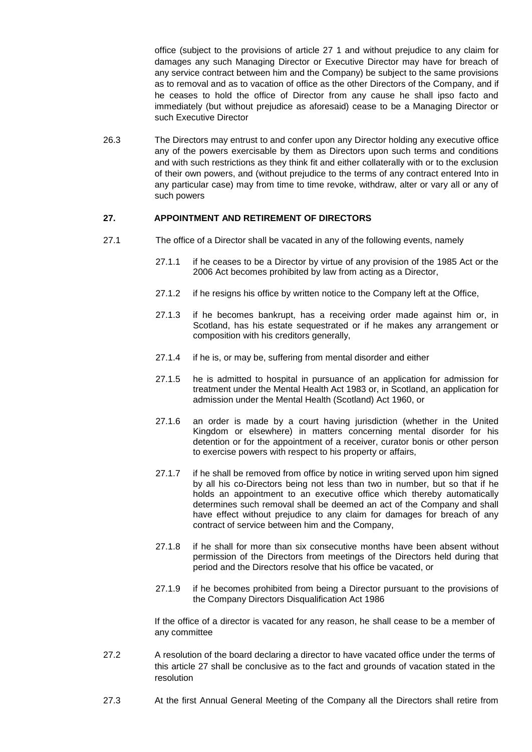office (subject to the provisions of article 27 1 and without prejudice to any claim for damages any such Managing Director or Executive Director may have for breach of any service contract between him and the Company) be subject to the same provisions as to removal and as to vacation of office as the other Directors of the Company, and if he ceases to hold the office of Director from any cause he shall ipso facto and immediately (but without prejudice as aforesaid) cease to be a Managing Director or such Executive Director

26.3 The Directors may entrust to and confer upon any Director holding any executive office any of the powers exercisable by them as Directors upon such terms and conditions and with such restrictions as they think fit and either collaterally with or to the exclusion of their own powers, and (without prejudice to the terms of any contract entered Into in any particular case) may from time to time revoke, withdraw, alter or vary all or any of such powers

## 27. APPOINTMENT AND RETIREMENT OF DIRECTORS

27.1 The office of a Director shall be vacated in any of the following events, namely

27.1.1 if he ceases to be a Director by virtue of any provision of the 1985 Act or the 2006 Act becomes prohibited by law from acting as a Director,

27.1.2 if he resigns his office by written notice to the Company left at the Office,

27.1.3 if he becomes bankrupt, has a receiving order made against him or, in Scotland, has his estate sequestrated or if he makes any arrangement or composition with his creditors generally,

27.1.4 if he is, or may be, suffering from mental disorder and either

27.1.5 he is admitted to hospital in pursuance of an application for admission for treatment under the Mental Health Act 1983 or, in Scotland, an application for admission under the Mental Health (Scotland) Act 1960, or

27.1.6 an order is made by a court having jurisdiction (whether in the United Kingdom or elsewhere) in matters concerning mental disorder for his detention or for the appointment of a receiver, curator bonis or other person to exercise powers with respect to his property or affairs,

27.1.7 if he shall be removed from office by notice in writing served upon him signed by all his co-Directors being not less than two in number, but so that if he holds an appointment to an executive office which thereby automatically determines such removal shall be deemed an act of the Company and shall have effect without prejudice to any claim for damages for breach of any contract of service between him and the Company,

27.1.8 if he shall for more than six consecutive months have been absent without permission of the Directors from meetings of the Directors held during that period and the Directors resolve that his office be vacated, or

27.1.9 if he becomes prohibited from being a Director pursuant to the provisions of the Company Directors Disqualification Act 1986

If the office of a director is vacated for any reason, he shall cease to be a member of any committee

27.2 A resolution of the board declaring a director to have vacated office under the terms of this article 27 shall be conclusive as to the fact and grounds of vacation stated in the resolution

27.3 At the first Annual General Meeting of the Company all the Directors shall retire from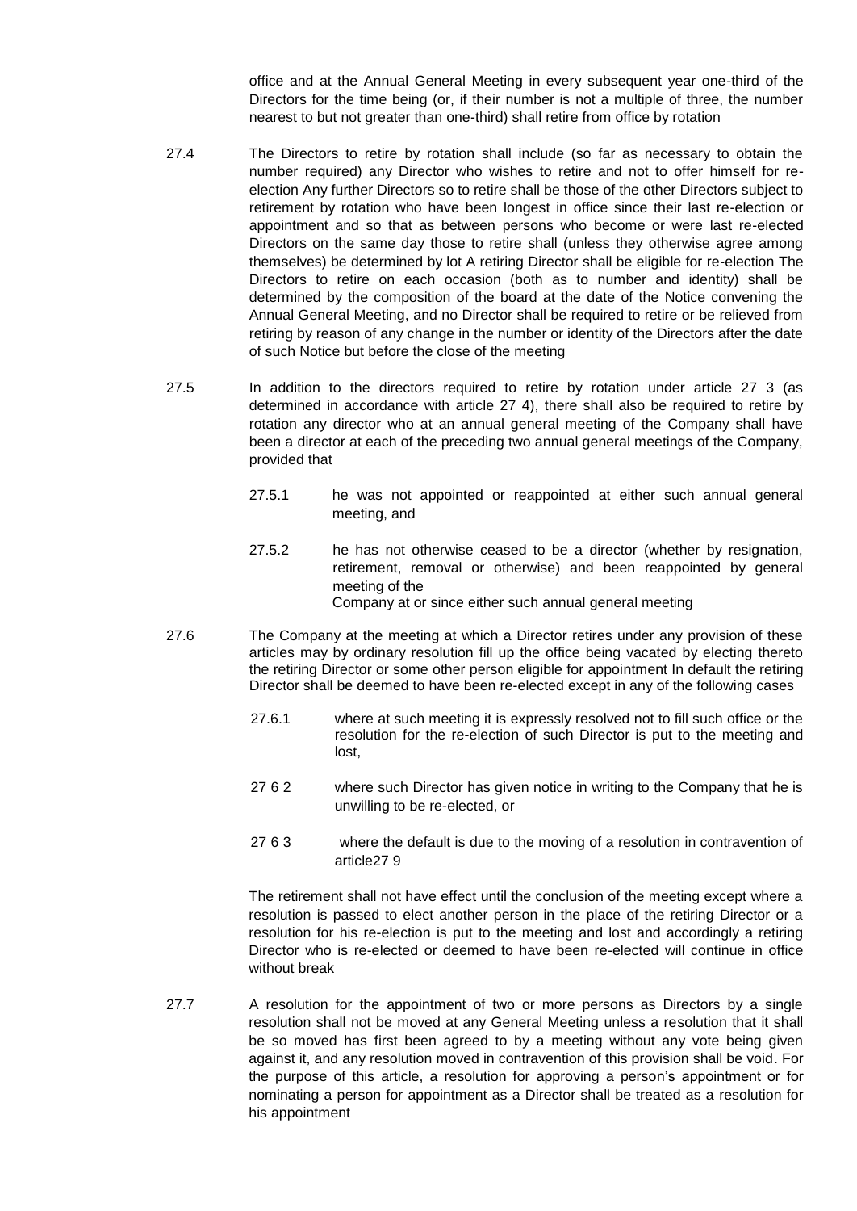office and at the Annual General Meeting in every subsequent year one-third of the Directors for the time being (or, if their number is not a multiple of three, the number nearest to but not greater than one-third) shall retire from office by rotation

27.4 The Directors to retire by rotation shall include (so far as necessary to obtain the number required) any Director who wishes to retire and not to offer himself for re-election Any further Directors so to retire shall be those of the other Directors subject to retirement by rotation who have been longest in office since their last re-election or appointment and so that as between persons who become or were last re-elected Directors on the same day those to retire shall (unless they otherwise agree among themselves) be determined by lot A retiring Director shall be eligible for re-election The Directors to retire on each occasion (both as to number and identity) shall be determined by the composition of the board at the date of the Notice convening the Annual General Meeting, and no Director shall be required to retire or be relieved from retiring by reason of any change in the number or identity of the Directors after the date of such Notice but before the close of the meeting

27.5 In addition to the directors required to retire by rotation under article 27 3 (as determined in accordance with article 27 4), there shall also be required to retire by rotation any director who at an annual general meeting of the Company shall have been a director at each of the preceding two annual general meetings of the Company, provided that

27.5.1 he was not appointed or reappointed at either such annual general meeting, and

27.5.2 he has not otherwise ceased to be a director (whether by resignation, retirement, removal or otherwise) and been reappointed by general meeting of the Company at or since either such annual general meeting

27.6 The Company at the meeting at which a Director retires under any provision of these articles may by ordinary resolution fill up the office being vacated by electing thereto the retiring Director or some other person eligible for appointment In default the retiring Director shall be deemed to have been re-elected except in any of the following cases

27.6.1 where at such meeting it is expressly resolved not to fill such office or the resolution for the re-election of such Director is put to the meeting and lost,

27 6 2 where such Director has given notice in writing to the Company that he is unwilling to be re-elected, or

27 6 3 where the default is due to the moving of a resolution in contravention of article27 9

The retirement shall not have effect until the conclusion of the meeting except where a resolution is passed to elect another person in the place of the retiring Director or a resolution for his re-election is put to the meeting and lost and accordingly a retiring Director who is re-elected or deemed to have been re-elected will continue in office without break

27.7 A resolution for the appointment of two or more persons as Directors by a single resolution shall not be moved at any General Meeting unless a resolution that it shall be so moved has first been agreed to by a meeting without any vote being given against it, and any resolution moved in contravention of this provision shall be void. For the purpose of this article, a resolution for approving a person's appointment or for nominating a person for appointment as a Director shall be treated as a resolution for his appointment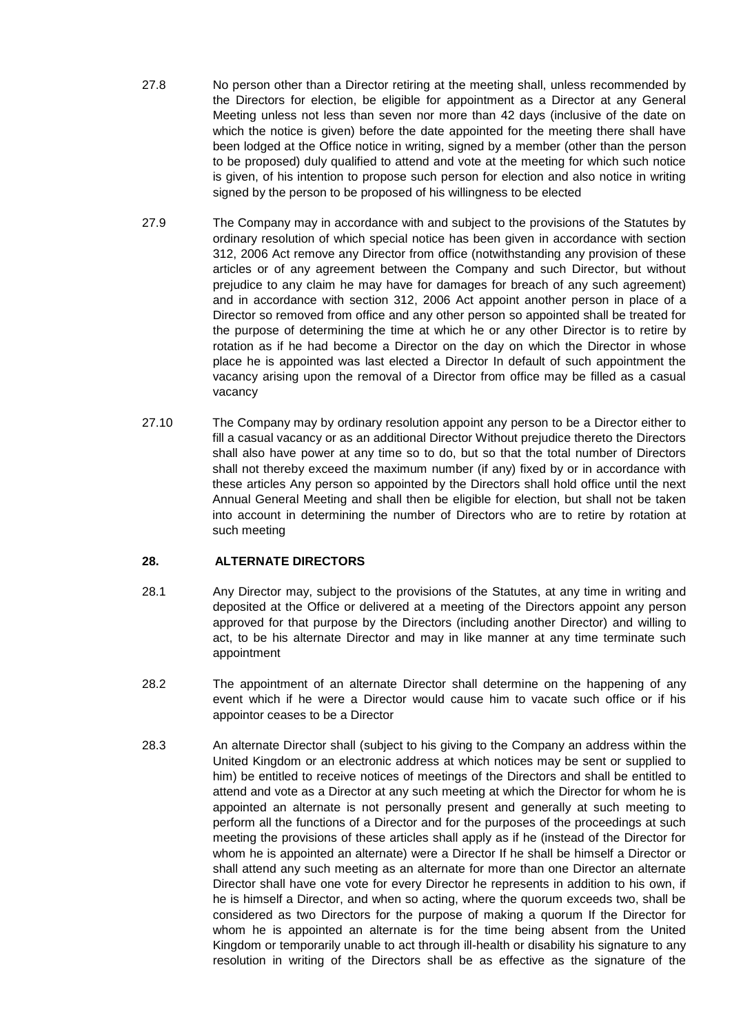27.8 No person other than a Director retiring at the meeting shall, unless recommended by the Directors for election, be eligible for appointment as a Director at any General Meeting unless not less than seven nor more than 42 days (inclusive of the date on which the notice is given) before the date appointed for the meeting there shall have been lodged at the Office notice in writing, signed by a member (other than the person to be proposed) duly qualified to attend and vote at the meeting for which such notice is given, of his intention to propose such person for election and also notice in writing signed by the person to be proposed of his willingness to be elected

27.9 The Company may in accordance with and subject to the provisions of the Statutes by ordinary resolution of which special notice has been given in accordance with section 312, 2006 Act remove any Director from office (notwithstanding any provision of these articles or of any agreement between the Company and such Director, but without prejudice to any claim he may have for damages for breach of any such agreement) and in accordance with section 312, 2006 Act appoint another person in place of a Director so removed from office and any other person so appointed shall be treated for the purpose of determining the time at which he or any other Director is to retire by rotation as if he had become a Director on the day on which the Director in whose place he is appointed was last elected a Director In default of such appointment the vacancy arising upon the removal of a Director from office may be filled as a casual vacancy

27.10 The Company may by ordinary resolution appoint any person to be a Director either to fill a casual vacancy or as an additional Director Without prejudice thereto the Directors shall also have power at any time so to do, but so that the total number of Directors shall not thereby exceed the maximum number (if any) fixed by or in accordance with these articles Any person so appointed by the Directors shall hold office until the next Annual General Meeting and shall then be eligible for election, but shall not be taken into account in determining the number of Directors who are to retire by rotation at such meeting

## 28. ALTERNATE DIRECTORS

28.1 Any Director may, subject to the provisions of the Statutes, at any time in writing and deposited at the Office or delivered at a meeting of the Directors appoint any person approved for that purpose by the Directors (including another Director) and willing to act, to be his alternate Director and may in like manner at any time terminate such appointment

28.2 The appointment of an alternate Director shall determine on the happening of any event which if he were a Director would cause him to vacate such office or if his appointor ceases to be a Director

28.3 An alternate Director shall (subject to his giving to the Company an address within the United Kingdom or an electronic address at which notices may be sent or supplied to him) be entitled to receive notices of meetings of the Directors and shall be entitled to attend and vote as a Director at any such meeting at which the Director for whom he is appointed an alternate is not personally present and generally at such meeting to perform all the functions of a Director and for the purposes of the proceedings at such meeting the provisions of these articles shall apply as if he (instead of the Director for whom he is appointed an alternate) were a Director If he shall be himself a Director or shall attend any such meeting as an alternate for more than one Director an alternate Director shall have one vote for every Director he represents in addition to his own, if he is himself a Director, and when so acting, where the quorum exceeds two, shall be considered as two Directors for the purpose of making a quorum If the Director for whom he is appointed an alternate is for the time being absent from the United Kingdom or temporarily unable to act through ill-health or disability his signature to any resolution in writing of the Directors shall be as effective as the signature of the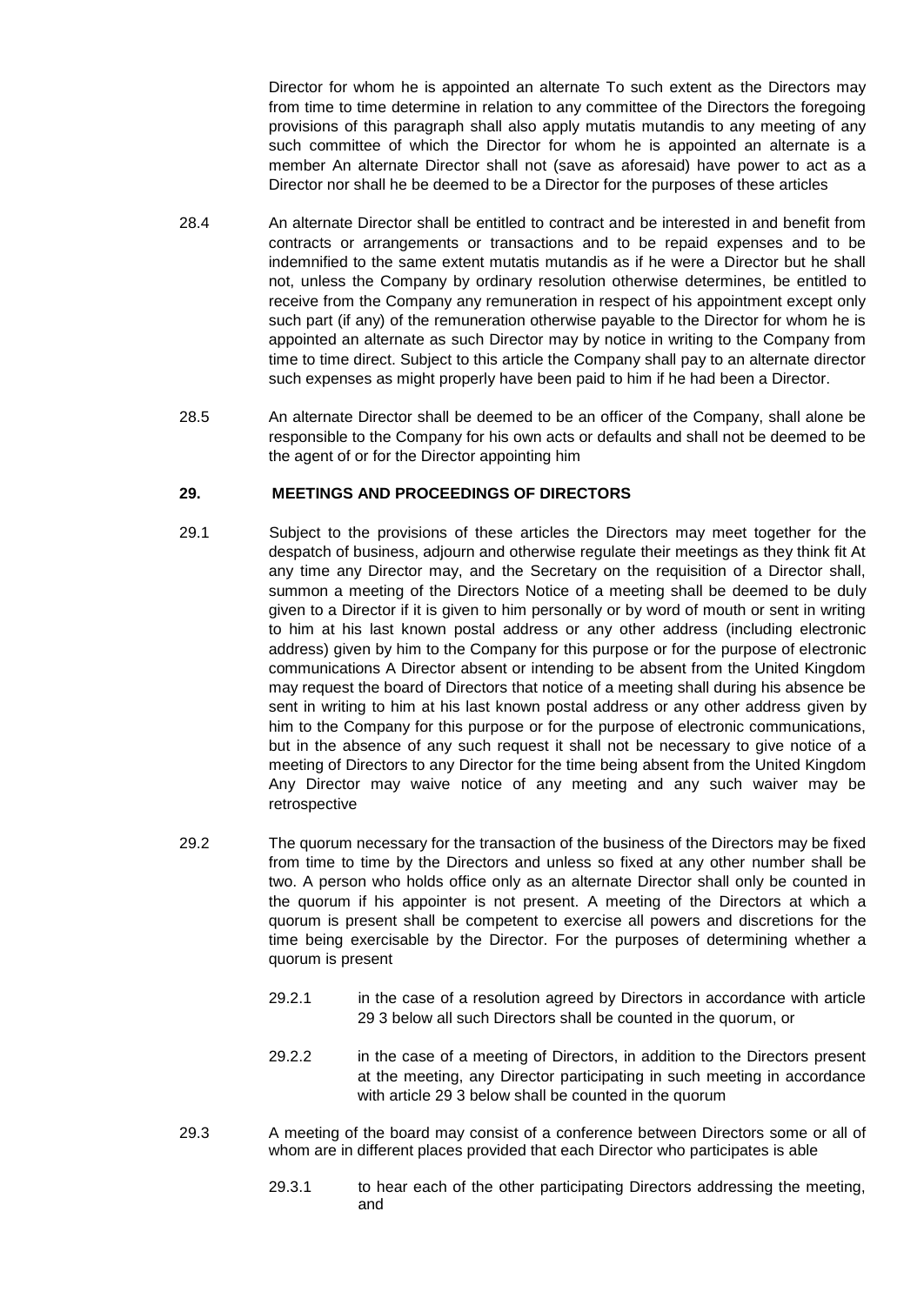Director for whom he is appointed an alternate To such extent as the Directors may from time to time determine in relation to any committee of the Directors the foregoing provisions of this paragraph shall also apply mutatis mutandis to any meeting of any such committee of which the Director for whom he is appointed an alternate is a member An alternate Director shall not (save as aforesaid) have power to act as a Director nor shall he be deemed to be a Director for the purposes of these articles

28.4 An alternate Director shall be entitled to contract and be interested in and benefit from contracts or arrangements or transactions and to be repaid expenses and to be indemnified to the same extent mutatis mutandis as if he were a Director but he shall not, unless the Company by ordinary resolution otherwise determines, be entitled to receive from the Company any remuneration in respect of his appointment except only such part (if any) of the remuneration otherwise payable to the Director for whom he is appointed an alternate as such Director may by notice in writing to the Company from time to time direct. Subject to this article the Company shall pay to an alternate director such expenses as might properly have been paid to him if he had been a Director.

28.5 An alternate Director shall be deemed to be an officer of the Company, shall alone be responsible to the Company for his own acts or defaults and shall not be deemed to be the agent of or for the Director appointing him

## 29. MEETINGS AND PROCEEDINGS OF DIRECTORS

29.1 Subject to the provisions of these articles the Directors may meet together for the despatch of business, adjourn and otherwise regulate their meetings as they think fit At any time any Director may, and the Secretary on the requisition of a Director shall, summon a meeting of the Directors Notice of a meeting shall be deemed to be duly given to a Director if it is given to him personally or by word of mouth or sent in writing to him at his last known postal address or any other address (including electronic address) given by him to the Company for this purpose or for the purpose of electronic communications A Director absent or intending to be absent from the United Kingdom may request the board of Directors that notice of a meeting shall during his absence be sent in writing to him at his last known postal address or any other address given by him to the Company for this purpose or for the purpose of electronic communications, but in the absence of any such request it shall not be necessary to give notice of a meeting of Directors to any Director for the time being absent from the United Kingdom Any Director may waive notice of any meeting and any such waiver may be retrospective

29.2 The quorum necessary for the transaction of the business of the Directors may be fixed from time to time by the Directors and unless so fixed at any other number shall be two. A person who holds office only as an alternate Director shall only be counted in the quorum if his appointer is not present. A meeting of the Directors at which a quorum is present shall be competent to exercise all powers and discretions for the time being exercisable by the Director. For the purposes of determining whether a quorum is present

29.2.1 in the case of a resolution agreed by Directors in accordance with article 29 3 below all such Directors shall be counted in the quorum, or

29.2.2 in the case of a meeting of Directors, in addition to the Directors present at the meeting, any Director participating in such meeting in accordance with article 29 3 below shall be counted in the quorum

29.3 A meeting of the board may consist of a conference between Directors some or all of whom are in different places provided that each Director who participates is able

29.3.1 to hear each of the other participating Directors addressing the meeting, and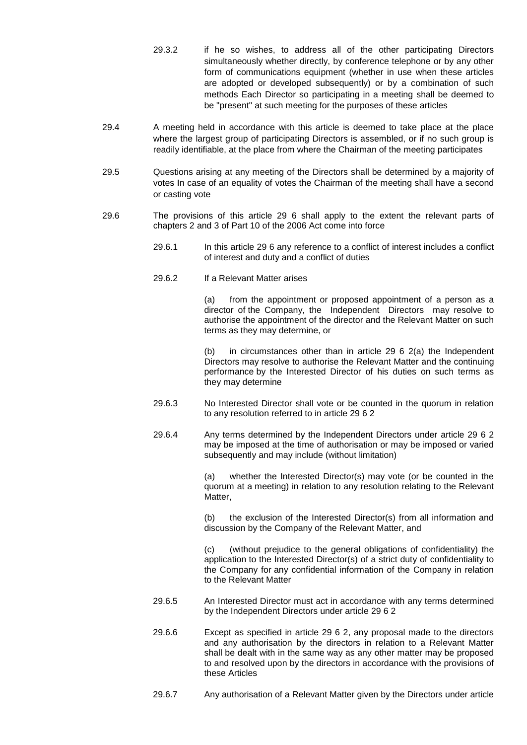29.3.2 if he so wishes, to address all of the other participating Directors simultaneously whether directly, by conference telephone or by any other form of communications equipment (whether in use when these articles are adopted or developed subsequently) or by a combination of such methods Each Director so participating in a meeting shall be deemed to be "present" at such meeting for the purposes of these articles

29.4 A meeting held in accordance with this article is deemed to take place at the place where the largest group of participating Directors is assembled, or if no such group is readily identifiable, at the place from where the Chairman of the meeting participates

29.5 Questions arising at any meeting of the Directors shall be determined by a majority of votes In case of an equality of votes the Chairman of the meeting shall have a second or casting vote

29.6 The provisions of this article 29 6 shall apply to the extent the relevant parts of chapters 2 and 3 of Part 10 of the 2006 Act come into force

29.6.1 In this article 29 6 any reference to a conflict of interest includes a conflict of interest and duty and a conflict of duties

29.6.2 If a Relevant Matter arises

(a) from the appointment or proposed appointment of a person as a director of the Company, the Independent Directors may resolve to authorise the appointment of the director and the Relevant Matter on such terms as they may determine, or

(b) in circumstances other than in article 29 6 2(a) the Independent Directors may resolve to authorise the Relevant Matter and the continuing performance by the Interested Director of his duties on such terms as they may determine

29.6.3 No Interested Director shall vote or be counted in the quorum in relation to any resolution referred to in article 29 6 2

29.6.4 Any terms determined by the Independent Directors under article 29 6 2 may be imposed at the time of authorisation or may be imposed or varied subsequently and may include (without limitation)

(a) whether the Interested Director(s) may vote (or be counted in the quorum at a meeting) in relation to any resolution relating to the Relevant Matter,

(b) the exclusion of the Interested Director(s) from all information and discussion by the Company of the Relevant Matter, and

(c) (without prejudice to the general obligations of confidentiality) the application to the Interested Director(s) of a strict duty of confidentiality to the Company for any confidential information of the Company in relation to the Relevant Matter

29.6.5 An Interested Director must act in accordance with any terms determined by the Independent Directors under article 29 6 2

29.6.6 Except as specified in article 29 6 2, any proposal made to the directors and any authorisation by the directors in relation to a Relevant Matter shall be dealt with in the same way as any other matter may be proposed to and resolved upon by the directors in accordance with the provisions of these Articles

29.6.7 Any authorisation of a Relevant Matter given by the Directors under article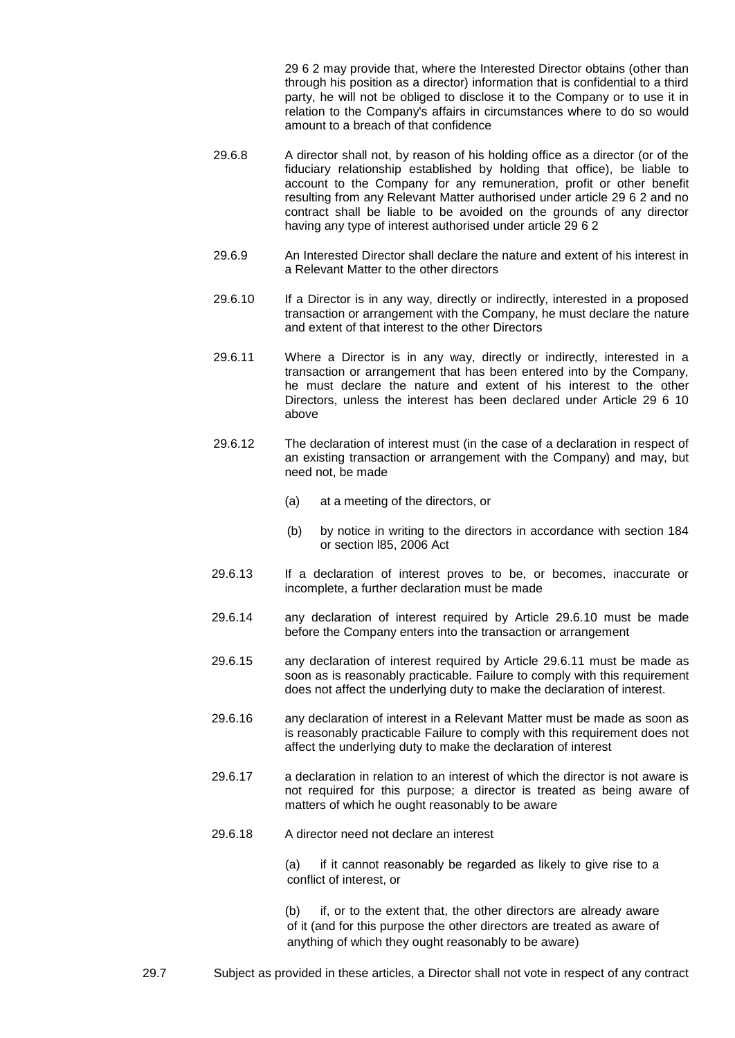29 6 2 may provide that, where the Interested Director obtains (other than through his position as a director) information that is confidential to a third party, he will not be obliged to disclose it to the Company or to use it in relation to the Company's affairs in circumstances where to do so would amount to a breach of that confidence

29.6.8 A director shall not, by reason of his holding office as a director (or of the fiduciary relationship established by holding that office), be liable to account to the Company for any remuneration, profit or other benefit resulting from any Relevant Matter authorised under article 29 6 2 and no contract shall be liable to be avoided on the grounds of any director having any type of interest authorised under article 29 6 2

29.6.9 An Interested Director shall declare the nature and extent of his interest in a Relevant Matter to the other directors

29.6.10 If a Director is in any way, directly or indirectly, interested in a proposed transaction or arrangement with the Company, he must declare the nature and extent of that interest to the other Directors

29.6.11 Where a Director is in any way, directly or indirectly, interested in a transaction or arrangement that has been entered into by the Company, he must declare the nature and extent of his interest to the other Directors, unless the interest has been declared under Article 29 6 10 above

29.6.12 The declaration of interest must (in the case of a declaration in respect of an existing transaction or arrangement with the Company) and may, but need not, be made

(a) at a meeting of the directors, or

(b) by notice in writing to the directors in accordance with section 184 or section l85, 2006 Act

29.6.13 If a declaration of interest proves to be, or becomes, inaccurate or incomplete, a further declaration must be made

29.6.14 any declaration of interest required by Article 29.6.10 must be made before the Company enters into the transaction or arrangement

29.6.15 any declaration of interest required by Article 29.6.11 must be made as soon as is reasonably practicable. Failure to comply with this requirement does not affect the underlying duty to make the declaration of interest.

29.6.16 any declaration of interest in a Relevant Matter must be made as soon as is reasonably practicable Failure to comply with this requirement does not affect the underlying duty to make the declaration of interest

29.6.17 a declaration in relation to an interest of which the director is not aware is not required for this purpose; a director is treated as being aware of matters of which he ought reasonably to be aware

29.6.18 A director need not declare an interest

(a) if it cannot reasonably be regarded as likely to give rise to a conflict of interest, or

(b) if, or to the extent that, the other directors are already aware of it (and for this purpose the other directors are treated as aware of anything of which they ought reasonably to be aware)

29.7 Subject as provided in these articles, a Director shall not vote in respect of any contract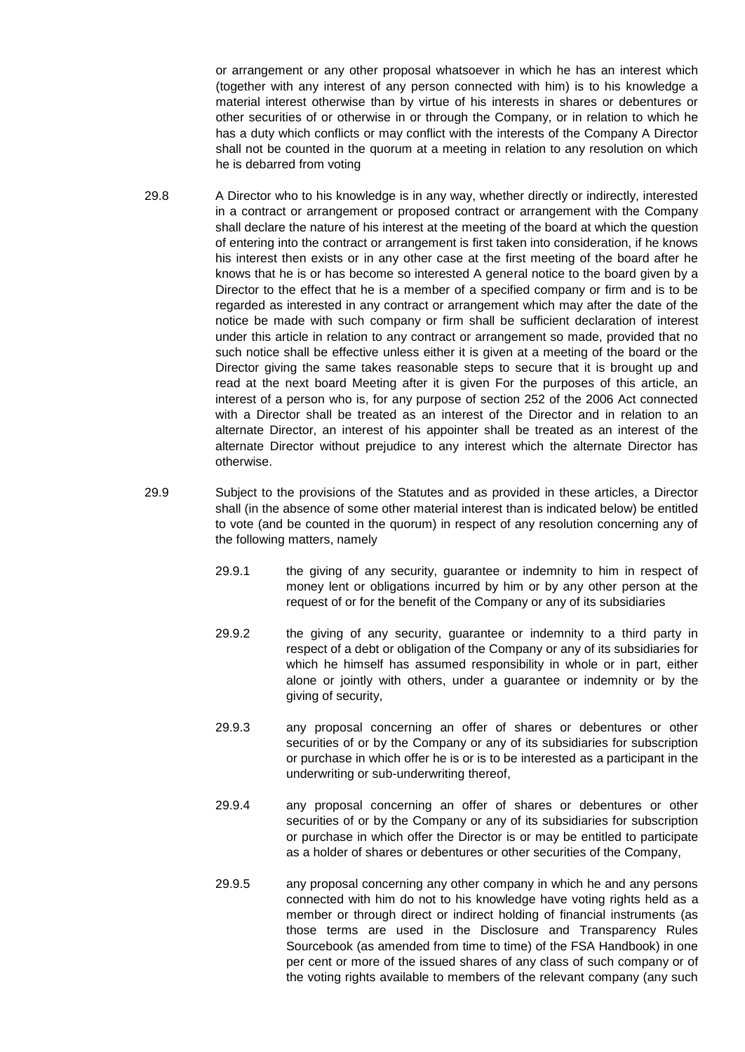or arrangement or any other proposal whatsoever in which he has an interest which (together with any interest of any person connected with him) is to his knowledge a material interest otherwise than by virtue of his interests in shares or debentures or other securities of or otherwise in or through the Company, or in relation to which he has a duty which conflicts or may conflict with the interests of the Company A Director shall not be counted in the quorum at a meeting in relation to any resolution on which he is debarred from voting

29.8 A Director who to his knowledge is in any way, whether directly or indirectly, interested in a contract or arrangement or proposed contract or arrangement with the Company shall declare the nature of his interest at the meeting of the board at which the question of entering into the contract or arrangement is first taken into consideration, if he knows his interest then exists or in any other case at the first meeting of the board after he knows that he is or has become so interested A general notice to the board given by a Director to the effect that he is a member of a specified company or firm and is to be regarded as interested in any contract or arrangement which may after the date of the notice be made with such company or firm shall be sufficient declaration of interest under this article in relation to any contract or arrangement so made, provided that no such notice shall be effective unless either it is given at a meeting of the board or the Director giving the same takes reasonable steps to secure that it is brought up and read at the next board Meeting after it is given For the purposes of this article, an interest of a person who is, for any purpose of section 252 of the 2006 Act connected with a Director shall be treated as an interest of the Director and in relation to an alternate Director, an interest of his appointer shall be treated as an interest of the alternate Director without prejudice to any interest which the alternate Director has otherwise.

29.9 Subject to the provisions of the Statutes and as provided in these articles, a Director shall (in the absence of some other material interest than is indicated below) be entitled to vote (and be counted in the quorum) in respect of any resolution concerning any of the following matters, namely

29.9.1 the giving of any security, guarantee or indemnity to him in respect of money lent or obligations incurred by him or by any other person at the request of or for the benefit of the Company or any of its subsidiaries

29.9.2 the giving of any security, guarantee or indemnity to a third party in respect of a debt or obligation of the Company or any of its subsidiaries for which he himself has assumed responsibility in whole or in part, either alone or jointly with others, under a guarantee or indemnity or by the giving of security,

29.9.3 any proposal concerning an offer of shares or debentures or other securities of or by the Company or any of its subsidiaries for subscription or purchase in which offer he is or is to be interested as a participant in the underwriting or sub-underwriting thereof,

29.9.4 any proposal concerning an offer of shares or debentures or other securities of or by the Company or any of its subsidiaries for subscription or purchase in which offer the Director is or may be entitled to participate as a holder of shares or debentures or other securities of the Company,

29.9.5 any proposal concerning any other company in which he and any persons connected with him do not to his knowledge have voting rights held as a member or through direct or indirect holding of financial instruments (as those terms are used in the Disclosure and Transparency Rules Sourcebook (as amended from time to time) of the FSA Handbook) in one per cent or more of the issued shares of any class of such company or of the voting rights available to members of the relevant company (any such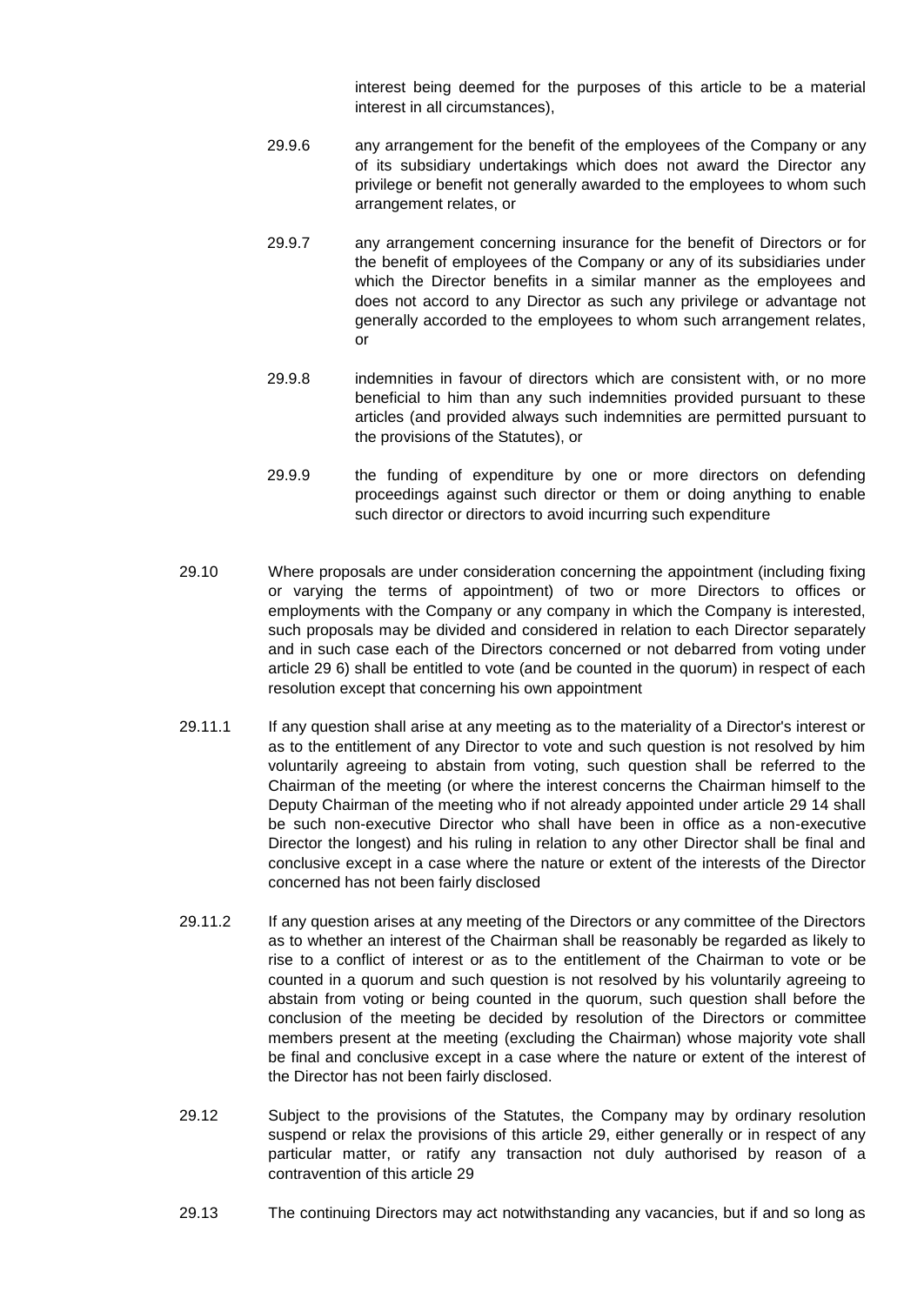interest being deemed for the purposes of this article to be a material interest in all circumstances),

29.9.6 any arrangement for the benefit of the employees of the Company or any of its subsidiary undertakings which does not award the Director any privilege or benefit not generally awarded to the employees to whom such arrangement relates, or

29.9.7 any arrangement concerning insurance for the benefit of Directors or for the benefit of employees of the Company or any of its subsidiaries under which the Director benefits in a similar manner as the employees and does not accord to any Director as such any privilege or advantage not generally accorded to the employees to whom such arrangement relates, or

29.9.8 indemnities in favour of directors which are consistent with, or no more beneficial to him than any such indemnities provided pursuant to these articles (and provided always such indemnities are permitted pursuant to the provisions of the Statutes), or

29.9.9 the funding of expenditure by one or more directors on defending proceedings against such director or them or doing anything to enable such director or directors to avoid incurring such expenditure

29.10 Where proposals are under consideration concerning the appointment (including fixing or varying the terms of appointment) of two or more Directors to offices or employments with the Company or any company in which the Company is interested, such proposals may be divided and considered in relation to each Director separately and in such case each of the Directors concerned or not debarred from voting under article 29 6) shall be entitled to vote (and be counted in the quorum) in respect of each resolution except that concerning his own appointment

29.11.1 If any question shall arise at any meeting as to the materiality of a Director's interest or as to the entitlement of any Director to vote and such question is not resolved by him voluntarily agreeing to abstain from voting, such question shall be referred to the Chairman of the meeting (or where the interest concerns the Chairman himself to the Deputy Chairman of the meeting who if not already appointed under article 29 14 shall be such non-executive Director who shall have been in office as a non-executive Director the longest) and his ruling in relation to any other Director shall be final and conclusive except in a case where the nature or extent of the interests of the Director concerned has not been fairly disclosed

29.11.2 If any question arises at any meeting of the Directors or any committee of the Directors as to whether an interest of the Chairman shall be reasonably be regarded as likely to rise to a conflict of interest or as to the entitlement of the Chairman to vote or be counted in a quorum and such question is not resolved by his voluntarily agreeing to abstain from voting or being counted in the quorum, such question shall before the conclusion of the meeting be decided by resolution of the Directors or committee members present at the meeting (excluding the Chairman) whose majority vote shall be final and conclusive except in a case where the nature or extent of the interest of the Director has not been fairly disclosed.

29.12 Subject to the provisions of the Statutes, the Company may by ordinary resolution suspend or relax the provisions of this article 29, either generally or in respect of any particular matter, or ratify any transaction not duly authorised by reason of a contravention of this article 29

29.13 The continuing Directors may act notwithstanding any vacancies, but if and so long as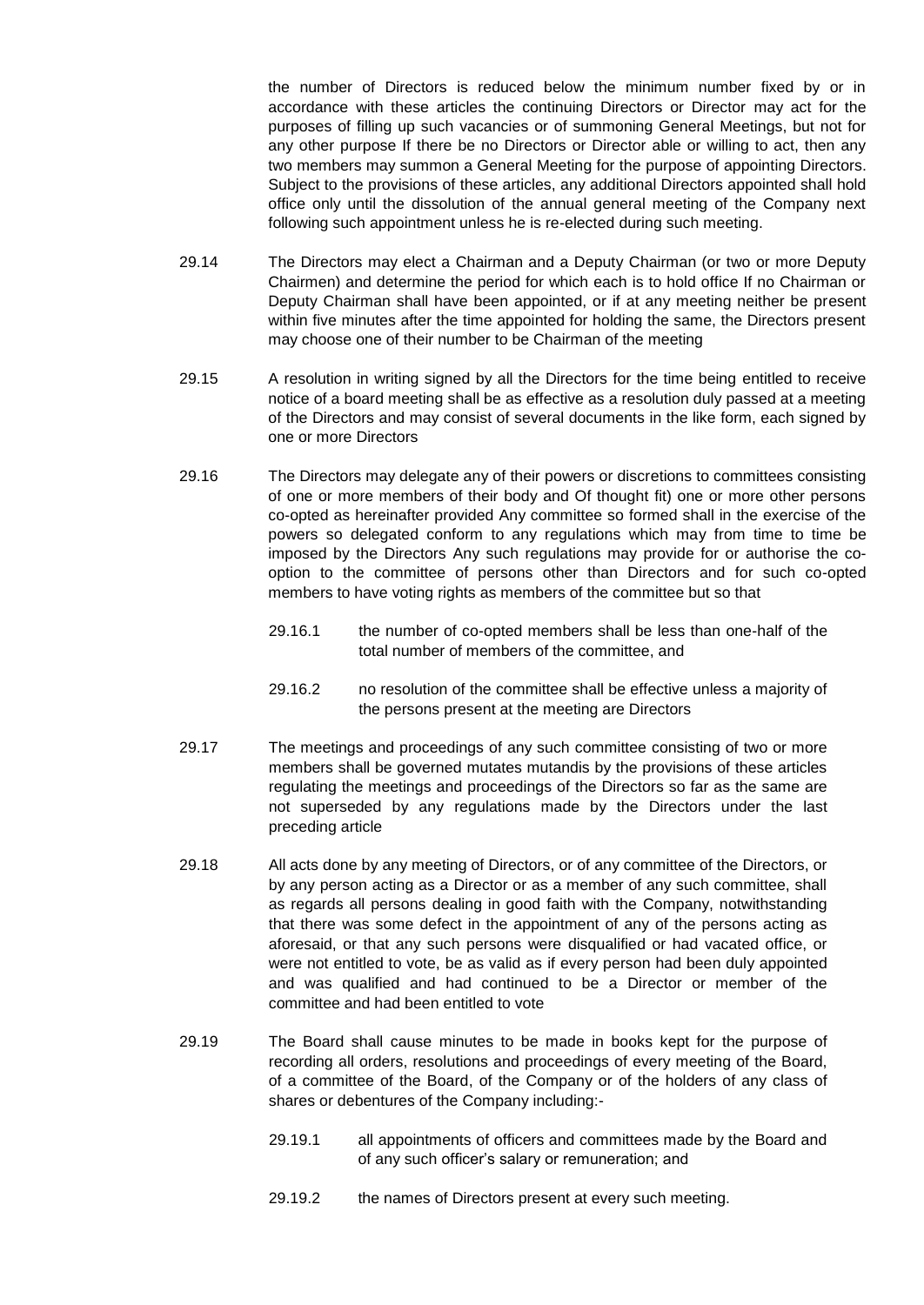the number of Directors is reduced below the minimum number fixed by or in accordance with these articles the continuing Directors or Director may act for the purposes of filling up such vacancies or of summoning General Meetings, but not for any other purpose If there be no Directors or Director able or willing to act, then any two members may summon a General Meeting for the purpose of appointing Directors. Subject to the provisions of these articles, any additional Directors appointed shall hold office only until the dissolution of the annual general meeting of the Company next following such appointment unless he is re-elected during such meeting.

29.14 The Directors may elect a Chairman and a Deputy Chairman (or two or more Deputy Chairmen) and determine the period for which each is to hold office If no Chairman or Deputy Chairman shall have been appointed, or if at any meeting neither be present within five minutes after the time appointed for holding the same, the Directors present may choose one of their number to be Chairman of the meeting

29.15 A resolution in writing signed by all the Directors for the time being entitled to receive notice of a board meeting shall be as effective as a resolution duly passed at a meeting of the Directors and may consist of several documents in the like form, each signed by one or more Directors

29.16 The Directors may delegate any of their powers or discretions to committees consisting of one or more members of their body and Of thought fit) one or more other persons co-opted as hereinafter provided Any committee so formed shall in the exercise of the powers so delegated conform to any regulations which may from time to time be imposed by the Directors Any such regulations may provide for or authorise the co-option to the committee of persons other than Directors and for such co-opted members to have voting rights as members of the committee but so that

29.16.1 the number of co-opted members shall be less than one-half of the total number of members of the committee, and

29.16.2 no resolution of the committee shall be effective unless a majority of the persons present at the meeting are Directors

29.17 The meetings and proceedings of any such committee consisting of two or more members shall be governed mutates mutandis by the provisions of these articles regulating the meetings and proceedings of the Directors so far as the same are not superseded by any regulations made by the Directors under the last preceding article

29.18 All acts done by any meeting of Directors, or of any committee of the Directors, or by any person acting as a Director or as a member of any such committee, shall as regards all persons dealing in good faith with the Company, notwithstanding that there was some defect in the appointment of any of the persons acting as aforesaid, or that any such persons were disqualified or had vacated office, or were not entitled to vote, be as valid as if every person had been duly appointed and was qualified and had continued to be a Director or member of the committee and had been entitled to vote

29.19 The Board shall cause minutes to be made in books kept for the purpose of recording all orders, resolutions and proceedings of every meeting of the Board, of a committee of the Board, of the Company or of the holders of any class of shares or debentures of the Company including:-

29.19.1 all appointments of officers and committees made by the Board and of any such officer's salary or remuneration; and

29.19.2 the names of Directors present at every such meeting.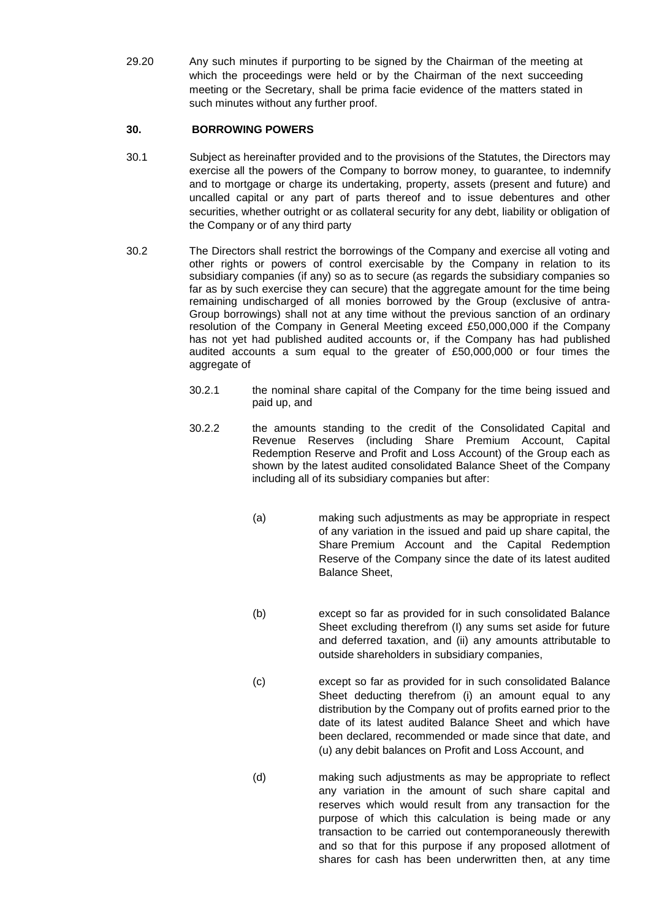29.20 Any such minutes if purporting to be signed by the Chairman of the meeting at which the proceedings were held or by the Chairman of the next succeeding meeting or the Secretary, shall be prima facie evidence of the matters stated in such minutes without any further proof.

## 30. BORROWING POWERS

30.1 Subject as hereinafter provided and to the provisions of the Statutes, the Directors may exercise all the powers of the Company to borrow money, to guarantee, to indemnify and to mortgage or charge its undertaking, property, assets (present and future) and uncalled capital or any part of parts thereof and to issue debentures and other securities, whether outright or as collateral security for any debt, liability or obligation of the Company or of any third party

30.2 The Directors shall restrict the borrowings of the Company and exercise all voting and other rights or powers of control exercisable by the Company in relation to its subsidiary companies (if any) so as to secure (as regards the subsidiary companies so far as by such exercise they can secure) that the aggregate amount for the time being remaining undischarged of all monies borrowed by the Group (exclusive of antra-Group borrowings) shall not at any time without the previous sanction of an ordinary resolution of the Company in General Meeting exceed £50,000,000 if the Company has not yet had published audited accounts or, if the Company has had published audited accounts a sum equal to the greater of £50,000,000 or four times the aggregate of

30.2.1 the nominal share capital of the Company for the time being issued and paid up, and

30.2.2 the amounts standing to the credit of the Consolidated Capital and Revenue Reserves (including Share Premium Account, Capital Redemption Reserve and Profit and Loss Account) of the Group each as shown by the latest audited consolidated Balance Sheet of the Company including all of its subsidiary companies but after:

(a) making such adjustments as may be appropriate in respect of any variation in the issued and paid up share capital, the Share Premium Account and the Capital Redemption Reserve of the Company since the date of its latest audited Balance Sheet,

(b) except so far as provided for in such consolidated Balance Sheet excluding therefrom (I) any sums set aside for future and deferred taxation, and (ii) any amounts attributable to outside shareholders in subsidiary companies,

(c) except so far as provided for in such consolidated Balance Sheet deducting therefrom (i) an amount equal to any distribution by the Company out of profits earned prior to the date of its latest audited Balance Sheet and which have been declared, recommended or made since that date, and (u) any debit balances on Profit and Loss Account, and

(d) making such adjustments as may be appropriate to reflect any variation in the amount of such share capital and reserves which would result from any transaction for the purpose of which this calculation is being made or any transaction to be carried out contemporaneously therewith and so that for this purpose if any proposed allotment of shares for cash has been underwritten then, at any time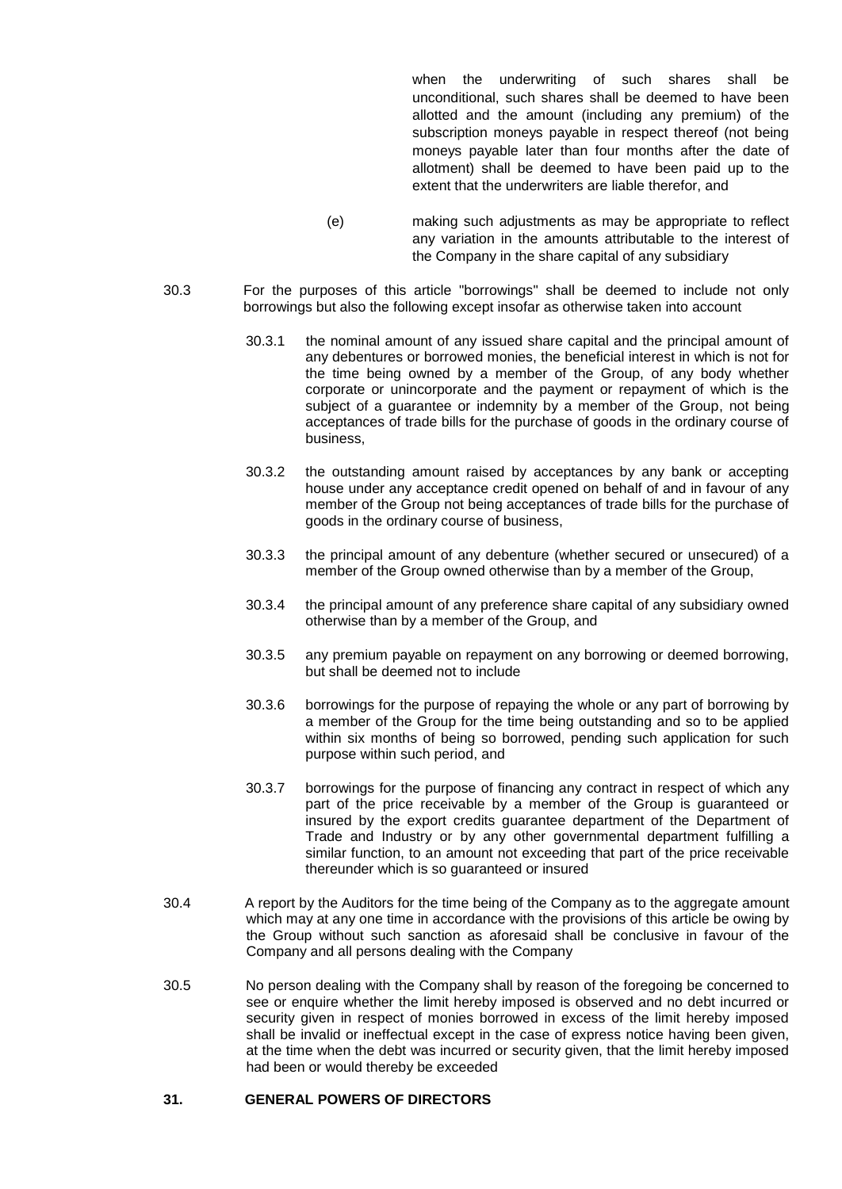when the underwriting of such shares shall be unconditional, such shares shall be deemed to have been allotted and the amount (including any premium) of the subscription moneys payable in respect thereof (not being moneys payable later than four months after the date of allotment) shall be deemed to have been paid up to the extent that the underwriters are liable therefor, and

(e) making such adjustments as may be appropriate to reflect any variation in the amounts attributable to the interest of the Company in the share capital of any subsidiary

30.3 For the purposes of this article "borrowings" shall be deemed to include not only borrowings but also the following except insofar as otherwise taken into account

30.3.1 the nominal amount of any issued share capital and the principal amount of any debentures or borrowed monies, the beneficial interest in which is not for the time being owned by a member of the Group, of any body whether corporate or unincorporate and the payment or repayment of which is the subject of a guarantee or indemnity by a member of the Group, not being acceptances of trade bills for the purchase of goods in the ordinary course of business,

30.3.2 the outstanding amount raised by acceptances by any bank or accepting house under any acceptance credit opened on behalf of and in favour of any member of the Group not being acceptances of trade bills for the purchase of goods in the ordinary course of business,

30.3.3 the principal amount of any debenture (whether secured or unsecured) of a member of the Group owned otherwise than by a member of the Group,

30.3.4 the principal amount of any preference share capital of any subsidiary owned otherwise than by a member of the Group, and

30.3.5 any premium payable on repayment on any borrowing or deemed borrowing, but shall be deemed not to include

30.3.6 borrowings for the purpose of repaying the whole or any part of borrowing by a member of the Group for the time being outstanding and so to be applied within six months of being so borrowed, pending such application for such purpose within such period, and

30.3.7 borrowings for the purpose of financing any contract in respect of which any part of the price receivable by a member of the Group is guaranteed or insured by the export credits guarantee department of the Department of Trade and Industry or by any other governmental department fulfilling a similar function, to an amount not exceeding that part of the price receivable thereunder which is so guaranteed or insured

30.4 A report by the Auditors for the time being of the Company as to the aggregate amount which may at any one time in accordance with the provisions of this article be owing by the Group without such sanction as aforesaid shall be conclusive in favour of the Company and all persons dealing with the Company

30.5 No person dealing with the Company shall by reason of the foregoing be concerned to see or enquire whether the limit hereby imposed is observed and no debt incurred or security given in respect of monies borrowed in excess of the limit hereby imposed shall be invalid or ineffectual except in the case of express notice having been given, at the time when the debt was incurred or security given, that the limit hereby imposed had been or would thereby be exceeded

**31. GENERAL POWERS OF DIRECTORS**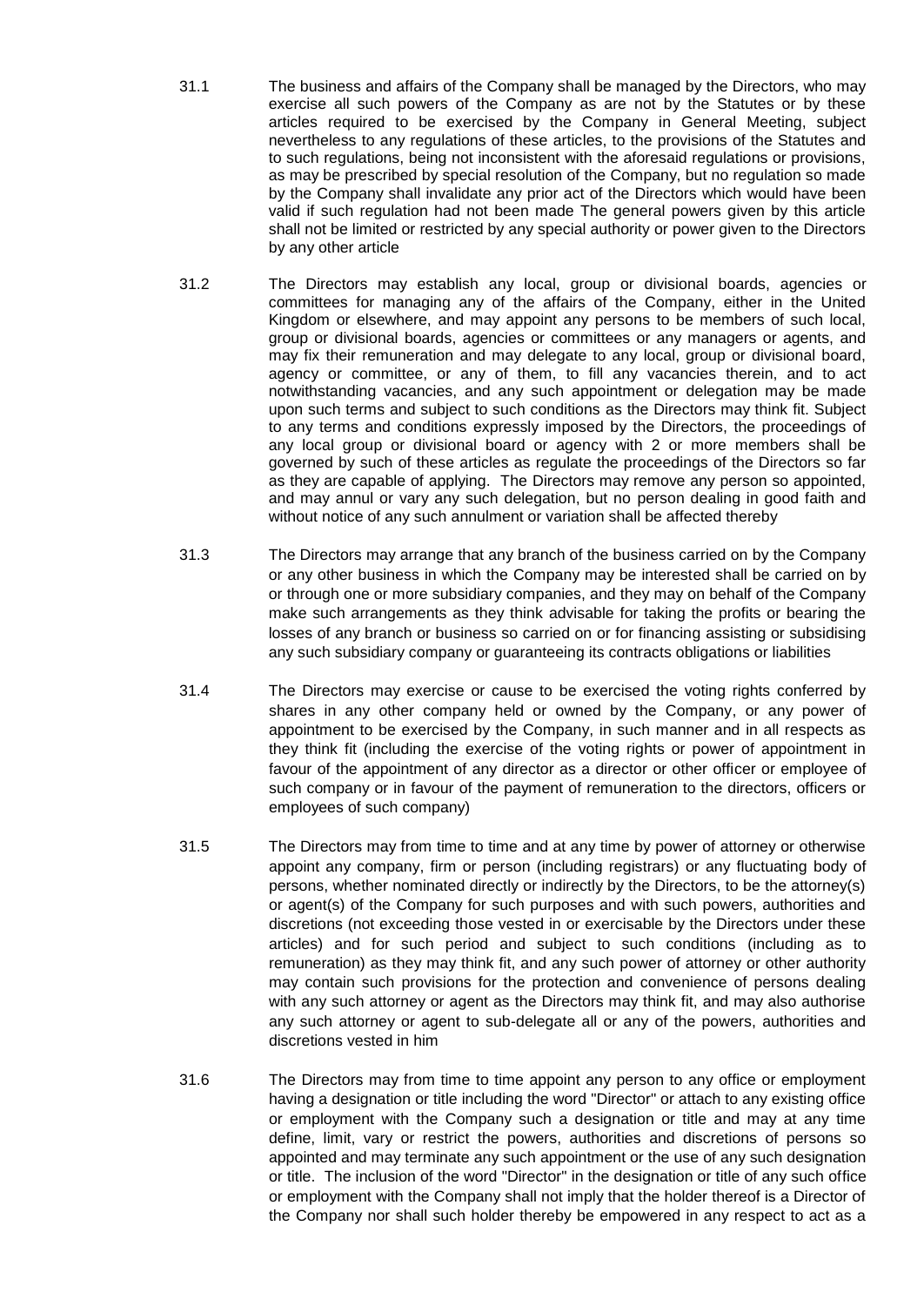31.1 The business and affairs of the Company shall be managed by the Directors, who may exercise all such powers of the Company as are not by the Statutes or by these articles required to be exercised by the Company in General Meeting, subject nevertheless to any regulations of these articles, to the provisions of the Statutes and to such regulations, being not inconsistent with the aforesaid regulations or provisions, as may be prescribed by special resolution of the Company, but no regulation so made by the Company shall invalidate any prior act of the Directors which would have been valid if such regulation had not been made The general powers given by this article shall not be limited or restricted by any special authority or power given to the Directors by any other article

31.2 The Directors may establish any local, group or divisional boards, agencies or committees for managing any of the affairs of the Company, either in the United Kingdom or elsewhere, and may appoint any persons to be members of such local, group or divisional boards, agencies or committees or any managers or agents, and may fix their remuneration and may delegate to any local, group or divisional board, agency or committee, or any of them, to fill any vacancies therein, and to act notwithstanding vacancies, and any such appointment or delegation may be made upon such terms and subject to such conditions as the Directors may think fit. Subject to any terms and conditions expressly imposed by the Directors, the proceedings of any local group or divisional board or agency with 2 or more members shall be governed by such of these articles as regulate the proceedings of the Directors so far as they are capable of applying. The Directors may remove any person so appointed, and may annul or vary any such delegation, but no person dealing in good faith and without notice of any such annulment or variation shall be affected thereby

31.3 The Directors may arrange that any branch of the business carried on by the Company or any other business in which the Company may be interested shall be carried on by or through one or more subsidiary companies, and they may on behalf of the Company make such arrangements as they think advisable for taking the profits or bearing the losses of any branch or business so carried on or for financing assisting or subsidising any such subsidiary company or guaranteeing its contracts obligations or liabilities

31.4 The Directors may exercise or cause to be exercised the voting rights conferred by shares in any other company held or owned by the Company, or any power of appointment to be exercised by the Company, in such manner and in all respects as they think fit (including the exercise of the voting rights or power of appointment in favour of the appointment of any director as a director or other officer or employee of such company or in favour of the payment of remuneration to the directors, officers or employees of such company)

31.5 The Directors may from time to time and at any time by power of attorney or otherwise appoint any company, firm or person (including registrars) or any fluctuating body of persons, whether nominated directly or indirectly by the Directors, to be the attorney(s) or agent(s) of the Company for such purposes and with such powers, authorities and discretions (not exceeding those vested in or exercisable by the Directors under these articles) and for such period and subject to such conditions (including as to remuneration) as they may think fit, and any such power of attorney or other authority may contain such provisions for the protection and convenience of persons dealing with any such attorney or agent as the Directors may think fit, and may also authorise any such attorney or agent to sub-delegate all or any of the powers, authorities and discretions vested in him

31.6 The Directors may from time to time appoint any person to any office or employment having a designation or title including the word "Director" or attach to any existing office or employment with the Company such a designation or title and may at any time define, limit, vary or restrict the powers, authorities and discretions of persons so appointed and may terminate any such appointment or the use of any such designation or title. The inclusion of the word "Director" in the designation or title of any such office or employment with the Company shall not imply that the holder thereof is a Director of the Company nor shall such holder thereby be empowered in any respect to act as a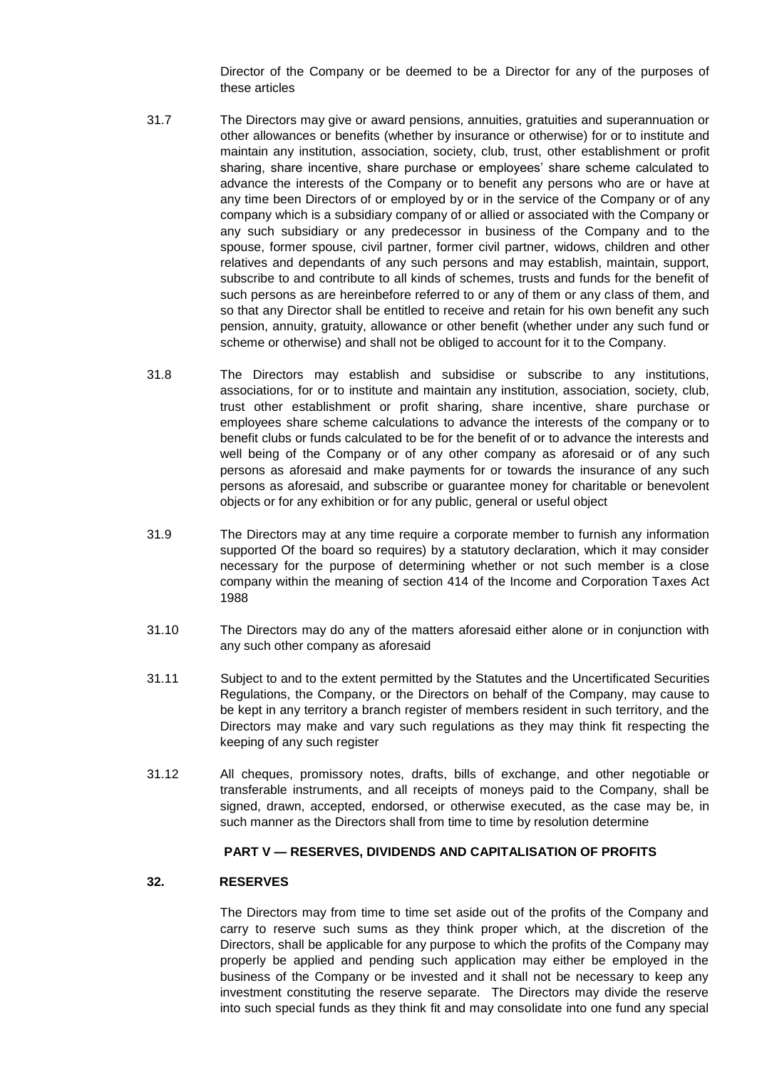Director of the Company or be deemed to be a Director for any of the purposes of these articles

31.7 The Directors may give or award pensions, annuities, gratuities and superannuation or other allowances or benefits (whether by insurance or otherwise) for or to institute and maintain any institution, association, society, club, trust, other establishment or profit sharing, share incentive, share purchase or employees' share scheme calculated to advance the interests of the Company or to benefit any persons who are or have at any time been Directors of or employed by or in the service of the Company or of any company which is a subsidiary company of or allied or associated with the Company or any such subsidiary or any predecessor in business of the Company and to the spouse, former spouse, civil partner, former civil partner, widows, children and other relatives and dependants of any such persons and may establish, maintain, support, subscribe to and contribute to all kinds of schemes, trusts and funds for the benefit of such persons as are hereinbefore referred to or any of them or any class of them, and so that any Director shall be entitled to receive and retain for his own benefit any such pension, annuity, gratuity, allowance or other benefit (whether under any such fund or scheme or otherwise) and shall not be obliged to account for it to the Company.

31.8 The Directors may establish and subsidise or subscribe to any institutions, associations, for or to institute and maintain any institution, association, society, club, trust other establishment or profit sharing, share incentive, share purchase or employees share scheme calculations to advance the interests of the company or to benefit clubs or funds calculated to be for the benefit of or to advance the interests and well being of the Company or of any other company as aforesaid or of any such persons as aforesaid and make payments for or towards the insurance of any such persons as aforesaid, and subscribe or guarantee money for charitable or benevolent objects or for any exhibition or for any public, general or useful object

31.9 The Directors may at any time require a corporate member to furnish any information supported Of the board so requires) by a statutory declaration, which it may consider necessary for the purpose of determining whether or not such member is a close company within the meaning of section 414 of the Income and Corporation Taxes Act 1988

31.10 The Directors may do any of the matters aforesaid either alone or in conjunction with any such other company as aforesaid

31.11 Subject to and to the extent permitted by the Statutes and the Uncertificated Securities Regulations, the Company, or the Directors on behalf of the Company, may cause to be kept in any territory a branch register of members resident in such territory, and the Directors may make and vary such regulations as they may think fit respecting the keeping of any such register

31.12 All cheques, promissory notes, drafts, bills of exchange, and other negotiable or transferable instruments, and all receipts of moneys paid to the Company, shall be signed, drawn, accepted, endorsed, or otherwise executed, as the case may be, in such manner as the Directors shall from time to time by resolution determine

## PART V — RESERVES, DIVIDENDS AND CAPITALISATION OF PROFITS

### 32. RESERVES

The Directors may from time to time set aside out of the profits of the Company and carry to reserve such sums as they think proper which, at the discretion of the Directors, shall be applicable for any purpose to which the profits of the Company may properly be applied and pending such application may either be employed in the business of the Company or be invested and it shall not be necessary to keep any investment constituting the reserve separate. The Directors may divide the reserve into such special funds as they think fit and may consolidate into one fund any special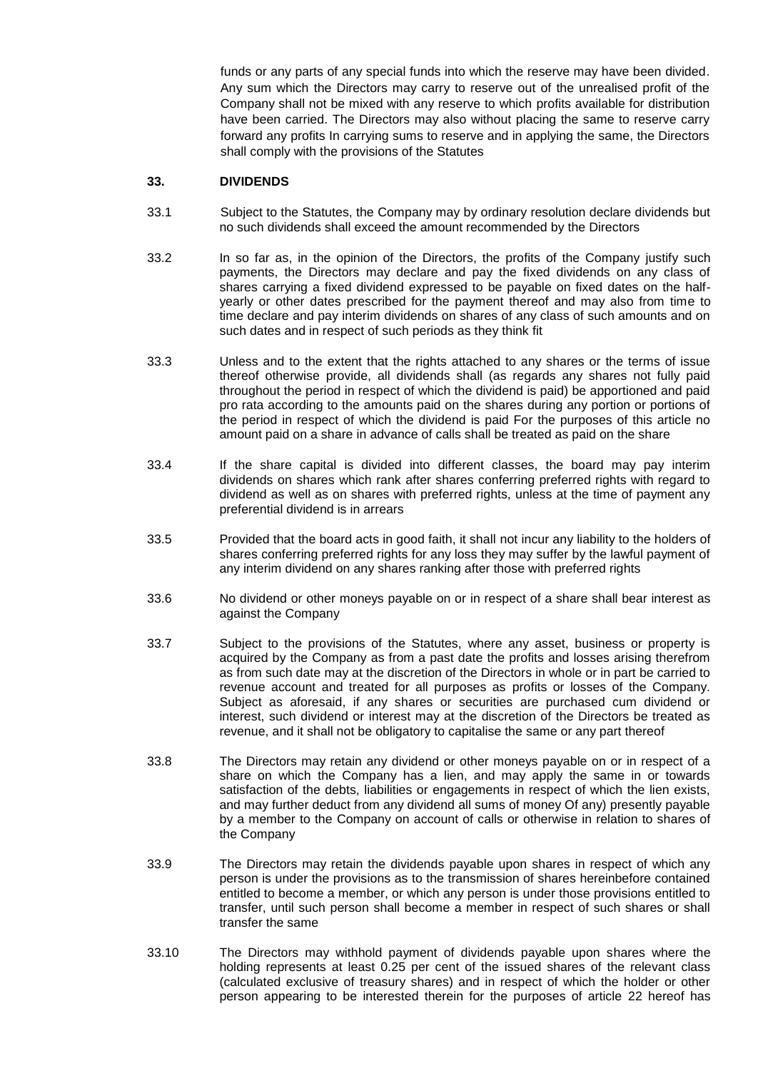funds or any parts of any special funds into which the reserve may have been divided. Any sum which the Directors may carry to reserve out of the unrealised profit of the Company shall not be mixed with any reserve to which profits available for distribution have been carried. The Directors may also without placing the same to reserve carry forward any profits In carrying sums to reserve and in applying the same, the Directors shall comply with the provisions of the Statutes

## 33. DIVIDENDS

33.1 Subject to the Statutes, the Company may by ordinary resolution declare dividends but no such dividends shall exceed the amount recommended by the Directors

33.2 In so far as, in the opinion of the Directors, the profits of the Company justify such payments, the Directors may declare and pay the fixed dividends on any class of shares carrying a fixed dividend expressed to be payable on fixed dates on the half-yearly or other dates prescribed for the payment thereof and may also from time to time declare and pay interim dividends on shares of any class of such amounts and on such dates and in respect of such periods as they think fit

33.3 Unless and to the extent that the rights attached to any shares or the terms of issue thereof otherwise provide, all dividends shall (as regards any shares not fully paid throughout the period in respect of which the dividend is paid) be apportioned and paid pro rata according to the amounts paid on the shares during any portion or portions of the period in respect of which the dividend is paid For the purposes of this article no amount paid on a share in advance of calls shall be treated as paid on the share

33.4 If the share capital is divided into different classes, the board may pay interim dividends on shares which rank after shares conferring preferred rights with regard to dividend as well as on shares with preferred rights, unless at the time of payment any preferential dividend is in arrears

33.5 Provided that the board acts in good faith, it shall not incur any liability to the holders of shares conferring preferred rights for any loss they may suffer by the lawful payment of any interim dividend on any shares ranking after those with preferred rights

33.6 No dividend or other moneys payable on or in respect of a share shall bear interest as against the Company

33.7 Subject to the provisions of the Statutes, where any asset, business or property is acquired by the Company as from a past date the profits and losses arising therefrom as from such date may at the discretion of the Directors in whole or in part be carried to revenue account and treated for all purposes as profits or losses of the Company. Subject as aforesaid, if any shares or securities are purchased cum dividend or interest, such dividend or interest may at the discretion of the Directors be treated as revenue, and it shall not be obligatory to capitalise the same or any part thereof

33.8 The Directors may retain any dividend or other moneys payable on or in respect of a share on which the Company has a lien, and may apply the same in or towards satisfaction of the debts, liabilities or engagements in respect of which the lien exists, and may further deduct from any dividend all sums of money Of any) presently payable by a member to the Company on account of calls or otherwise in relation to shares of the Company

33.9 The Directors may retain the dividends payable upon shares in respect of which any person is under the provisions as to the transmission of shares hereinbefore contained entitled to become a member, or which any person is under those provisions entitled to transfer, until such person shall become a member in respect of such shares or shall transfer the same

33.10 The Directors may withhold payment of dividends payable upon shares where the holding represents at least 0.25 per cent of the issued shares of the relevant class (calculated exclusive of treasury shares) and in respect of which the holder or other person appearing to be interested therein for the purposes of article 22 hereof has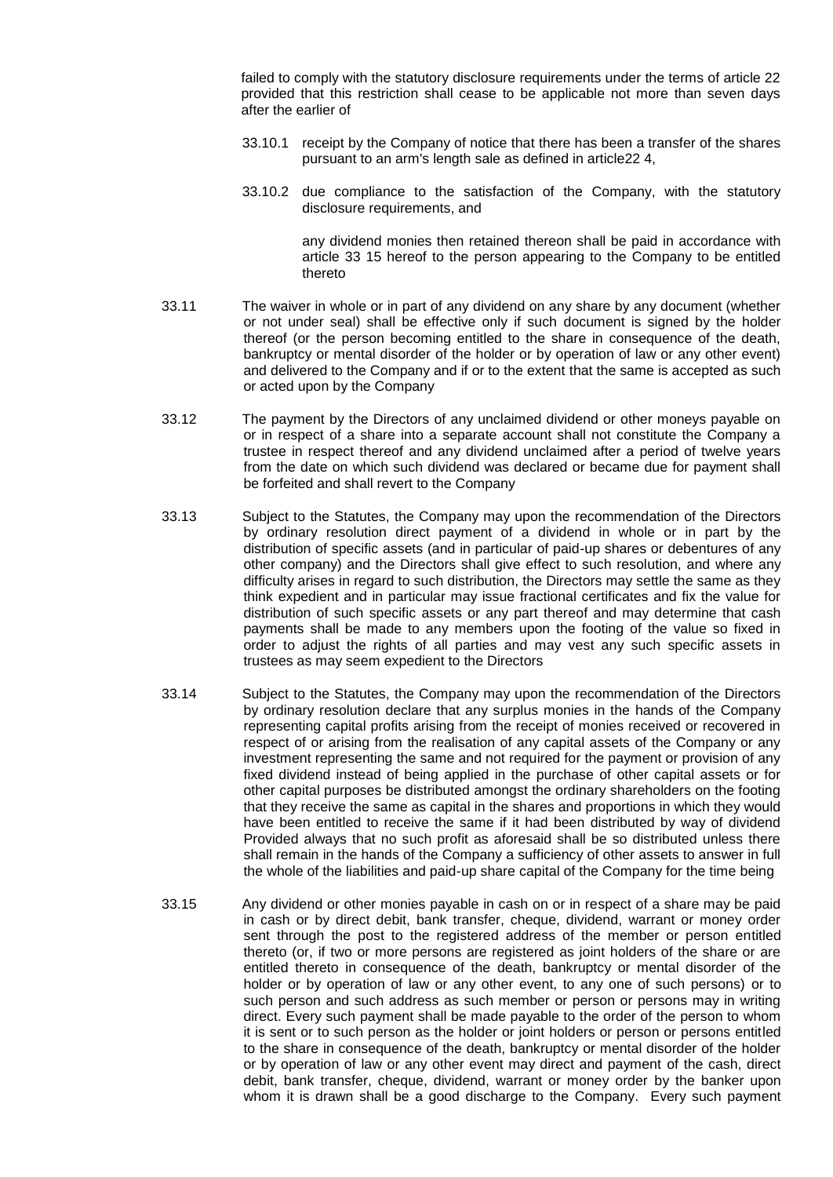failed to comply with the statutory disclosure requirements under the terms of article 22 provided that this restriction shall cease to be applicable not more than seven days after the earlier of

33.10.1 receipt by the Company of notice that there has been a transfer of the shares pursuant to an arm's length sale as defined in article22 4,

33.10.2 due compliance to the satisfaction of the Company, with the statutory disclosure requirements, and

any dividend monies then retained thereon shall be paid in accordance with article 33 15 hereof to the person appearing to the Company to be entitled thereto

33.11 The waiver in whole or in part of any dividend on any share by any document (whether or not under seal) shall be effective only if such document is signed by the holder thereof (or the person becoming entitled to the share in consequence of the death, bankruptcy or mental disorder of the holder or by operation of law or any other event) and delivered to the Company and if or to the extent that the same is accepted as such or acted upon by the Company

33.12 The payment by the Directors of any unclaimed dividend or other moneys payable on or in respect of a share into a separate account shall not constitute the Company a trustee in respect thereof and any dividend unclaimed after a period of twelve years from the date on which such dividend was declared or became due for payment shall be forfeited and shall revert to the Company

33.13 Subject to the Statutes, the Company may upon the recommendation of the Directors by ordinary resolution direct payment of a dividend in whole or in part by the distribution of specific assets (and in particular of paid-up shares or debentures of any other company) and the Directors shall give effect to such resolution, and where any difficulty arises in regard to such distribution, the Directors may settle the same as they think expedient and in particular may issue fractional certificates and fix the value for distribution of such specific assets or any part thereof and may determine that cash payments shall be made to any members upon the footing of the value so fixed in order to adjust the rights of all parties and may vest any such specific assets in trustees as may seem expedient to the Directors

33.14 Subject to the Statutes, the Company may upon the recommendation of the Directors by ordinary resolution declare that any surplus monies in the hands of the Company representing capital profits arising from the receipt of monies received or recovered in respect of or arising from the realisation of any capital assets of the Company or any investment representing the same and not required for the payment or provision of any fixed dividend instead of being applied in the purchase of other capital assets or for other capital purposes be distributed amongst the ordinary shareholders on the footing that they receive the same as capital in the shares and proportions in which they would have been entitled to receive the same if it had been distributed by way of dividend Provided always that no such profit as aforesaid shall be so distributed unless there shall remain in the hands of the Company a sufficiency of other assets to answer in full the whole of the liabilities and paid-up share capital of the Company for the time being

33.15 Any dividend or other monies payable in cash on or in respect of a share may be paid in cash or by direct debit, bank transfer, cheque, dividend, warrant or money order sent through the post to the registered address of the member or person entitled thereto (or, if two or more persons are registered as joint holders of the share or are entitled thereto in consequence of the death, bankruptcy or mental disorder of the holder or by operation of law or any other event, to any one of such persons) or to such person and such address as such member or person or persons may in writing direct. Every such payment shall be made payable to the order of the person to whom it is sent or to such person as the holder or joint holders or person or persons entitled to the share in consequence of the death, bankruptcy or mental disorder of the holder or by operation of law or any other event may direct and payment of the cash, direct debit, bank transfer, cheque, dividend, warrant or money order by the banker upon whom it is drawn shall be a good discharge to the Company. Every such payment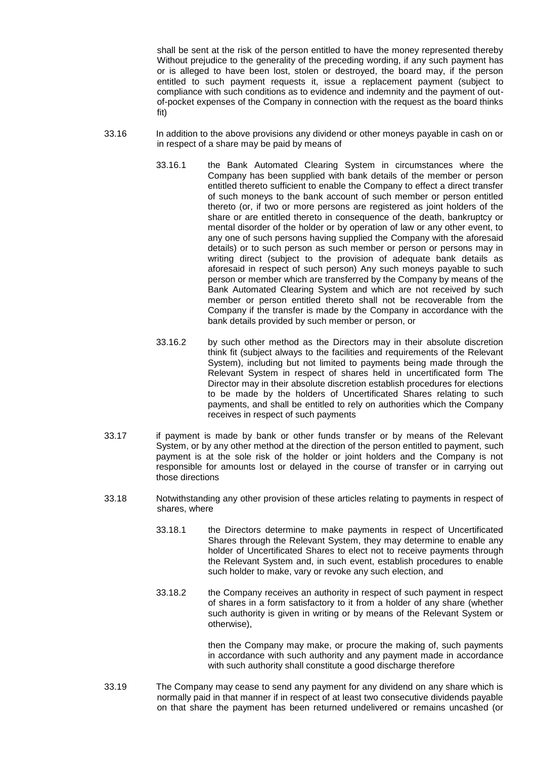shall be sent at the risk of the person entitled to have the money represented thereby Without prejudice to the generality of the preceding wording, if any such payment has or is alleged to have been lost, stolen or destroyed, the board may, if the person entitled to such payment requests it, issue a replacement payment (subject to compliance with such conditions as to evidence and indemnity and the payment of out-of-pocket expenses of the Company in connection with the request as the board thinks fit)

33.16 In addition to the above provisions any dividend or other moneys payable in cash on or in respect of a share may be paid by means of

33.16.1 the Bank Automated Clearing System in circumstances where the Company has been supplied with bank details of the member or person entitled thereto sufficient to enable the Company to effect a direct transfer of such moneys to the bank account of such member or person entitled thereto (or, if two or more persons are registered as joint holders of the share or are entitled thereto in consequence of the death, bankruptcy or mental disorder of the holder or by operation of law or any other event, to any one of such persons having supplied the Company with the aforesaid details) or to such person as such member or person or persons may in writing direct (subject to the provision of adequate bank details as aforesaid in respect of such person) Any such moneys payable to such person or member which are transferred by the Company by means of the Bank Automated Clearing System and which are not received by such member or person entitled thereto shall not be recoverable from the Company if the transfer is made by the Company in accordance with the bank details provided by such member or person, or

33.16.2 by such other method as the Directors may in their absolute discretion think fit (subject always to the facilities and requirements of the Relevant System), including but not limited to payments being made through the Relevant System in respect of shares held in uncertificated form The Director may in their absolute discretion establish procedures for elections to be made by the holders of Uncertificated Shares relating to such payments, and shall be entitled to rely on authorities which the Company receives in respect of such payments

33.17 if payment is made by bank or other funds transfer or by means of the Relevant System, or by any other method at the direction of the person entitled to payment, such payment is at the sole risk of the holder or joint holders and the Company is not responsible for amounts lost or delayed in the course of transfer or in carrying out those directions

33.18 Notwithstanding any other provision of these articles relating to payments in respect of shares, where

33.18.1 the Directors determine to make payments in respect of Uncertificated Shares through the Relevant System, they may determine to enable any holder of Uncertificated Shares to elect not to receive payments through the Relevant System and, in such event, establish procedures to enable such holder to make, vary or revoke any such election, and

33.18.2 the Company receives an authority in respect of such payment in respect of shares in a form satisfactory to it from a holder of any share (whether such authority is given in writing or by means of the Relevant System or otherwise),

then the Company may make, or procure the making of, such payments in accordance with such authority and any payment made in accordance with such authority shall constitute a good discharge therefore

33.19 The Company may cease to send any payment for any dividend on any share which is normally paid in that manner if in respect of at least two consecutive dividends payable on that share the payment has been returned undelivered or remains uncashed (or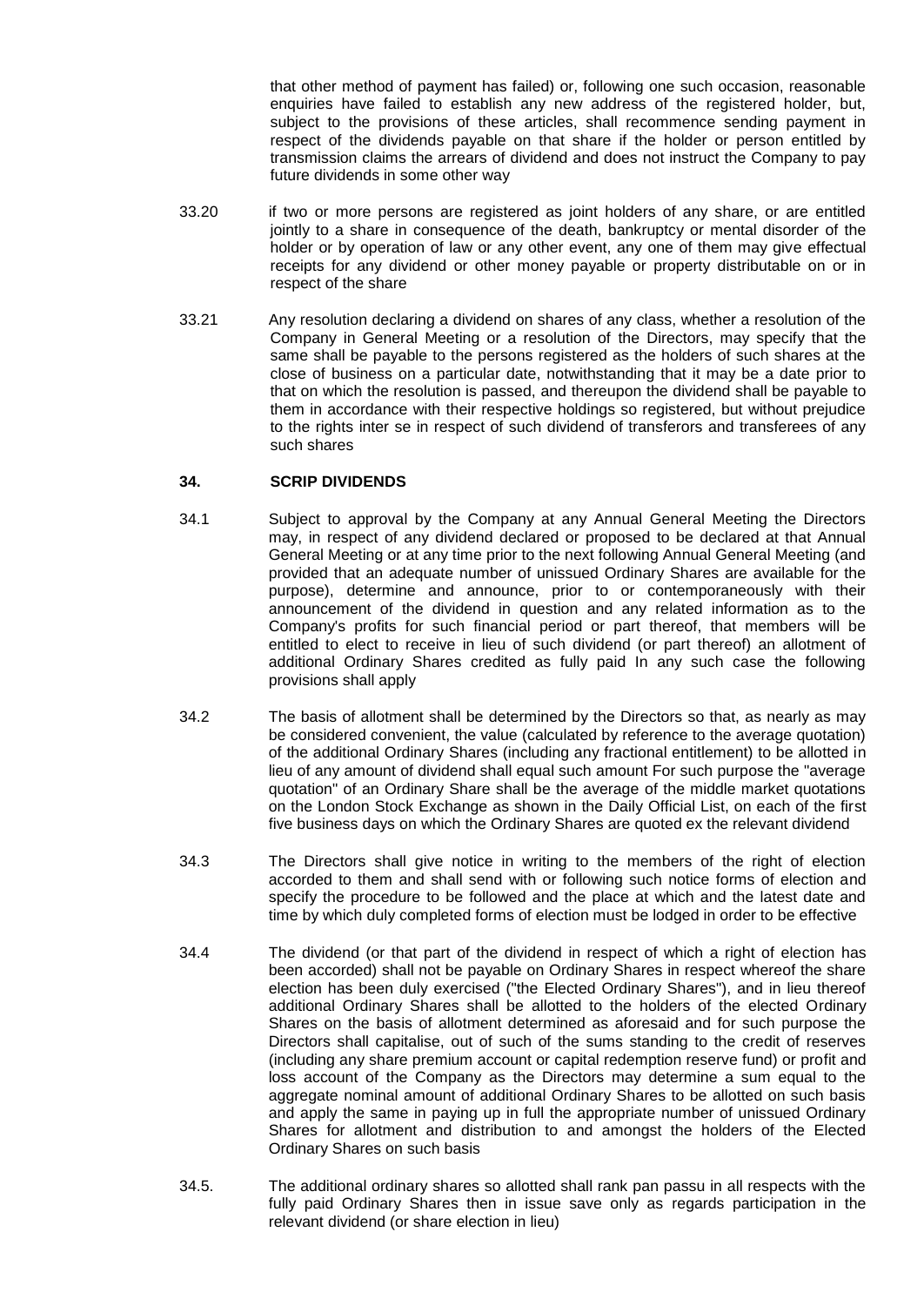that other method of payment has failed) or, following one such occasion, reasonable enquiries have failed to establish any new address of the registered holder, but, subject to the provisions of these articles, shall recommence sending payment in respect of the dividends payable on that share if the holder or person entitled by transmission claims the arrears of dividend and does not instruct the Company to pay future dividends in some other way

33.20 if two or more persons are registered as joint holders of any share, or are entitled jointly to a share in consequence of the death, bankruptcy or mental disorder of the holder or by operation of law or any other event, any one of them may give effectual receipts for any dividend or other money payable or property distributable on or in respect of the share

33.21 Any resolution declaring a dividend on shares of any class, whether a resolution of the Company in General Meeting or a resolution of the Directors, may specify that the same shall be payable to the persons registered as the holders of such shares at the close of business on a particular date, notwithstanding that it may be a date prior to that on which the resolution is passed, and thereupon the dividend shall be payable to them in accordance with their respective holdings so registered, but without prejudice to the rights inter se in respect of such dividend of transferors and transferees of any such shares

**34. SCRIP DIVIDENDS**

34.1 Subject to approval by the Company at any Annual General Meeting the Directors may, in respect of any dividend declared or proposed to be declared at that Annual General Meeting or at any time prior to the next following Annual General Meeting (and provided that an adequate number of unissued Ordinary Shares are available for the purpose), determine and announce, prior to or contemporaneously with their announcement of the dividend in question and any related information as to the Company's profits for such financial period or part thereof, that members will be entitled to elect to receive in lieu of such dividend (or part thereof) an allotment of additional Ordinary Shares credited as fully paid In any such case the following provisions shall apply

34.2 The basis of allotment shall be determined by the Directors so that, as nearly as may be considered convenient, the value (calculated by reference to the average quotation) of the additional Ordinary Shares (including any fractional entitlement) to be allotted in lieu of any amount of dividend shall equal such amount For such purpose the "average quotation" of an Ordinary Share shall be the average of the middle market quotations on the London Stock Exchange as shown in the Daily Official List, on each of the first five business days on which the Ordinary Shares are quoted ex the relevant dividend

34.3 The Directors shall give notice in writing to the members of the right of election accorded to them and shall send with or following such notice forms of election and specify the procedure to be followed and the place at which and the latest date and time by which duly completed forms of election must be lodged in order to be effective

34.4 The dividend (or that part of the dividend in respect of which a right of election has been accorded) shall not be payable on Ordinary Shares in respect whereof the share election has been duly exercised ("the Elected Ordinary Shares"), and in lieu thereof additional Ordinary Shares shall be allotted to the holders of the elected Ordinary Shares on the basis of allotment determined as aforesaid and for such purpose the Directors shall capitalise, out of such of the sums standing to the credit of reserves (including any share premium account or capital redemption reserve fund) or profit and loss account of the Company as the Directors may determine a sum equal to the aggregate nominal amount of additional Ordinary Shares to be allotted on such basis and apply the same in paying up in full the appropriate number of unissued Ordinary Shares for allotment and distribution to and amongst the holders of the Elected Ordinary Shares on such basis

34.5. The additional ordinary shares so allotted shall rank pan passu in all respects with the fully paid Ordinary Shares then in issue save only as regards participation in the relevant dividend (or share election in lieu)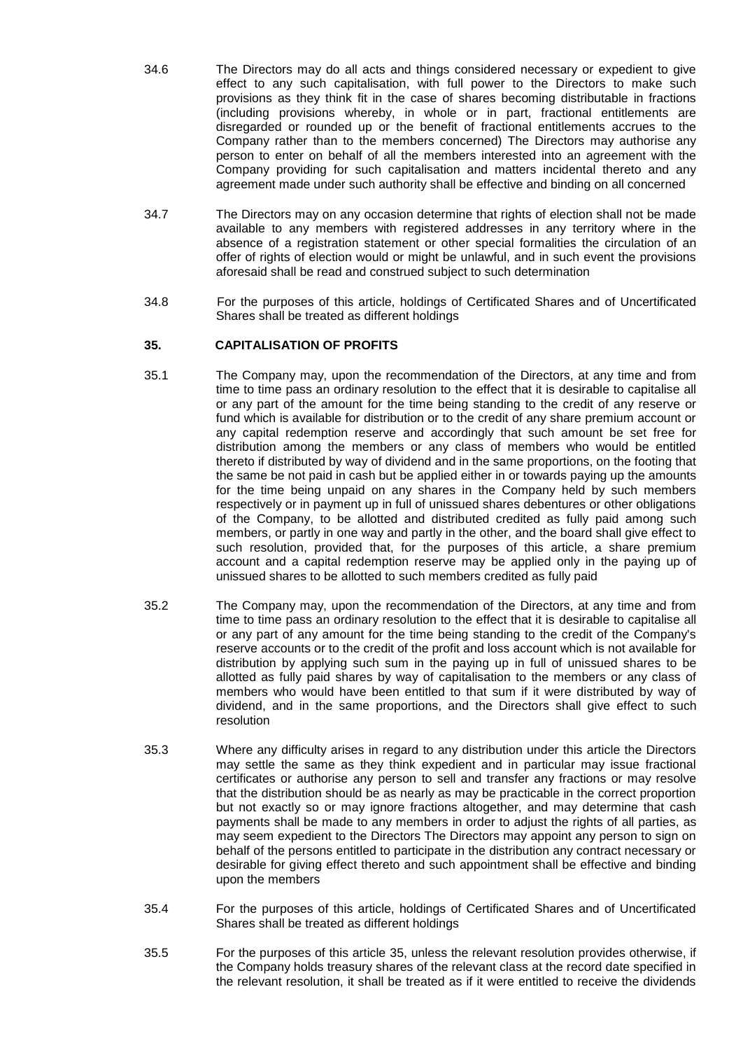34.6 The Directors may do all acts and things considered necessary or expedient to give effect to any such capitalisation, with full power to the Directors to make such provisions as they think fit in the case of shares becoming distributable in fractions (including provisions whereby, in whole or in part, fractional entitlements are disregarded or rounded up or the benefit of fractional entitlements accrues to the Company rather than to the members concerned) The Directors may authorise any person to enter on behalf of all the members interested into an agreement with the Company providing for such capitalisation and matters incidental thereto and any agreement made under such authority shall be effective and binding on all concerned

34.7 The Directors may on any occasion determine that rights of election shall not be made available to any members with registered addresses in any territory where in the absence of a registration statement or other special formalities the circulation of an offer of rights of election would or might be unlawful, and in such event the provisions aforesaid shall be read and construed subject to such determination

34.8 For the purposes of this article, holdings of Certificated Shares and of Uncertificated Shares shall be treated as different holdings

## 35. CAPITALISATION OF PROFITS

35.1 The Company may, upon the recommendation of the Directors, at any time and from time to time pass an ordinary resolution to the effect that it is desirable to capitalise all or any part of the amount for the time being standing to the credit of any reserve or fund which is available for distribution or to the credit of any share premium account or any capital redemption reserve and accordingly that such amount be set free for distribution among the members or any class of members who would be entitled thereto if distributed by way of dividend and in the same proportions, on the footing that the same be not paid in cash but be applied either in or towards paying up the amounts for the time being unpaid on any shares in the Company held by such members respectively or in payment up in full of unissued shares debentures or other obligations of the Company, to be allotted and distributed credited as fully paid among such members, or partly in one way and partly in the other, and the board shall give effect to such resolution, provided that, for the purposes of this article, a share premium account and a capital redemption reserve may be applied only in the paying up of unissued shares to be allotted to such members credited as fully paid

35.2 The Company may, upon the recommendation of the Directors, at any time and from time to time pass an ordinary resolution to the effect that it is desirable to capitalise all or any part of any amount for the time being standing to the credit of the Company's reserve accounts or to the credit of the profit and loss account which is not available for distribution by applying such sum in the paying up in full of unissued shares to be allotted as fully paid shares by way of capitalisation to the members or any class of members who would have been entitled to that sum if it were distributed by way of dividend, and in the same proportions, and the Directors shall give effect to such resolution

35.3 Where any difficulty arises in regard to any distribution under this article the Directors may settle the same as they think expedient and in particular may issue fractional certificates or authorise any person to sell and transfer any fractions or may resolve that the distribution should be as nearly as may be practicable in the correct proportion but not exactly so or may ignore fractions altogether, and may determine that cash payments shall be made to any members in order to adjust the rights of all parties, as may seem expedient to the Directors The Directors may appoint any person to sign on behalf of the persons entitled to participate in the distribution any contract necessary or desirable for giving effect thereto and such appointment shall be effective and binding upon the members

35.4 For the purposes of this article, holdings of Certificated Shares and of Uncertificated Shares shall be treated as different holdings

35.5 For the purposes of this article 35, unless the relevant resolution provides otherwise, if the Company holds treasury shares of the relevant class at the record date specified in the relevant resolution, it shall be treated as if it were entitled to receive the dividends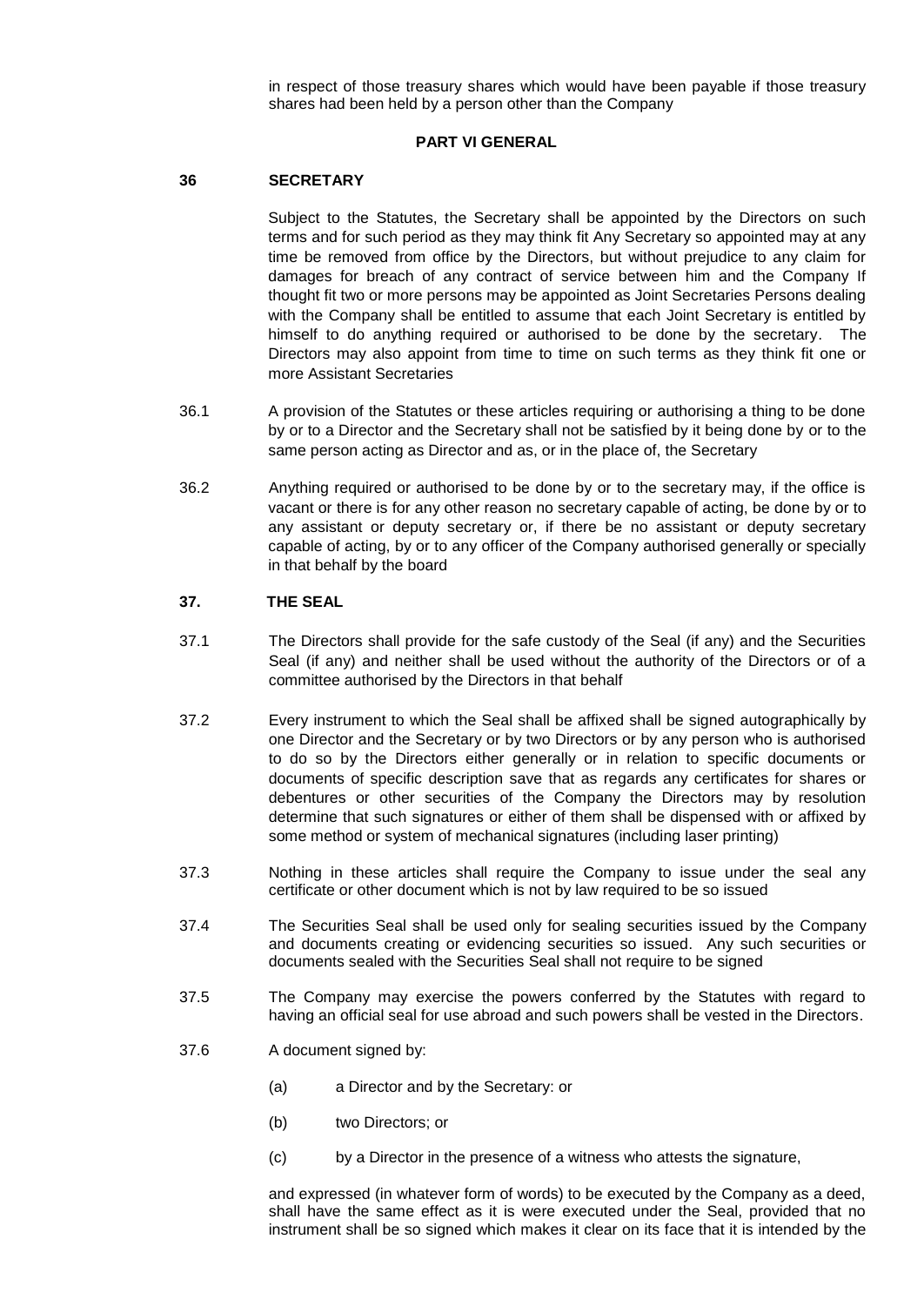in respect of those treasury shares which would have been payable if those treasury shares had been held by a person other than the Company

## PART VI GENERAL

### 36 SECRETARY

Subject to the Statutes, the Secretary shall be appointed by the Directors on such terms and for such period as they may think fit Any Secretary so appointed may at any time be removed from office by the Directors, but without prejudice to any claim for damages for breach of any contract of service between him and the Company If thought fit two or more persons may be appointed as Joint Secretaries Persons dealing with the Company shall be entitled to assume that each Joint Secretary is entitled by himself to do anything required or authorised to be done by the secretary. The Directors may also appoint from time to time on such terms as they think fit one or more Assistant Secretaries

36.1 A provision of the Statutes or these articles requiring or authorising a thing to be done by or to a Director and the Secretary shall not be satisfied by it being done by or to the same person acting as Director and as, or in the place of, the Secretary

36.2 Anything required or authorised to be done by or to the secretary may, if the office is vacant or there is for any other reason no secretary capable of acting, be done by or to any assistant or deputy secretary or, if there be no assistant or deputy secretary capable of acting, by or to any officer of the Company authorised generally or specially in that behalf by the board

### 37. THE SEAL

37.1 The Directors shall provide for the safe custody of the Seal (if any) and the Securities Seal (if any) and neither shall be used without the authority of the Directors or of a committee authorised by the Directors in that behalf

37.2 Every instrument to which the Seal shall be affixed shall be signed autographically by one Director and the Secretary or by two Directors or by any person who is authorised to do so by the Directors either generally or in relation to specific documents or documents of specific description save that as regards any certificates for shares or debentures or other securities of the Company the Directors may by resolution determine that such signatures or either of them shall be dispensed with or affixed by some method or system of mechanical signatures (including laser printing)

37.3 Nothing in these articles shall require the Company to issue under the seal any certificate or other document which is not by law required to be so issued

37.4 The Securities Seal shall be used only for sealing securities issued by the Company and documents creating or evidencing securities so issued. Any such securities or documents sealed with the Securities Seal shall not require to be signed

37.5 The Company may exercise the powers conferred by the Statutes with regard to having an official seal for use abroad and such powers shall be vested in the Directors.

37.6 A document signed by:

(a) a Director and by the Secretary: or

(b) two Directors; or

(c) by a Director in the presence of a witness who attests the signature,

and expressed (in whatever form of words) to be executed by the Company as a deed, shall have the same effect as it is were executed under the Seal, provided that no instrument shall be so signed which makes it clear on its face that it is intended by the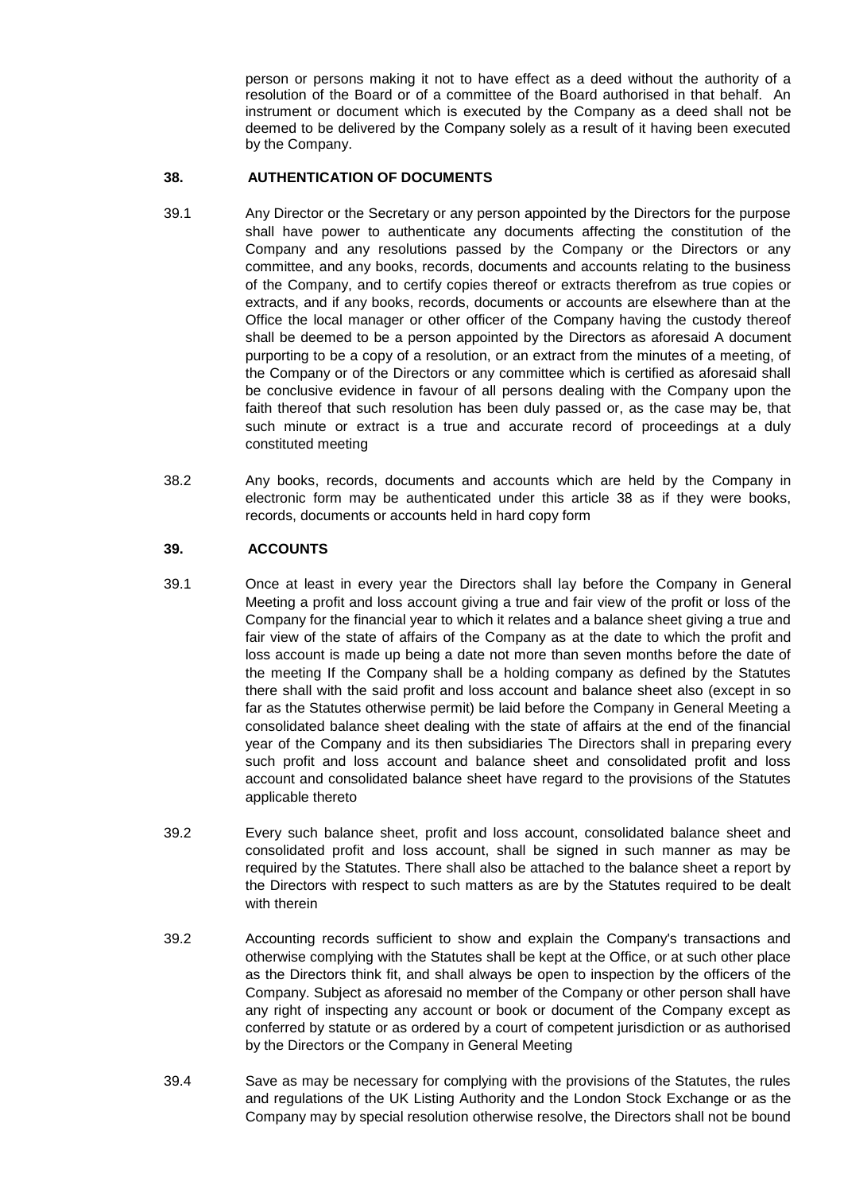person or persons making it not to have effect as a deed without the authority of a resolution of the Board or of a committee of the Board authorised in that behalf. An instrument or document which is executed by the Company as a deed shall not be deemed to be delivered by the Company solely as a result of it having been executed by the Company.

**38. AUTHENTICATION OF DOCUMENTS**

39.1 Any Director or the Secretary or any person appointed by the Directors for the purpose shall have power to authenticate any documents affecting the constitution of the Company and any resolutions passed by the Company or the Directors or any committee, and any books, records, documents and accounts relating to the business of the Company, and to certify copies thereof or extracts therefrom as true copies or extracts, and if any books, records, documents or accounts are elsewhere than at the Office the local manager or other officer of the Company having the custody thereof shall be deemed to be a person appointed by the Directors as aforesaid A document purporting to be a copy of a resolution, or an extract from the minutes of a meeting, of the Company or of the Directors or any committee which is certified as aforesaid shall be conclusive evidence in favour of all persons dealing with the Company upon the faith thereof that such resolution has been duly passed or, as the case may be, that such minute or extract is a true and accurate record of proceedings at a duly constituted meeting

38.2 Any books, records, documents and accounts which are held by the Company in electronic form may be authenticated under this article 38 as if they were books, records, documents or accounts held in hard copy form

**39. ACCOUNTS**

39.1 Once at least in every year the Directors shall lay before the Company in General Meeting a profit and loss account giving a true and fair view of the profit or loss of the Company for the financial year to which it relates and a balance sheet giving a true and fair view of the state of affairs of the Company as at the date to which the profit and loss account is made up being a date not more than seven months before the date of the meeting If the Company shall be a holding company as defined by the Statutes there shall with the said profit and loss account and balance sheet also (except in so far as the Statutes otherwise permit) be laid before the Company in General Meeting a consolidated balance sheet dealing with the state of affairs at the end of the financial year of the Company and its then subsidiaries The Directors shall in preparing every such profit and loss account and balance sheet and consolidated profit and loss account and consolidated balance sheet have regard to the provisions of the Statutes applicable thereto

39.2 Every such balance sheet, profit and loss account, consolidated balance sheet and consolidated profit and loss account, shall be signed in such manner as may be required by the Statutes. There shall also be attached to the balance sheet a report by the Directors with respect to such matters as are by the Statutes required to be dealt with therein

39.2 Accounting records sufficient to show and explain the Company's transactions and otherwise complying with the Statutes shall be kept at the Office, or at such other place as the Directors think fit, and shall always be open to inspection by the officers of the Company. Subject as aforesaid no member of the Company or other person shall have any right of inspecting any account or book or document of the Company except as conferred by statute or as ordered by a court of competent jurisdiction or as authorised by the Directors or the Company in General Meeting

39.4 Save as may be necessary for complying with the provisions of the Statutes, the rules and regulations of the UK Listing Authority and the London Stock Exchange or as the Company may by special resolution otherwise resolve, the Directors shall not be bound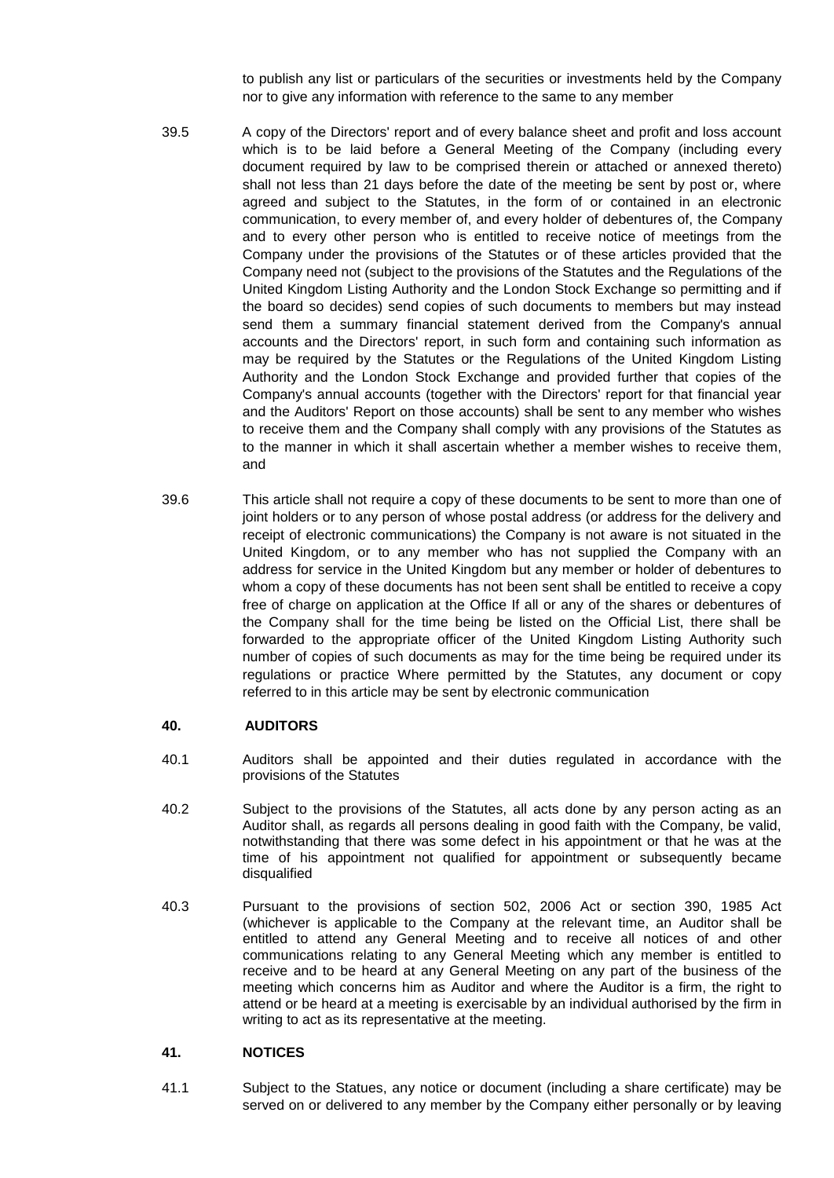to publish any list or particulars of the securities or investments held by the Company nor to give any information with reference to the same to any member

39.5 A copy of the Directors' report and of every balance sheet and profit and loss account which is to be laid before a General Meeting of the Company (including every document required by law to be comprised therein or attached or annexed thereto) shall not less than 21 days before the date of the meeting be sent by post or, where agreed and subject to the Statutes, in the form of or contained in an electronic communication, to every member of, and every holder of debentures of, the Company and to every other person who is entitled to receive notice of meetings from the Company under the provisions of the Statutes or of these articles provided that the Company need not (subject to the provisions of the Statutes and the Regulations of the United Kingdom Listing Authority and the London Stock Exchange so permitting and if the board so decides) send copies of such documents to members but may instead send them a summary financial statement derived from the Company's annual accounts and the Directors' report, in such form and containing such information as may be required by the Statutes or the Regulations of the United Kingdom Listing Authority and the London Stock Exchange and provided further that copies of the Company's annual accounts (together with the Directors' report for that financial year and the Auditors' Report on those accounts) shall be sent to any member who wishes to receive them and the Company shall comply with any provisions of the Statutes as to the manner in which it shall ascertain whether a member wishes to receive them, and

39.6 This article shall not require a copy of these documents to be sent to more than one of joint holders or to any person of whose postal address (or address for the delivery and receipt of electronic communications) the Company is not aware is not situated in the United Kingdom, or to any member who has not supplied the Company with an address for service in the United Kingdom but any member or holder of debentures to whom a copy of these documents has not been sent shall be entitled to receive a copy free of charge on application at the Office If all or any of the shares or debentures of the Company shall for the time being be listed on the Official List, there shall be forwarded to the appropriate officer of the United Kingdom Listing Authority such number of copies of such documents as may for the time being be required under its regulations or practice Where permitted by the Statutes, any document or copy referred to in this article may be sent by electronic communication

## 40. AUDITORS

40.1 Auditors shall be appointed and their duties regulated in accordance with the provisions of the Statutes

40.2 Subject to the provisions of the Statutes, all acts done by any person acting as an Auditor shall, as regards all persons dealing in good faith with the Company, be valid, notwithstanding that there was some defect in his appointment or that he was at the time of his appointment not qualified for appointment or subsequently became disqualified

40.3 Pursuant to the provisions of section 502, 2006 Act or section 390, 1985 Act (whichever is applicable to the Company at the relevant time, an Auditor shall be entitled to attend any General Meeting and to receive all notices of and other communications relating to any General Meeting which any member is entitled to receive and to be heard at any General Meeting on any part of the business of the meeting which concerns him as Auditor and where the Auditor is a firm, the right to attend or be heard at a meeting is exercisable by an individual authorised by the firm in writing to act as its representative at the meeting.

## 41. NOTICES

41.1 Subject to the Statues, any notice or document (including a share certificate) may be served on or delivered to any member by the Company either personally or by leaving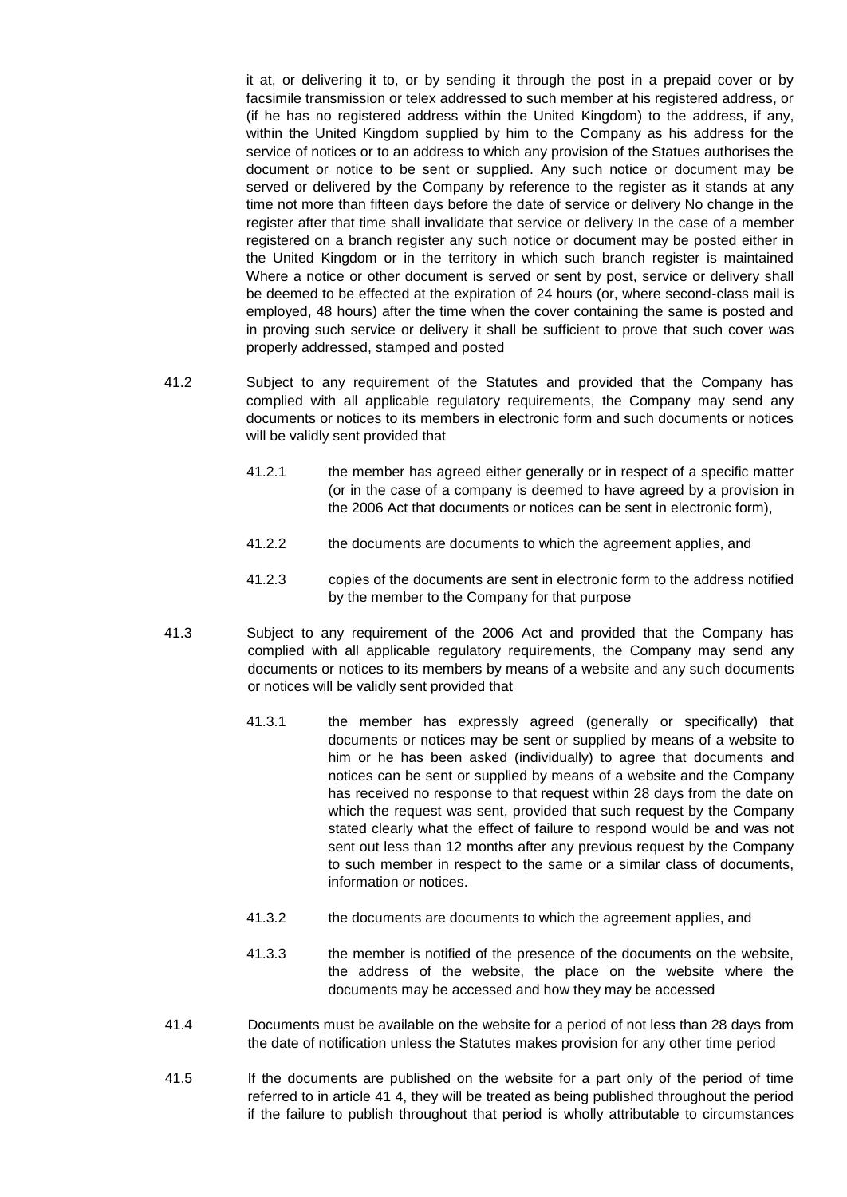it at, or delivering it to, or by sending it through the post in a prepaid cover or by facsimile transmission or telex addressed to such member at his registered address, or (if he has no registered address within the United Kingdom) to the address, if any, within the United Kingdom supplied by him to the Company as his address for the service of notices or to an address to which any provision of the Statues authorises the document or notice to be sent or supplied. Any such notice or document may be served or delivered by the Company by reference to the register as it stands at any time not more than fifteen days before the date of service or delivery No change in the register after that time shall invalidate that service or delivery In the case of a member registered on a branch register any such notice or document may be posted either in the United Kingdom or in the territory in which such branch register is maintained Where a notice or other document is served or sent by post, service or delivery shall be deemed to be effected at the expiration of 24 hours (or, where second-class mail is employed, 48 hours) after the time when the cover containing the same is posted and in proving such service or delivery it shall be sufficient to prove that such cover was properly addressed, stamped and posted

41.2 Subject to any requirement of the Statutes and provided that the Company has complied with all applicable regulatory requirements, the Company may send any documents or notices to its members in electronic form and such documents or notices will be validly sent provided that

41.2.1 the member has agreed either generally or in respect of a specific matter (or in the case of a company is deemed to have agreed by a provision in the 2006 Act that documents or notices can be sent in electronic form),

41.2.2 the documents are documents to which the agreement applies, and

41.2.3 copies of the documents are sent in electronic form to the address notified by the member to the Company for that purpose

41.3 Subject to any requirement of the 2006 Act and provided that the Company has complied with all applicable regulatory requirements, the Company may send any documents or notices to its members by means of a website and any such documents or notices will be validly sent provided that

41.3.1 the member has expressly agreed (generally or specifically) that documents or notices may be sent or supplied by means of a website to him or he has been asked (individually) to agree that documents and notices can be sent or supplied by means of a website and the Company has received no response to that request within 28 days from the date on which the request was sent, provided that such request by the Company stated clearly what the effect of failure to respond would be and was not sent out less than 12 months after any previous request by the Company to such member in respect to the same or a similar class of documents, information or notices.

41.3.2 the documents are documents to which the agreement applies, and

41.3.3 the member is notified of the presence of the documents on the website, the address of the website, the place on the website where the documents may be accessed and how they may be accessed

41.4 Documents must be available on the website for a period of not less than 28 days from the date of notification unless the Statutes makes provision for any other time period

41.5 If the documents are published on the website for a part only of the period of time referred to in article 41 4, they will be treated as being published throughout the period if the failure to publish throughout that period is wholly attributable to circumstances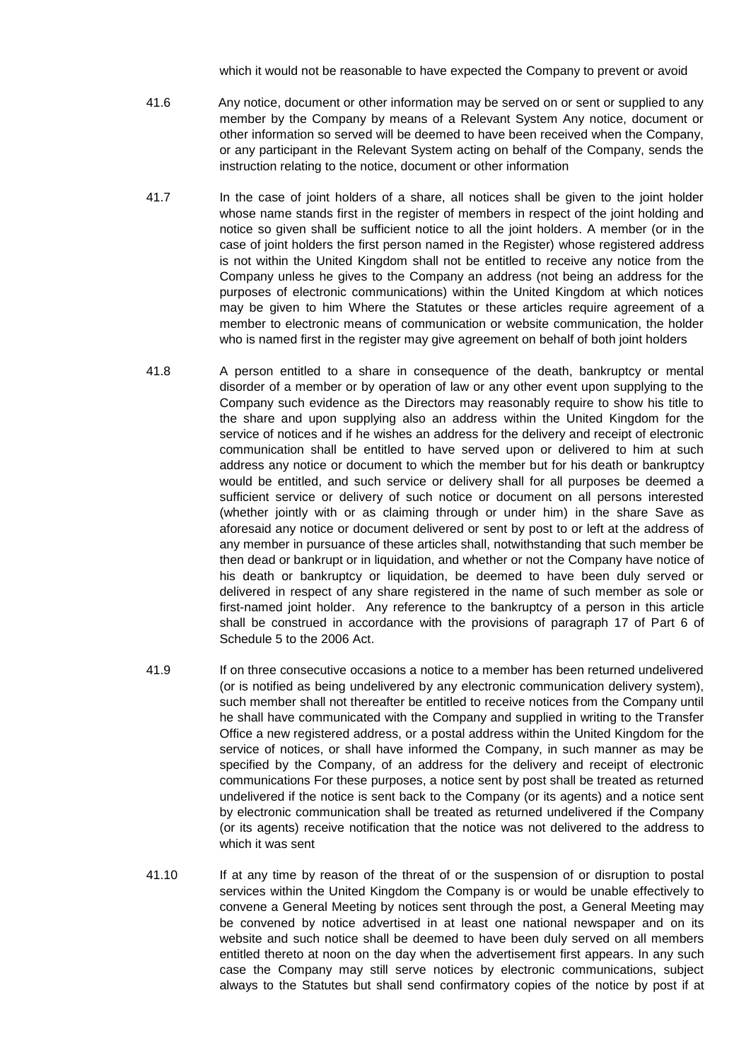which it would not be reasonable to have expected the Company to prevent or avoid

41.6 Any notice, document or other information may be served on or sent or supplied to any member by the Company by means of a Relevant System Any notice, document or other information so served will be deemed to have been received when the Company, or any participant in the Relevant System acting on behalf of the Company, sends the instruction relating to the notice, document or other information

41.7 In the case of joint holders of a share, all notices shall be given to the joint holder whose name stands first in the register of members in respect of the joint holding and notice so given shall be sufficient notice to all the joint holders. A member (or in the case of joint holders the first person named in the Register) whose registered address is not within the United Kingdom shall not be entitled to receive any notice from the Company unless he gives to the Company an address (not being an address for the purposes of electronic communications) within the United Kingdom at which notices may be given to him Where the Statutes or these articles require agreement of a member to electronic means of communication or website communication, the holder who is named first in the register may give agreement on behalf of both joint holders

41.8 A person entitled to a share in consequence of the death, bankruptcy or mental disorder of a member or by operation of law or any other event upon supplying to the Company such evidence as the Directors may reasonably require to show his title to the share and upon supplying also an address within the United Kingdom for the service of notices and if he wishes an address for the delivery and receipt of electronic communication shall be entitled to have served upon or delivered to him at such address any notice or document to which the member but for his death or bankruptcy would be entitled, and such service or delivery shall for all purposes be deemed a sufficient service or delivery of such notice or document on all persons interested (whether jointly with or as claiming through or under him) in the share Save as aforesaid any notice or document delivered or sent by post to or left at the address of any member in pursuance of these articles shall, notwithstanding that such member be then dead or bankrupt or in liquidation, and whether or not the Company have notice of his death or bankruptcy or liquidation, be deemed to have been duly served or delivered in respect of any share registered in the name of such member as sole or first-named joint holder. Any reference to the bankruptcy of a person in this article shall be construed in accordance with the provisions of paragraph 17 of Part 6 of Schedule 5 to the 2006 Act.

41.9 If on three consecutive occasions a notice to a member has been returned undelivered (or is notified as being undelivered by any electronic communication delivery system), such member shall not thereafter be entitled to receive notices from the Company until he shall have communicated with the Company and supplied in writing to the Transfer Office a new registered address, or a postal address within the United Kingdom for the service of notices, or shall have informed the Company, in such manner as may be specified by the Company, of an address for the delivery and receipt of electronic communications For these purposes, a notice sent by post shall be treated as returned undelivered if the notice is sent back to the Company (or its agents) and a notice sent by electronic communication shall be treated as returned undelivered if the Company (or its agents) receive notification that the notice was not delivered to the address to which it was sent

41.10 If at any time by reason of the threat of or the suspension of or disruption to postal services within the United Kingdom the Company is or would be unable effectively to convene a General Meeting by notices sent through the post, a General Meeting may be convened by notice advertised in at least one national newspaper and on its website and such notice shall be deemed to have been duly served on all members entitled thereto at noon on the day when the advertisement first appears. In any such case the Company may still serve notices by electronic communications, subject always to the Statutes but shall send confirmatory copies of the notice by post if at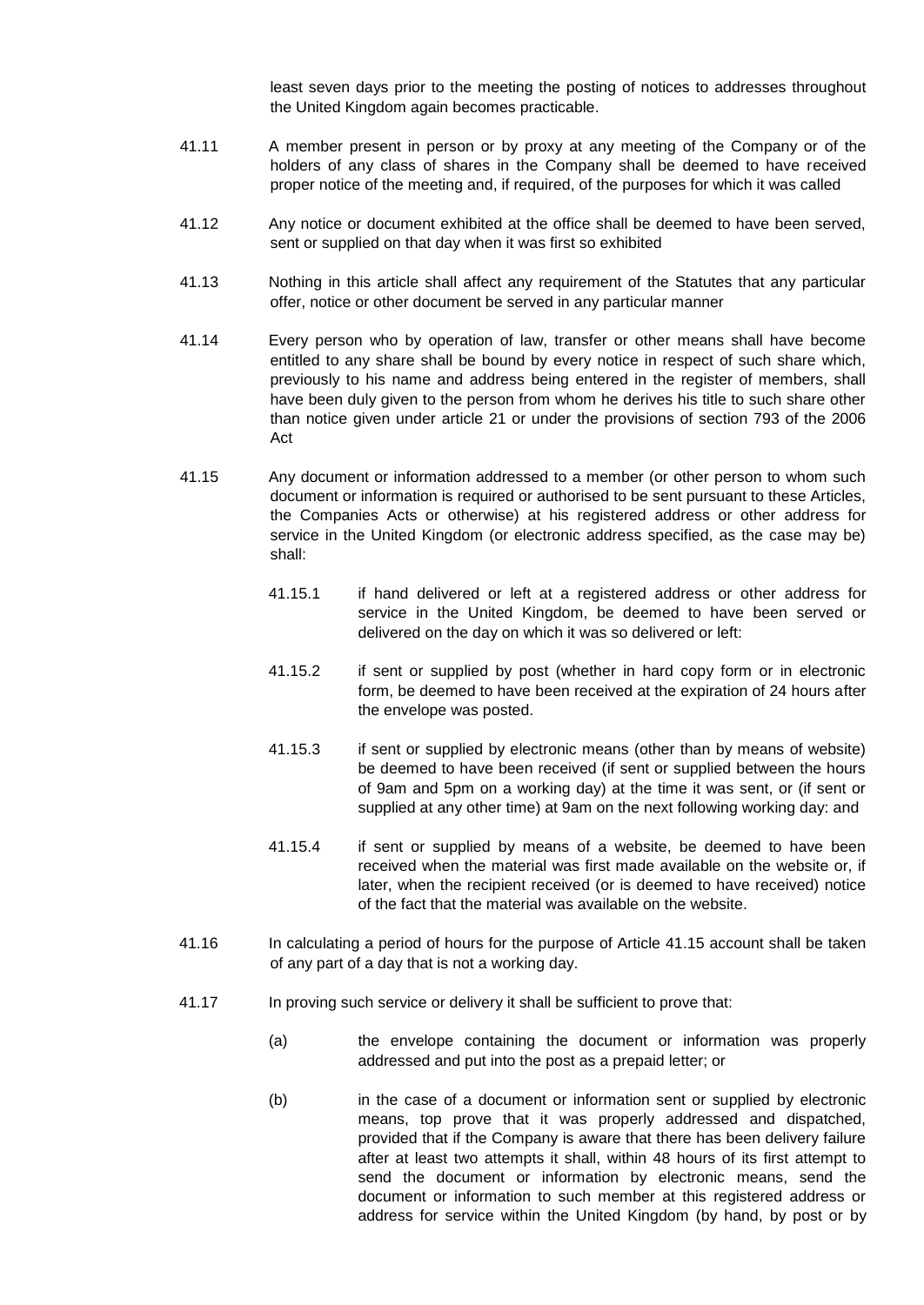least seven days prior to the meeting the posting of notices to addresses throughout the United Kingdom again becomes practicable.

41.11 A member present in person or by proxy at any meeting of the Company or of the holders of any class of shares in the Company shall be deemed to have received proper notice of the meeting and, if required, of the purposes for which it was called

41.12 Any notice or document exhibited at the office shall be deemed to have been served, sent or supplied on that day when it was first so exhibited

41.13 Nothing in this article shall affect any requirement of the Statutes that any particular offer, notice or other document be served in any particular manner

41.14 Every person who by operation of law, transfer or other means shall have become entitled to any share shall be bound by every notice in respect of such share which, previously to his name and address being entered in the register of members, shall have been duly given to the person from whom he derives his title to such share other than notice given under article 21 or under the provisions of section 793 of the 2006 Act

41.15 Any document or information addressed to a member (or other person to whom such document or information is required or authorised to be sent pursuant to these Articles, the Companies Acts or otherwise) at his registered address or other address for service in the United Kingdom (or electronic address specified, as the case may be) shall:

41.15.1 if hand delivered or left at a registered address or other address for service in the United Kingdom, be deemed to have been served or delivered on the day on which it was so delivered or left:

41.15.2 if sent or supplied by post (whether in hard copy form or in electronic form, be deemed to have been received at the expiration of 24 hours after the envelope was posted.

41.15.3 if sent or supplied by electronic means (other than by means of website) be deemed to have been received (if sent or supplied between the hours of 9am and 5pm on a working day) at the time it was sent, or (if sent or supplied at any other time) at 9am on the next following working day: and

41.15.4 if sent or supplied by means of a website, be deemed to have been received when the material was first made available on the website or, if later, when the recipient received (or is deemed to have received) notice of the fact that the material was available on the website.

41.16 In calculating a period of hours for the purpose of Article 41.15 account shall be taken of any part of a day that is not a working day.

41.17 In proving such service or delivery it shall be sufficient to prove that:

(a) the envelope containing the document or information was properly addressed and put into the post as a prepaid letter; or

(b) in the case of a document or information sent or supplied by electronic means, top prove that it was properly addressed and dispatched, provided that if the Company is aware that there has been delivery failure after at least two attempts it shall, within 48 hours of its first attempt to send the document or information by electronic means, send the document or information to such member at this registered address or address for service within the United Kingdom (by hand, by post or by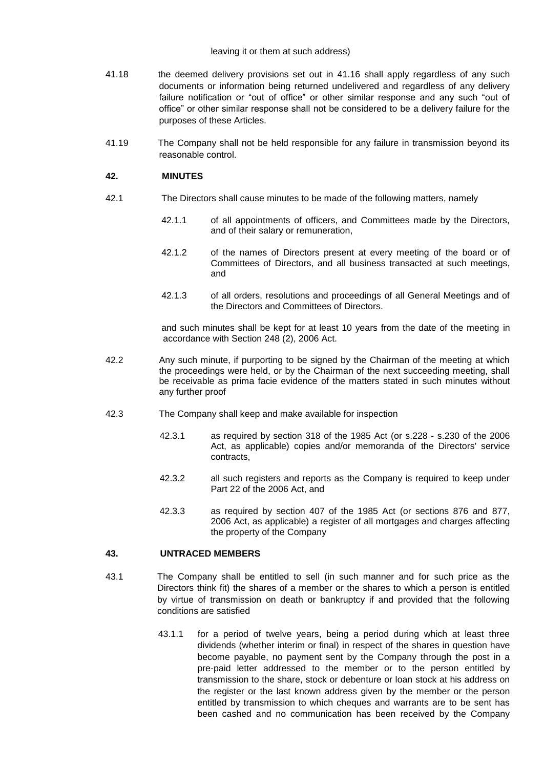leaving it or them at such address)

41.18 the deemed delivery provisions set out in 41.16 shall apply regardless of any such documents or information being returned undelivered and regardless of any delivery failure notification or “out of office” or other similar response and any such “out of office” or other similar response shall not be considered to be a delivery failure for the purposes of these Articles.

41.19 The Company shall not be held responsible for any failure in transmission beyond its reasonable control.

## 42. MINUTES

42.1 The Directors shall cause minutes to be made of the following matters, namely

42.1.1 of all appointments of officers, and Committees made by the Directors, and of their salary or remuneration,

42.1.2 of the names of Directors present at every meeting of the board or of Committees of Directors, and all business transacted at such meetings, and

42.1.3 of all orders, resolutions and proceedings of all General Meetings and of the Directors and Committees of Directors.

and such minutes shall be kept for at least 10 years from the date of the meeting in accordance with Section 248 (2), 2006 Act.

42.2 Any such minute, if purporting to be signed by the Chairman of the meeting at which the proceedings were held, or by the Chairman of the next succeeding meeting, shall be receivable as prima facie evidence of the matters stated in such minutes without any further proof

42.3 The Company shall keep and make available for inspection

42.3.1 as required by section 318 of the 1985 Act (or s.228 - s.230 of the 2006 Act, as applicable) copies and/or memoranda of the Directors' service contracts,

42.3.2 all such registers and reports as the Company is required to keep under Part 22 of the 2006 Act, and

42.3.3 as required by section 407 of the 1985 Act (or sections 876 and 877, 2006 Act, as applicable) a register of all mortgages and charges affecting the property of the Company

## 43. UNTRACED MEMBERS

43.1 The Company shall be entitled to sell (in such manner and for such price as the Directors think fit) the shares of a member or the shares to which a person is entitled by virtue of transmission on death or bankruptcy if and provided that the following conditions are satisfied

43.1.1 for a period of twelve years, being a period during which at least three dividends (whether interim or final) in respect of the shares in question have become payable, no payment sent by the Company through the post in a pre-paid letter addressed to the member or to the person entitled by transmission to the share, stock or debenture or loan stock at his address on the register or the last known address given by the member or the person entitled by transmission to which cheques and warrants are to be sent has been cashed and no communication has been received by the Company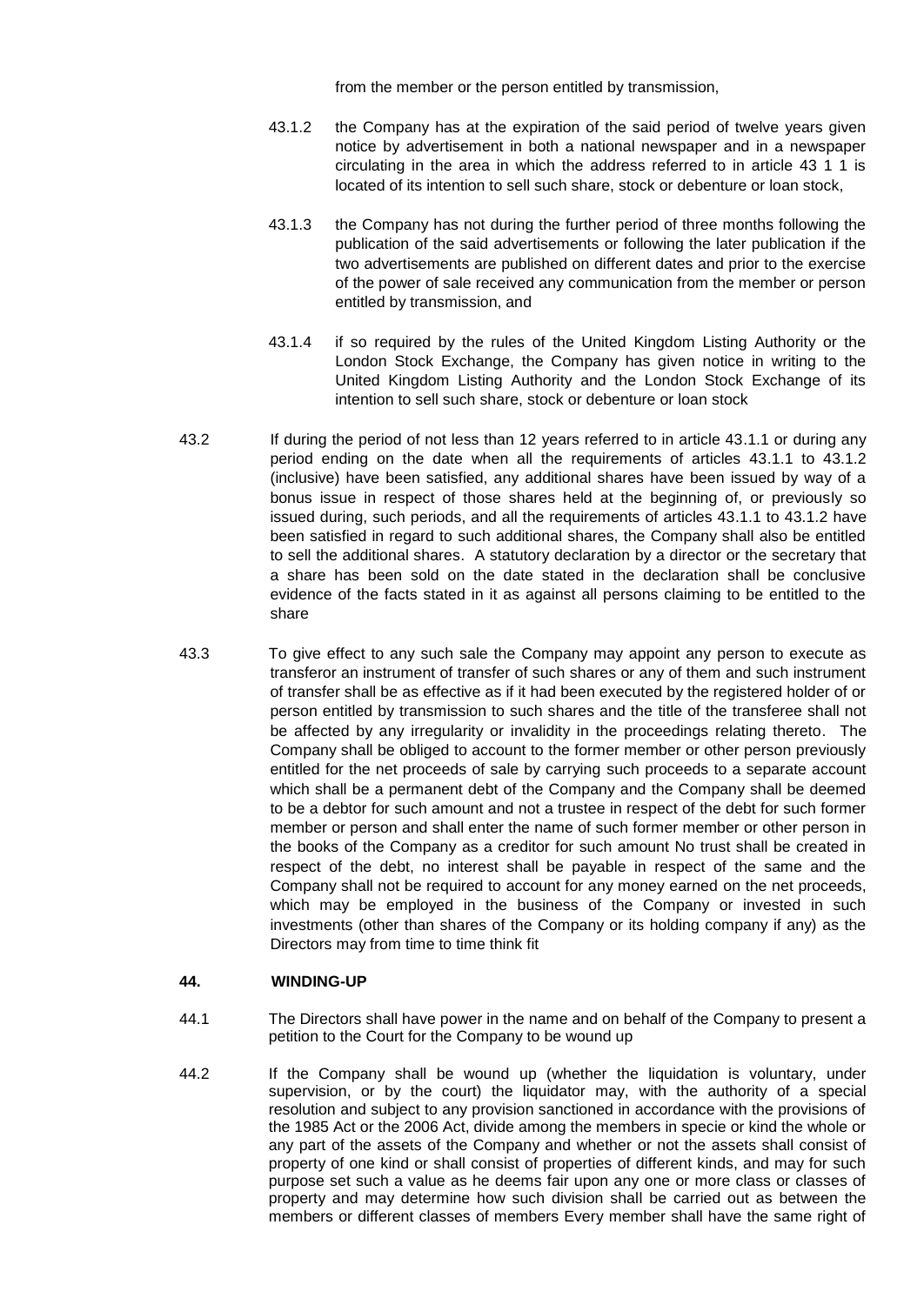from the member or the person entitled by transmission,

43.1.2 the Company has at the expiration of the said period of twelve years given notice by advertisement in both a national newspaper and in a newspaper circulating in the area in which the address referred to in article 43 1 1 is located of its intention to sell such share, stock or debenture or loan stock,

43.1.3 the Company has not during the further period of three months following the publication of the said advertisements or following the later publication if the two advertisements are published on different dates and prior to the exercise of the power of sale received any communication from the member or person entitled by transmission, and

43.1.4 if so required by the rules of the United Kingdom Listing Authority or the London Stock Exchange, the Company has given notice in writing to the United Kingdom Listing Authority and the London Stock Exchange of its intention to sell such share, stock or debenture or loan stock

43.2 If during the period of not less than 12 years referred to in article 43.1.1 or during any period ending on the date when all the requirements of articles 43.1.1 to 43.1.2 (inclusive) have been satisfied, any additional shares have been issued by way of a bonus issue in respect of those shares held at the beginning of, or previously so issued during, such periods, and all the requirements of articles 43.1.1 to 43.1.2 have been satisfied in regard to such additional shares, the Company shall also be entitled to sell the additional shares. A statutory declaration by a director or the secretary that a share has been sold on the date stated in the declaration shall be conclusive evidence of the facts stated in it as against all persons claiming to be entitled to the share

43.3 To give effect to any such sale the Company may appoint any person to execute as transferor an instrument of transfer of such shares or any of them and such instrument of transfer shall be as effective as if it had been executed by the registered holder of or person entitled by transmission to such shares and the title of the transferee shall not be affected by any irregularity or invalidity in the proceedings relating thereto. The Company shall be obliged to account to the former member or other person previously entitled for the net proceeds of sale by carrying such proceeds to a separate account which shall be a permanent debt of the Company and the Company shall be deemed to be a debtor for such amount and not a trustee in respect of the debt for such former member or person and shall enter the name of such former member or other person in the books of the Company as a creditor for such amount No trust shall be created in respect of the debt, no interest shall be payable in respect of the same and the Company shall not be required to account for any money earned on the net proceeds, which may be employed in the business of the Company or invested in such investments (other than shares of the Company or its holding company if any) as the Directors may from time to time think fit

## 44. WINDING-UP

44.1 The Directors shall have power in the name and on behalf of the Company to present a petition to the Court for the Company to be wound up

44.2 If the Company shall be wound up (whether the liquidation is voluntary, under supervision, or by the court) the liquidator may, with the authority of a special resolution and subject to any provision sanctioned in accordance with the provisions of the 1985 Act or the 2006 Act, divide among the members in specie or kind the whole or any part of the assets of the Company and whether or not the assets shall consist of property of one kind or shall consist of properties of different kinds, and may for such purpose set such a value as he deems fair upon any one or more class or classes of property and may determine how such division shall be carried out as between the members or different classes of members Every member shall have the same right of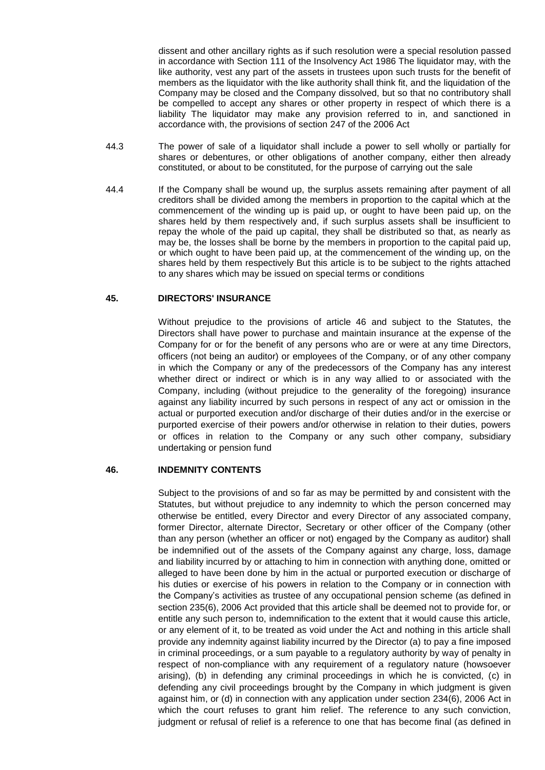dissent and other ancillary rights as if such resolution were a special resolution passed in accordance with Section 111 of the Insolvency Act 1986 The liquidator may, with the like authority, vest any part of the assets in trustees upon such trusts for the benefit of members as the liquidator with the like authority shall think fit, and the liquidation of the Company may be closed and the Company dissolved, but so that no contributory shall be compelled to accept any shares or other property in respect of which there is a liability The liquidator may make any provision referred to in, and sanctioned in accordance with, the provisions of section 247 of the 2006 Act

44.3 The power of sale of a liquidator shall include a power to sell wholly or partially for shares or debentures, or other obligations of another company, either then already constituted, or about to be constituted, for the purpose of carrying out the sale

44.4 If the Company shall be wound up, the surplus assets remaining after payment of all creditors shall be divided among the members in proportion to the capital which at the commencement of the winding up is paid up, or ought to have been paid up, on the shares held by them respectively and, if such surplus assets shall be insufficient to repay the whole of the paid up capital, they shall be distributed so that, as nearly as may be, the losses shall be borne by the members in proportion to the capital paid up, or which ought to have been paid up, at the commencement of the winding up, on the shares held by them respectively But this article is to be subject to the rights attached to any shares which may be issued on special terms or conditions

### 45. DIRECTORS' INSURANCE

Without prejudice to the provisions of article 46 and subject to the Statutes, the Directors shall have power to purchase and maintain insurance at the expense of the Company for or for the benefit of any persons who are or were at any time Directors, officers (not being an auditor) or employees of the Company, or of any other company in which the Company or any of the predecessors of the Company has any interest whether direct or indirect or which is in any way allied to or associated with the Company, including (without prejudice to the generality of the foregoing) insurance against any liability incurred by such persons in respect of any act or omission in the actual or purported execution and/or discharge of their duties and/or in the exercise or purported exercise of their powers and/or otherwise in relation to their duties, powers or offices in relation to the Company or any such other company, subsidiary undertaking or pension fund

### 46. INDEMNITY CONTENTS

Subject to the provisions of and so far as may be permitted by and consistent with the Statutes, but without prejudice to any indemnity to which the person concerned may otherwise be entitled, every Director and every Director of any associated company, former Director, alternate Director, Secretary or other officer of the Company (other than any person (whether an officer or not) engaged by the Company as auditor) shall be indemnified out of the assets of the Company against any charge, loss, damage and liability incurred by or attaching to him in connection with anything done, omitted or alleged to have been done by him in the actual or purported execution or discharge of his duties or exercise of his powers in relation to the Company or in connection with the Company's activities as trustee of any occupational pension scheme (as defined in section 235(6), 2006 Act provided that this article shall be deemed not to provide for, or entitle any such person to, indemnification to the extent that it would cause this article, or any element of it, to be treated as void under the Act and nothing in this article shall provide any indemnity against liability incurred by the Director (a) to pay a fine imposed in criminal proceedings, or a sum payable to a regulatory authority by way of penalty in respect of non-compliance with any requirement of a regulatory nature (howsoever arising), (b) in defending any criminal proceedings in which he is convicted, (c) in defending any civil proceedings brought by the Company in which judgment is given against him, or (d) in connection with any application under section 234(6), 2006 Act in which the court refuses to grant him relief. The reference to any such conviction, judgment or refusal of relief is a reference to one that has become final (as defined in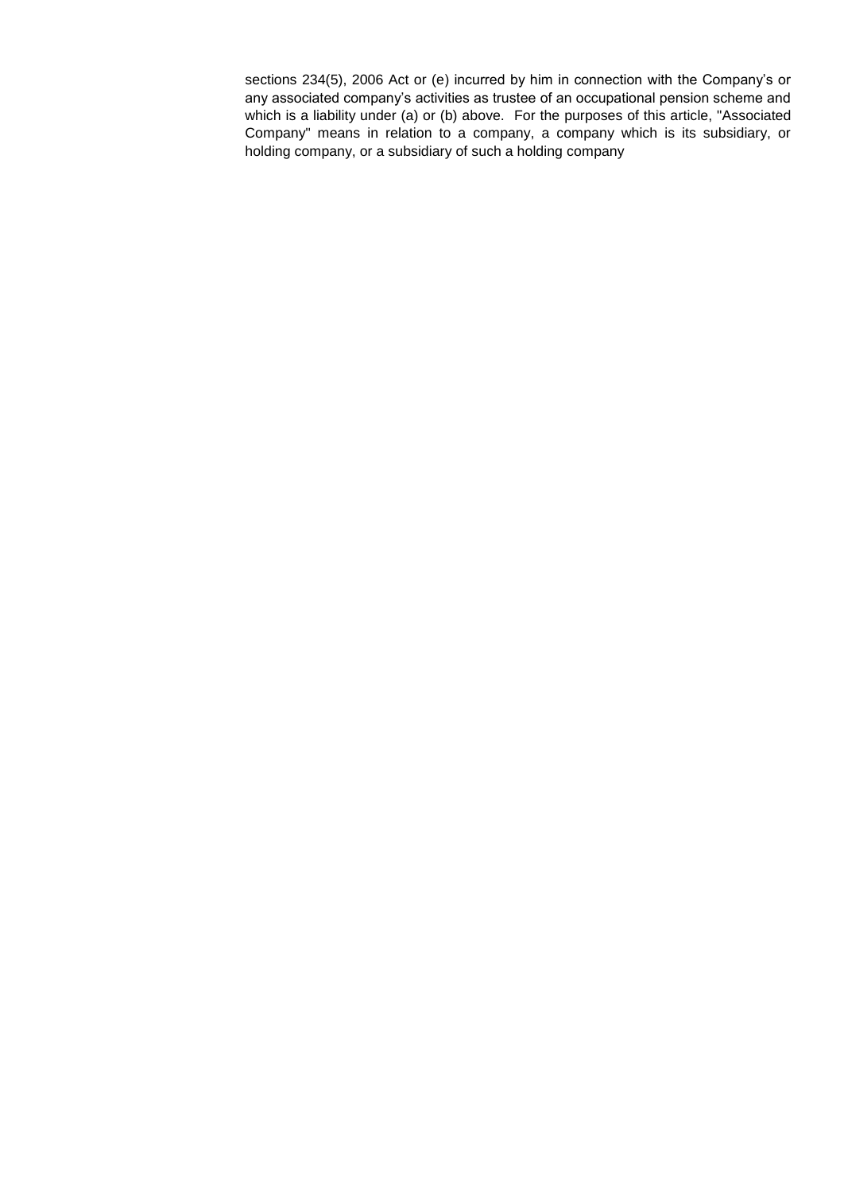sections 234(5), 2006 Act or (e) incurred by him in connection with the Company's or any associated company's activities as trustee of an occupational pension scheme and which is a liability under (a) or (b) above. For the purposes of this article, "Associated Company" means in relation to a company, a company which is its subsidiary, or holding company, or a subsidiary of such a holding company